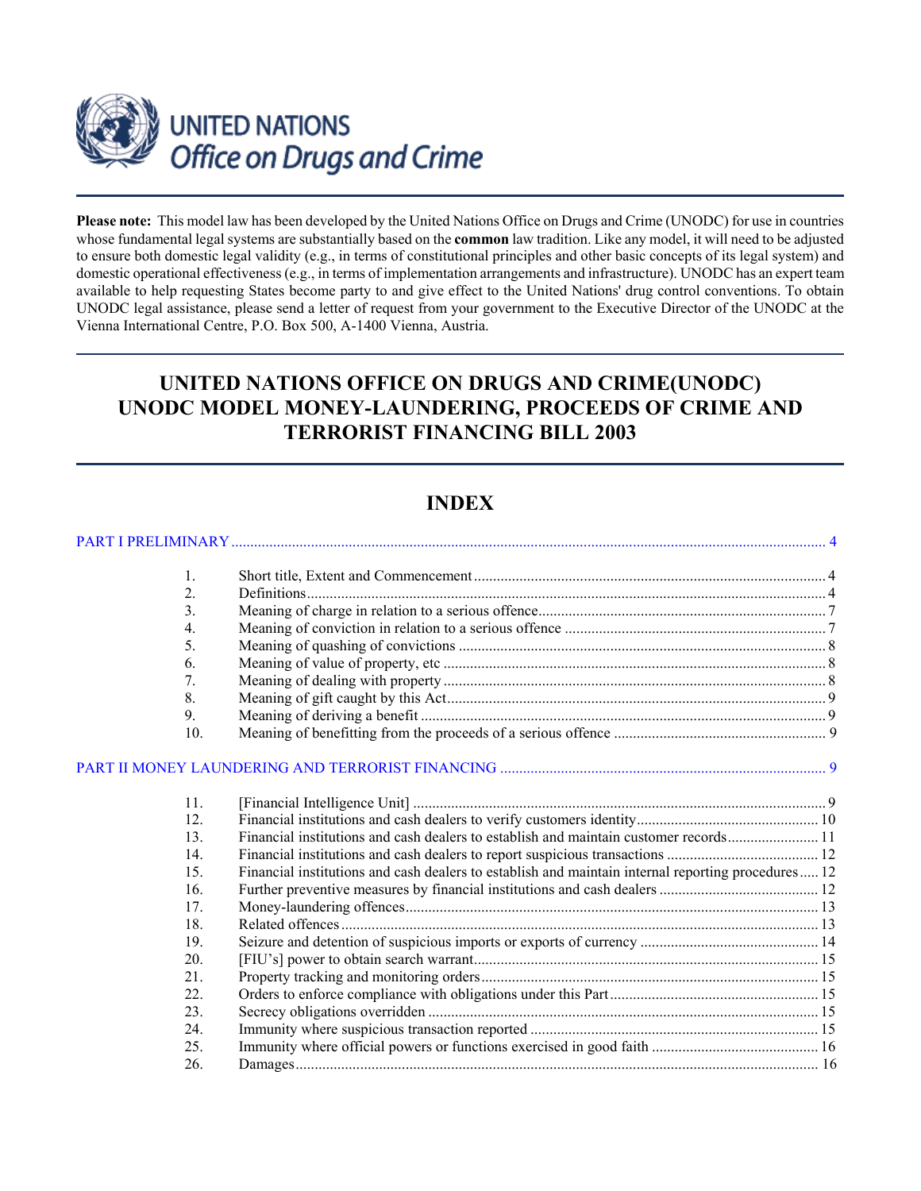UNITED NATIONS
*Office on Drugs and Crime*

**Please note:** This model law has been developed by the United Nations Office on Drugs and Crime (UNODC) for use in countries whose fundamental legal systems are substantially based on the **common** law tradition. Like any model, it will need to be adjusted to ensure both domestic legal validity (e.g., in terms of constitutional principles and other basic concepts of its legal system) and domestic operational effectiveness (e.g., in terms of implementation arrangements and infrastructure). UNODC has an expert team available to help requesting States become party to and give effect to the United Nations' drug control conventions. To obtain UNODC legal assistance, please send a letter of request from your government to the Executive Director of the UNODC at the Vienna International Centre, P.O. Box 500, A-1400 Vienna, Austria.

# UNITED NATIONS OFFICE ON DRUGS AND CRIME(UNODC) UNODC MODEL MONEY-LAUNDERING, PROCEEDS OF CRIME AND TERRORIST FINANCING BILL 2003

## INDEX

PART I PRELIMINARY ........ 4

| | | |
|---|---|---|
| 1. | Short title, Extent and Commencement | 4 |
| 2. | Definitions | 4 |
| 3. | Meaning of charge in relation to a serious offence | 7 |
| 4. | Meaning of conviction in relation to a serious offence | 7 |
| 5. | Meaning of quashing of convictions | 8 |
| 6. | Meaning of value of property, etc | 8 |
| 7. | Meaning of dealing with property | 8 |
| 8. | Meaning of gift caught by this Act | 9 |
| 9. | Meaning of deriving a benefit | 9 |
| 10. | Meaning of benefitting from the proceeds of a serious offence | 9 |

PART II MONEY LAUNDERING AND TERRORIST FINANCING ........ 9

| | | |
|---|---|---|
| 11. | [Financial Intelligence Unit] | 9 |
| 12. | Financial institutions and cash dealers to verify customers identity | 10 |
| 13. | Financial institutions and cash dealers to establish and maintain customer records | 11 |
| 14. | Financial institutions and cash dealers to report suspicious transactions | 12 |
| 15. | Financial institutions and cash dealers to establish and maintain internal reporting procedures | 12 |
| 16. | Further preventive measures by financial institutions and cash dealers | 12 |
| 17. | Money-laundering offences | 13 |
| 18. | Related offences | 13 |
| 19. | Seizure and detention of suspicious imports or exports of currency | 14 |
| 20. | [FIU's] power to obtain search warrant | 15 |
| 21. | Property tracking and monitoring orders | 15 |
| 22. | Orders to enforce compliance with obligations under this Part | 15 |
| 23. | Secrecy obligations overridden | 15 |
| 24. | Immunity where suspicious transaction reported | 15 |
| 25. | Immunity where official powers or functions exercised in good faith | 16 |
| 26. | Damages | 16 |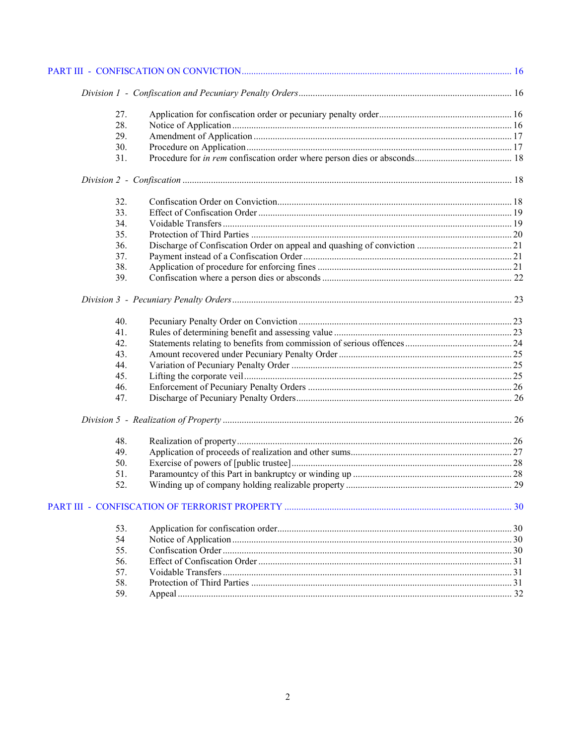PART III - CONFISCATION ON CONVICTION ..... 16

*Division 1 - Confiscation and Pecuniary Penalty Orders* ..... 16

27. Application for confiscation order or pecuniary penalty order ..... 16
28. Notice of Application ..... 16
29. Amendment of Application ..... 17
30. Procedure on Application ..... 17
31. Procedure for *in rem* confiscation order where person dies or absconds ..... 18

*Division 2 - Confiscation* ..... 18

32. Confiscation Order on Conviction ..... 18
33. Effect of Confiscation Order ..... 19
34. Voidable Transfers ..... 19
35. Protection of Third Parties ..... 20
36. Discharge of Confiscation Order on appeal and quashing of conviction ..... 21
37. Payment instead of a Confiscation Order ..... 21
38. Application of procedure for enforcing fines ..... 21
39. Confiscation where a person dies or absconds ..... 22

*Division 3 - Pecuniary Penalty Orders* ..... 23

40. Pecuniary Penalty Order on Conviction ..... 23
41. Rules of determining benefit and assessing value ..... 23
42. Statements relating to benefits from commission of serious offences ..... 24
43. Amount recovered under Pecuniary Penalty Order ..... 25
44. Variation of Pecuniary Penalty Order ..... 25
45. Lifting the corporate veil ..... 25
46. Enforcement of Pecuniary Penalty Orders ..... 26
47. Discharge of Pecuniary Penalty Orders ..... 26

*Division 5 - Realization of Property* ..... 26

48. Realization of property ..... 26
49. Application of proceeds of realization and other sums ..... 27
50. Exercise of powers of [public trustee] ..... 28
51. Paramountcy of this Part in bankruptcy or winding up ..... 28
52. Winding up of company holding realizable property ..... 29

PART III - CONFISCATION OF TERRORIST PROPERTY ..... 30

53. Application for confiscation order ..... 30
54 Notice of Application ..... 30
55. Confiscation Order ..... 30
56. Effect of Confiscation Order ..... 31
57. Voidable Transfers ..... 31
58. Protection of Third Parties ..... 31
59. Appeal ..... 32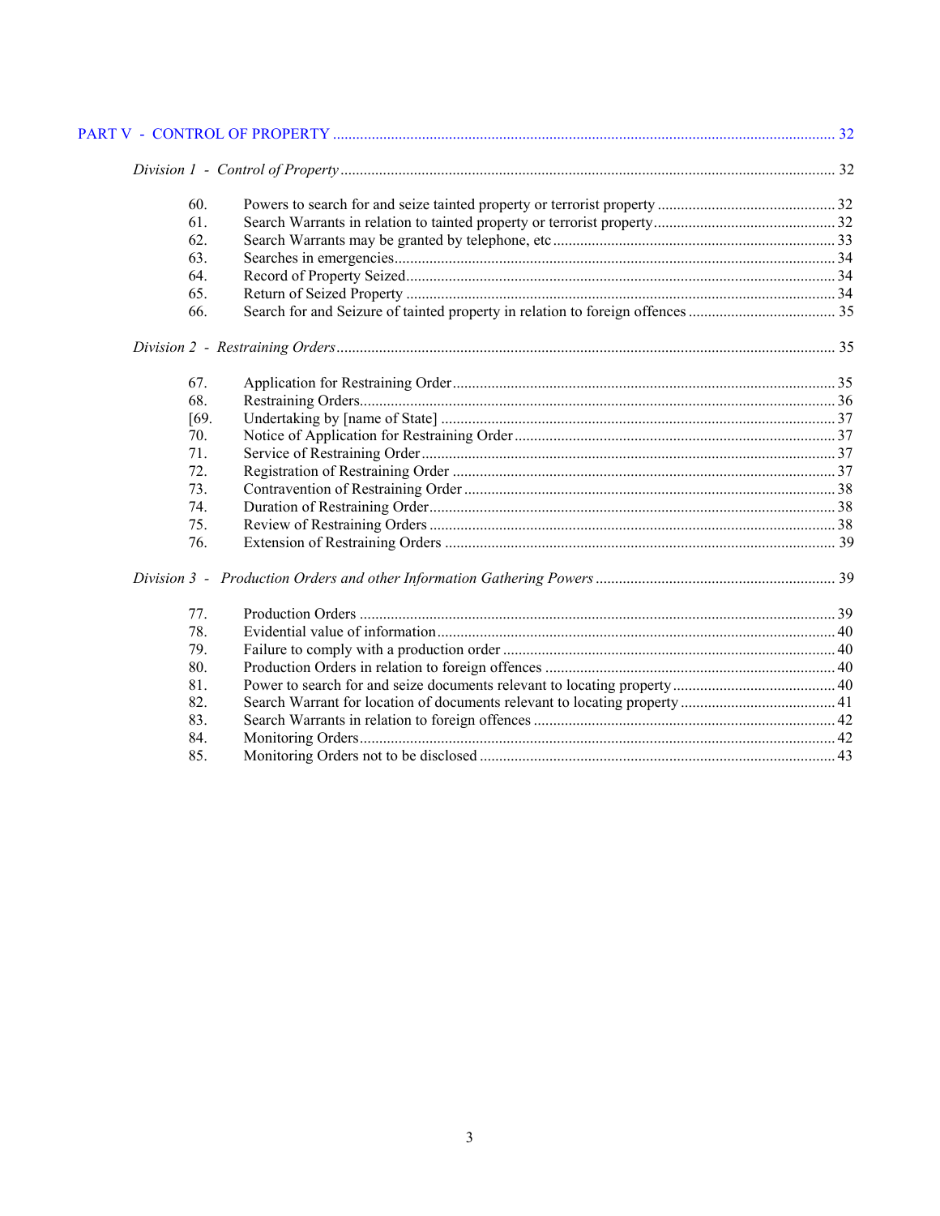PART V - CONTROL OF PROPERTY ........................................................................................................................ 32

*Division 1 - Control of Property* ........................................................................................................................ 32

| | | |
|---|---|---|
| 60. | Powers to search for and seize tainted property or terrorist property | 32 |
| 61. | Search Warrants in relation to tainted property or terrorist property | 32 |
| 62. | Search Warrants may be granted by telephone, etc | 33 |
| 63. | Searches in emergencies | 34 |
| 64. | Record of Property Seized | 34 |
| 65. | Return of Seized Property | 34 |
| 66. | Search for and Seizure of tainted property in relation to foreign offences | 35 |

*Division 2 - Restraining Orders* ........................................................................................................................ 35

| | | |
|---|---|---|
| 67. | Application for Restraining Order | 35 |
| 68. | Restraining Orders | 36 |
| [69. | Undertaking by [name of State] | 37 |
| 70. | Notice of Application for Restraining Order | 37 |
| 71. | Service of Restraining Order | 37 |
| 72. | Registration of Restraining Order | 37 |
| 73. | Contravention of Restraining Order | 38 |
| 74. | Duration of Restraining Order | 38 |
| 75. | Review of Restraining Orders | 38 |
| 76. | Extension of Restraining Orders | 39 |

*Division 3 - Production Orders and other Information Gathering Powers* ........................................................ 39

| | | |
|---|---|---|
| 77. | Production Orders | 39 |
| 78. | Evidential value of information | 40 |
| 79. | Failure to comply with a production order | 40 |
| 80. | Production Orders in relation to foreign offences | 40 |
| 81. | Power to search for and seize documents relevant to locating property | 40 |
| 82. | Search Warrant for location of documents relevant to locating property | 41 |
| 83. | Search Warrants in relation to foreign offences | 42 |
| 84. | Monitoring Orders | 42 |
| 85. | Monitoring Orders not to be disclosed | 43 |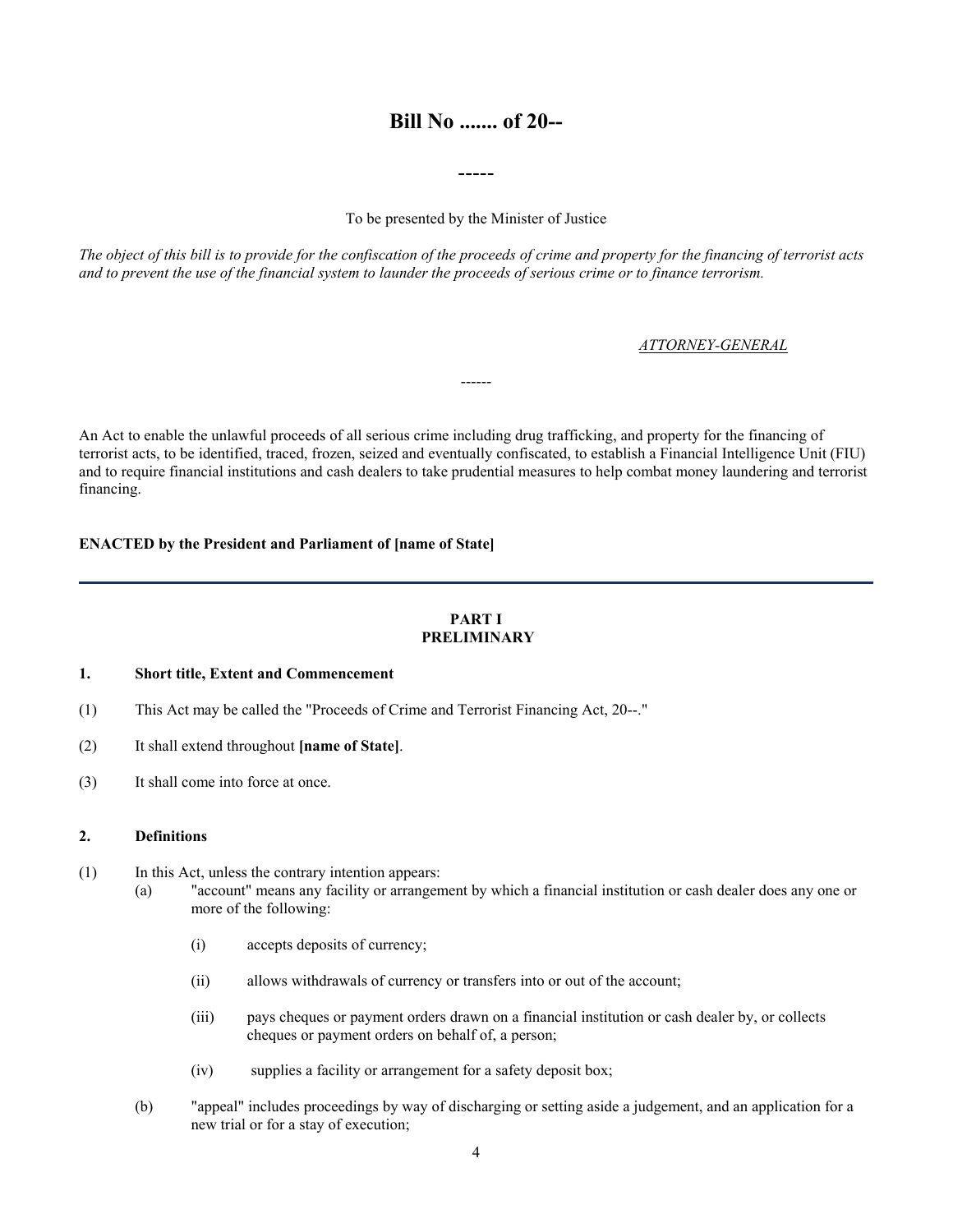# Bill No ....... of 20--

-----

To be presented by the Minister of Justice

*The object of this bill is to provide for the confiscation of the proceeds of crime and property for the financing of terrorist acts and to prevent the use of the financial system to launder the proceeds of serious crime or to finance terrorism.*

*ATTORNEY-GENERAL*

------

An Act to enable the unlawful proceeds of all serious crime including drug trafficking, and property for the financing of terrorist acts, to be identified, traced, frozen, seized and eventually confiscated, to establish a Financial Intelligence Unit (FIU) and to require financial institutions and cash dealers to take prudential measures to help combat money laundering and terrorist financing.

**ENACTED by the President and Parliament of [name of State]**

---

## PART I
## PRELIMINARY

### 1. Short title, Extent and Commencement

(1) This Act may be called the "Proceeds of Crime and Terrorist Financing Act, 20--."

(2) It shall extend throughout **[name of State]**.

(3) It shall come into force at once.

### 2. Definitions

(1) In this Act, unless the contrary intention appears:

(a) "account" means any facility or arrangement by which a financial institution or cash dealer does any one or more of the following:

(i) accepts deposits of currency;

(ii) allows withdrawals of currency or transfers into or out of the account;

(iii) pays cheques or payment orders drawn on a financial institution or cash dealer by, or collects cheques or payment orders on behalf of, a person;

(iv) supplies a facility or arrangement for a safety deposit box;

(b) "appeal" includes proceedings by way of discharging or setting aside a judgement, and an application for a new trial or for a stay of execution;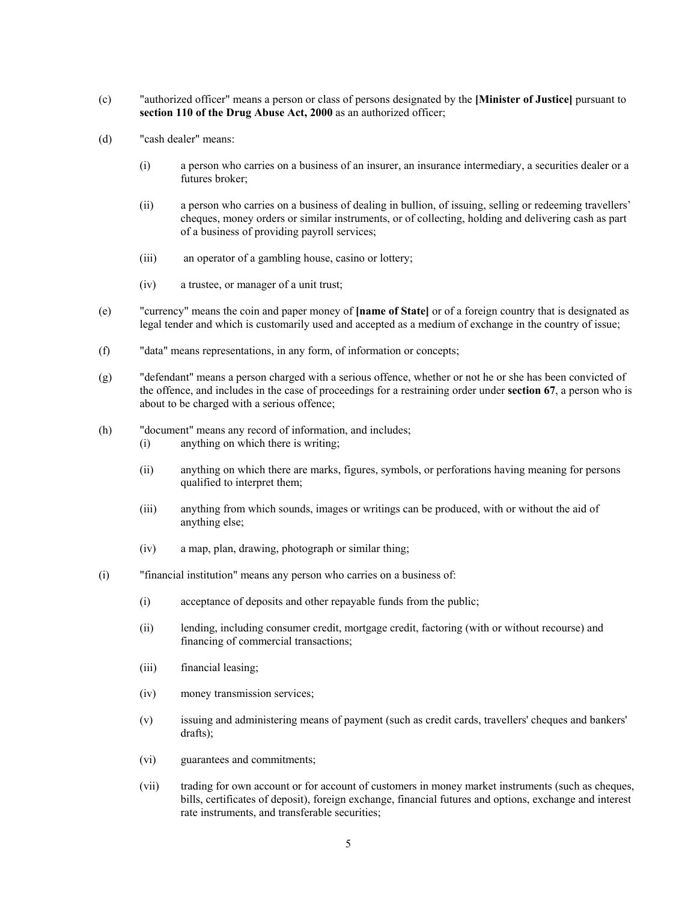(c) "authorized officer" means a person or class of persons designated by the **[Minister of Justice]** pursuant to **section 110 of the Drug Abuse Act, 2000** as an authorized officer;

(d) "cash dealer" means:

- (i) a person who carries on a business of an insurer, an insurance intermediary, a securities dealer or a futures broker;
- (ii) a person who carries on a business of dealing in bullion, of issuing, selling or redeeming travellers' cheques, money orders or similar instruments, or of collecting, holding and delivering cash as part of a business of providing payroll services;
- (iii) an operator of a gambling house, casino or lottery;
- (iv) a trustee, or manager of a unit trust;

(e) "currency" means the coin and paper money of **[name of State]** or of a foreign country that is designated as legal tender and which is customarily used and accepted as a medium of exchange in the country of issue;

(f) "data" means representations, in any form, of information or concepts;

(g) "defendant" means a person charged with a serious offence, whether or not he or she has been convicted of the offence, and includes in the case of proceedings for a restraining order under **section 67**, a person who is about to be charged with a serious offence;

(h) "document" means any record of information, and includes;

- (i) anything on which there is writing;
- (ii) anything on which there are marks, figures, symbols, or perforations having meaning for persons qualified to interpret them;
- (iii) anything from which sounds, images or writings can be produced, with or without the aid of anything else;
- (iv) a map, plan, drawing, photograph or similar thing;

(i) "financial institution" means any person who carries on a business of:

- (i) acceptance of deposits and other repayable funds from the public;
- (ii) lending, including consumer credit, mortgage credit, factoring (with or without recourse) and financing of commercial transactions;
- (iii) financial leasing;
- (iv) money transmission services;
- (v) issuing and administering means of payment (such as credit cards, travellers' cheques and bankers' drafts);
- (vi) guarantees and commitments;
- (vii) trading for own account or for account of customers in money market instruments (such as cheques, bills, certificates of deposit), foreign exchange, financial futures and options, exchange and interest rate instruments, and transferable securities;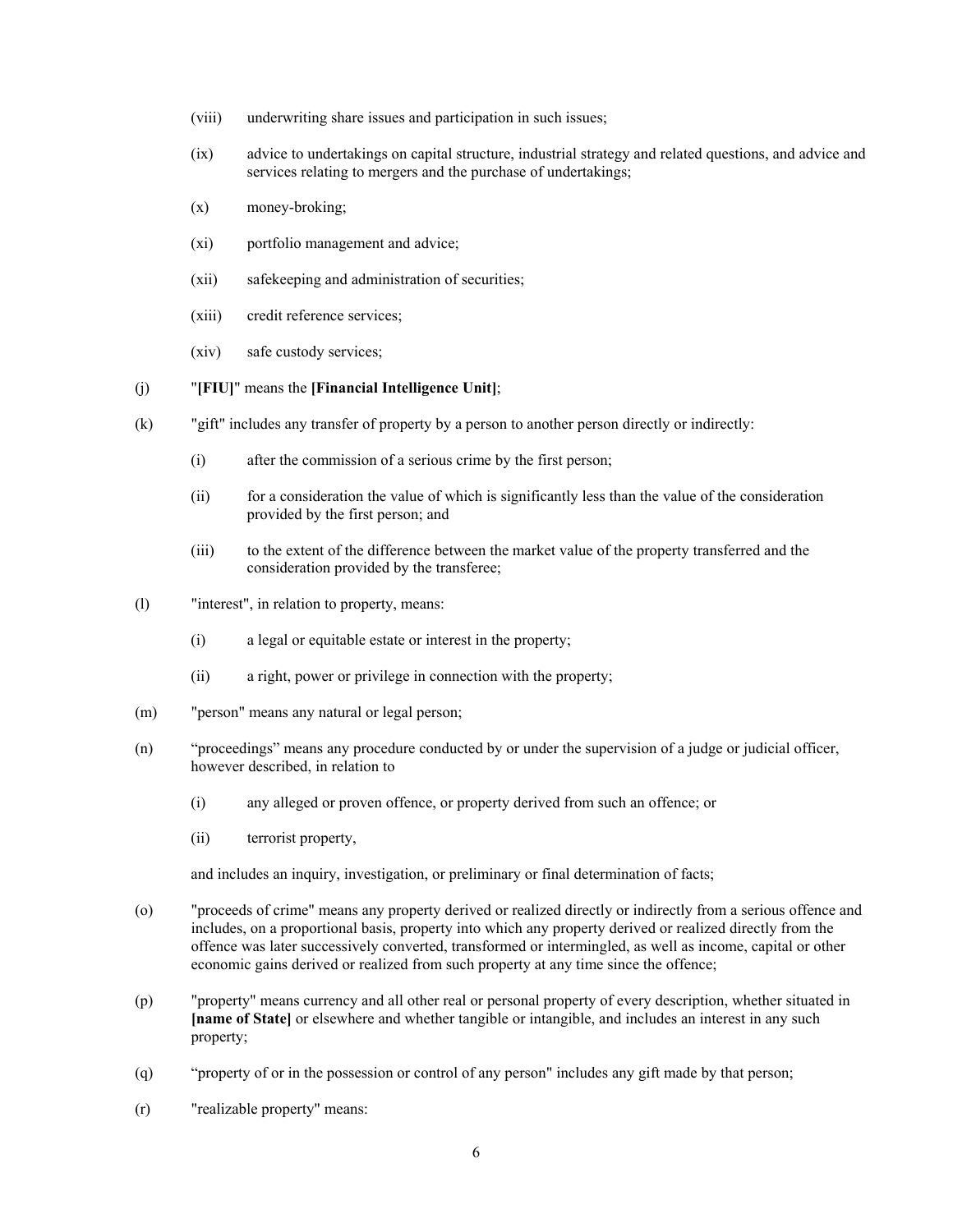(viii) underwriting share issues and participation in such issues;

(ix) advice to undertakings on capital structure, industrial strategy and related questions, and advice and services relating to mergers and the purchase of undertakings;

(x) money-broking;

(xi) portfolio management and advice;

(xii) safekeeping and administration of securities;

(xiii) credit reference services;

(xiv) safe custody services;

(j) "**[FIU]**" means the **[Financial Intelligence Unit]**;

(k) "gift" includes any transfer of property by a person to another person directly or indirectly:

(i) after the commission of a serious crime by the first person;

(ii) for a consideration the value of which is significantly less than the value of the consideration provided by the first person; and

(iii) to the extent of the difference between the market value of the property transferred and the consideration provided by the transferee;

(l) "interest", in relation to property, means:

(i) a legal or equitable estate or interest in the property;

(ii) a right, power or privilege in connection with the property;

(m) "person" means any natural or legal person;

(n) "proceedings" means any procedure conducted by or under the supervision of a judge or judicial officer, however described, in relation to

(i) any alleged or proven offence, or property derived from such an offence; or

(ii) terrorist property,

and includes an inquiry, investigation, or preliminary or final determination of facts;

(o) "proceeds of crime" means any property derived or realized directly or indirectly from a serious offence and includes, on a proportional basis, property into which any property derived or realized directly from the offence was later successively converted, transformed or intermingled, as well as income, capital or other economic gains derived or realized from such property at any time since the offence;

(p) "property" means currency and all other real or personal property of every description, whether situated in **[name of State]** or elsewhere and whether tangible or intangible, and includes an interest in any such property;

(q) "property of or in the possession or control of any person" includes any gift made by that person;

(r) "realizable property" means: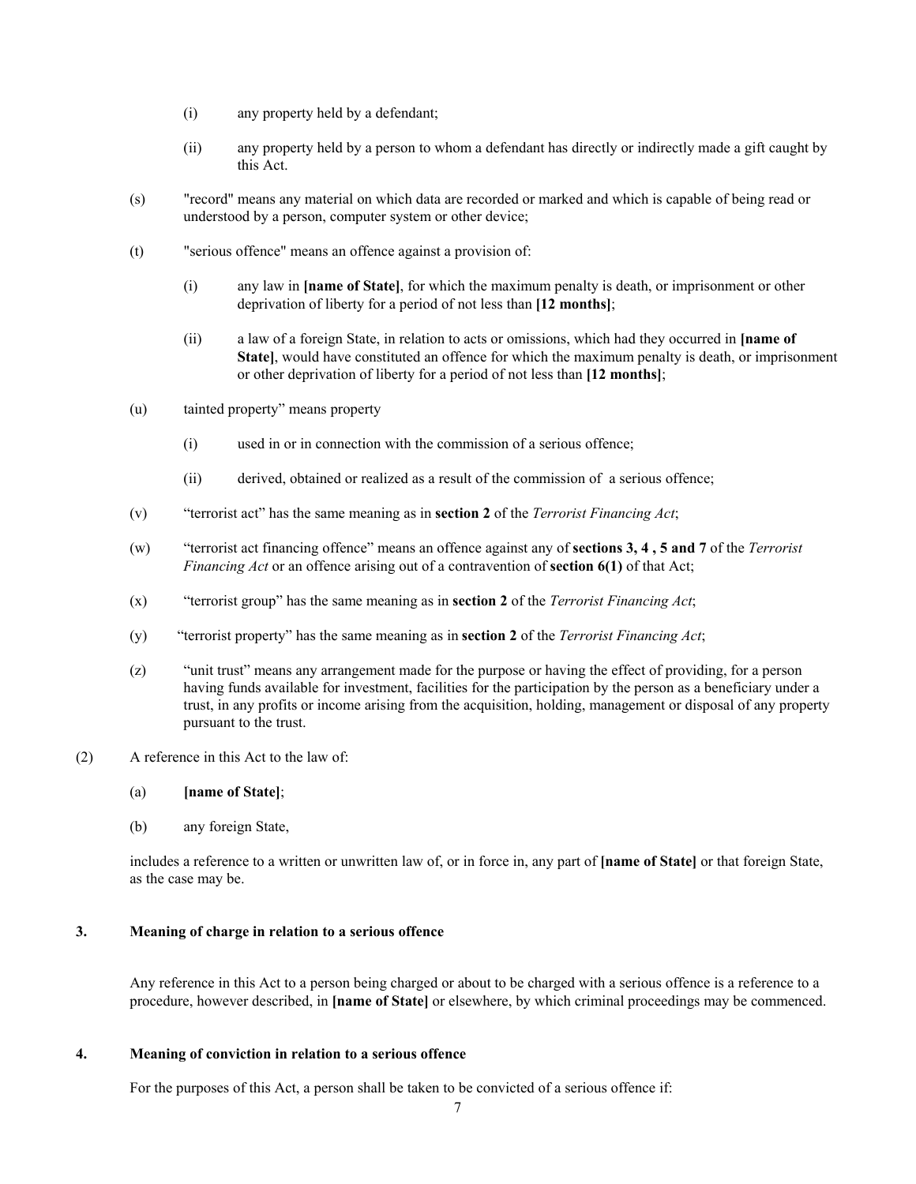(i) any property held by a defendant;

(ii) any property held by a person to whom a defendant has directly or indirectly made a gift caught by this Act.

(s) "record" means any material on which data are recorded or marked and which is capable of being read or understood by a person, computer system or other device;

(t) "serious offence" means an offence against a provision of:

(i) any law in **[name of State]**, for which the maximum penalty is death, or imprisonment or other deprivation of liberty for a period of not less than **[12 months]**;

(ii) a law of a foreign State, in relation to acts or omissions, which had they occurred in **[name of State]**, would have constituted an offence for which the maximum penalty is death, or imprisonment or other deprivation of liberty for a period of not less than **[12 months]**;

(u) tainted property" means property

(i) used in or in connection with the commission of a serious offence;

(ii) derived, obtained or realized as a result of the commission of a serious offence;

(v) "terrorist act" has the same meaning as in **section 2** of the *Terrorist Financing Act*;

(w) "terrorist act financing offence" means an offence against any of **sections 3, 4 , 5 and 7** of the *Terrorist Financing Act* or an offence arising out of a contravention of **section 6(1)** of that Act;

(x) "terrorist group" has the same meaning as in **section 2** of the *Terrorist Financing Act*;

(y) "terrorist property" has the same meaning as in **section 2** of the *Terrorist Financing Act*;

(z) "unit trust" means any arrangement made for the purpose or having the effect of providing, for a person having funds available for investment, facilities for the participation by the person as a beneficiary under a trust, in any profits or income arising from the acquisition, holding, management or disposal of any property pursuant to the trust.

(2) A reference in this Act to the law of:

(a) **[name of State]**;

(b) any foreign State,

includes a reference to a written or unwritten law of, or in force in, any part of **[name of State]** or that foreign State, as the case may be.

### 3. Meaning of charge in relation to a serious offence

Any reference in this Act to a person being charged or about to be charged with a serious offence is a reference to a procedure, however described, in **[name of State]** or elsewhere, by which criminal proceedings may be commenced.

### 4. Meaning of conviction in relation to a serious offence

For the purposes of this Act, a person shall be taken to be convicted of a serious offence if: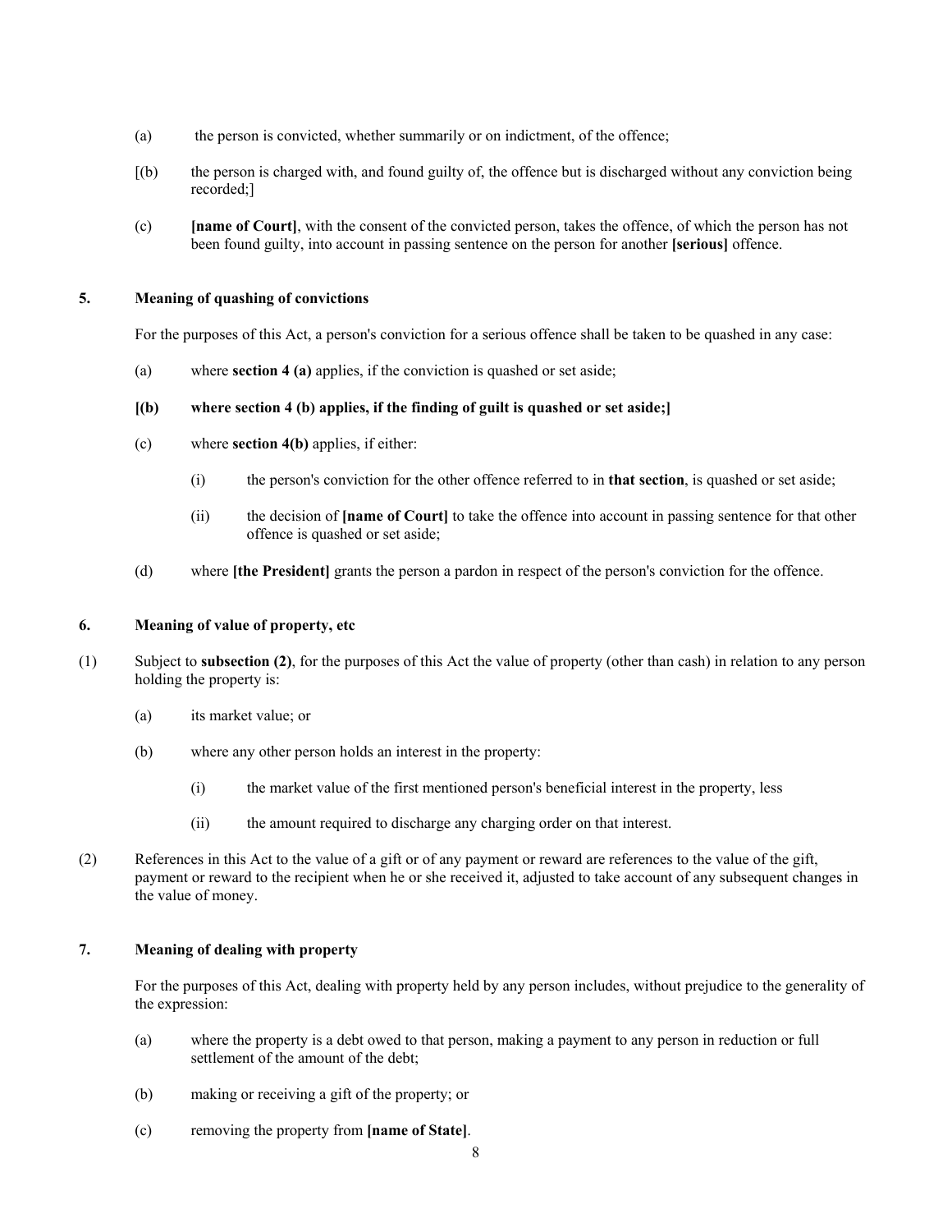(a) the person is convicted, whether summarily or on indictment, of the offence;

[(b) the person is charged with, and found guilty of, the offence but is discharged without any conviction being recorded;]

(c) **[name of Court]**, with the consent of the convicted person, takes the offence, of which the person has not been found guilty, into account in passing sentence on the person for another **[serious]** offence.

### 5. Meaning of quashing of convictions

For the purposes of this Act, a person's conviction for a serious offence shall be taken to be quashed in any case:

(a) where **section 4 (a)** applies, if the conviction is quashed or set aside;

**[(b) where section 4 (b) applies, if the finding of guilt is quashed or set aside;]**

(c) where **section 4(b)** applies, if either:

(i) the person's conviction for the other offence referred to in **that section**, is quashed or set aside;

(ii) the decision of **[name of Court]** to take the offence into account in passing sentence for that other offence is quashed or set aside;

(d) where **[the President]** grants the person a pardon in respect of the person's conviction for the offence.

### 6. Meaning of value of property, etc

(1) Subject to **subsection (2)**, for the purposes of this Act the value of property (other than cash) in relation to any person holding the property is:

(a) its market value; or

(b) where any other person holds an interest in the property:

(i) the market value of the first mentioned person's beneficial interest in the property, less

(ii) the amount required to discharge any charging order on that interest.

(2) References in this Act to the value of a gift or of any payment or reward are references to the value of the gift, payment or reward to the recipient when he or she received it, adjusted to take account of any subsequent changes in the value of money.

### 7. Meaning of dealing with property

For the purposes of this Act, dealing with property held by any person includes, without prejudice to the generality of the expression:

(a) where the property is a debt owed to that person, making a payment to any person in reduction or full settlement of the amount of the debt;

(b) making or receiving a gift of the property; or

(c) removing the property from **[name of State]**.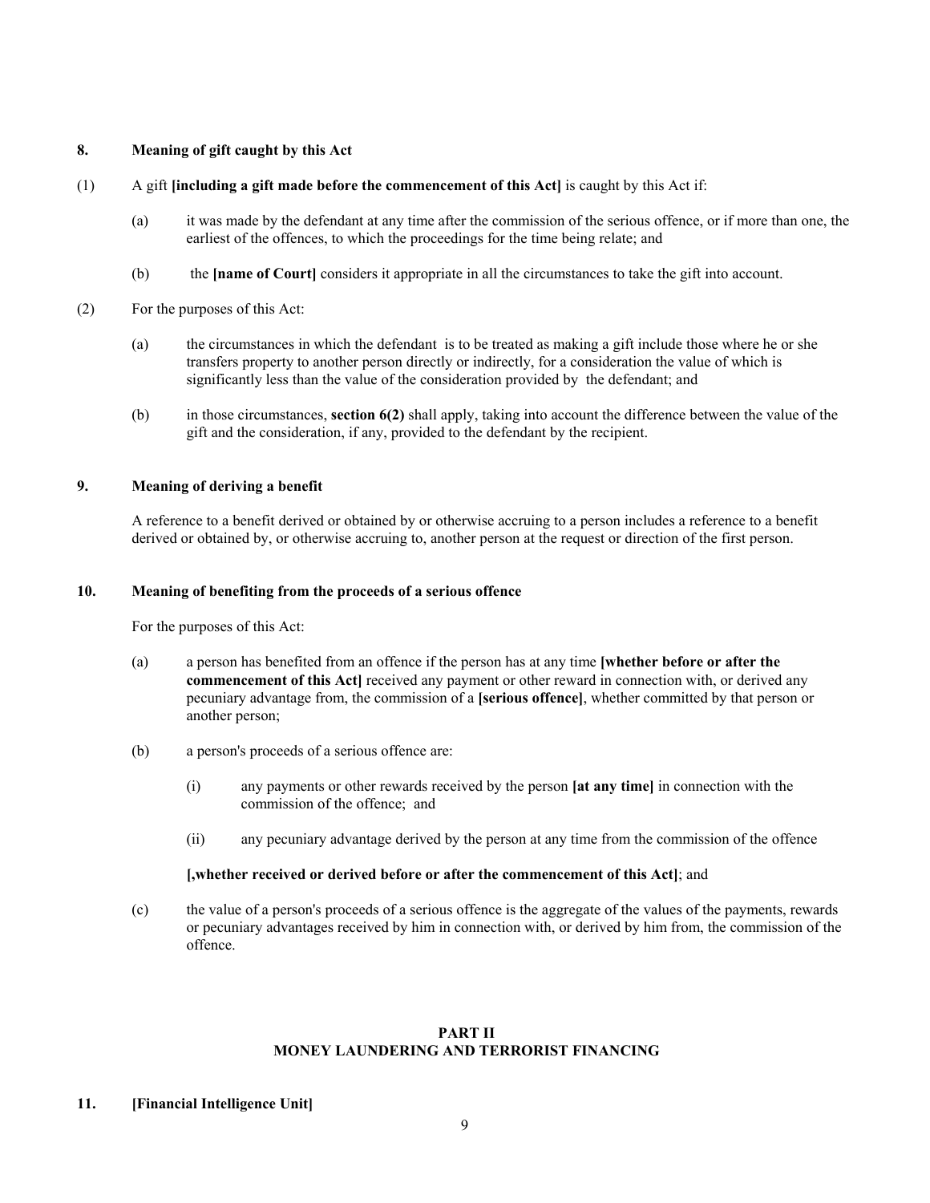### 8. Meaning of gift caught by this Act

(1) A gift **[including a gift made before the commencement of this Act]** is caught by this Act if:

> (a) it was made by the defendant at any time after the commission of the serious offence, or if more than one, the earliest of the offences, to which the proceedings for the time being relate; and
>
> (b) the **[name of Court]** considers it appropriate in all the circumstances to take the gift into account.

(2) For the purposes of this Act:

> (a) the circumstances in which the defendant is to be treated as making a gift include those where he or she transfers property to another person directly or indirectly, for a consideration the value of which is significantly less than the value of the consideration provided by the defendant; and
>
> (b) in those circumstances, **section 6(2)** shall apply, taking into account the difference between the value of the gift and the consideration, if any, provided to the defendant by the recipient.

### 9. Meaning of deriving a benefit

A reference to a benefit derived or obtained by or otherwise accruing to a person includes a reference to a benefit derived or obtained by, or otherwise accruing to, another person at the request or direction of the first person.

### 10. Meaning of benefiting from the proceeds of a serious offence

For the purposes of this Act:

> (a) a person has benefited from an offence if the person has at any time **[whether before or after the commencement of this Act]** received any payment or other reward in connection with, or derived any pecuniary advantage from, the commission of a **[serious offence]**, whether committed by that person or another person;
>
> (b) a person's proceeds of a serious offence are:
>
> > (i) any payments or other rewards received by the person **[at any time]** in connection with the commission of the offence; and
> >
> > (ii) any pecuniary advantage derived by the person at any time from the commission of the offence
>
> **[,whether received or derived before or after the commencement of this Act]**; and
>
> (c) the value of a person's proceeds of a serious offence is the aggregate of the values of the payments, rewards or pecuniary advantages received by him in connection with, or derived by him from, the commission of the offence.

## PART II
## MONEY LAUNDERING AND TERRORIST FINANCING

### 11. [Financial Intelligence Unit]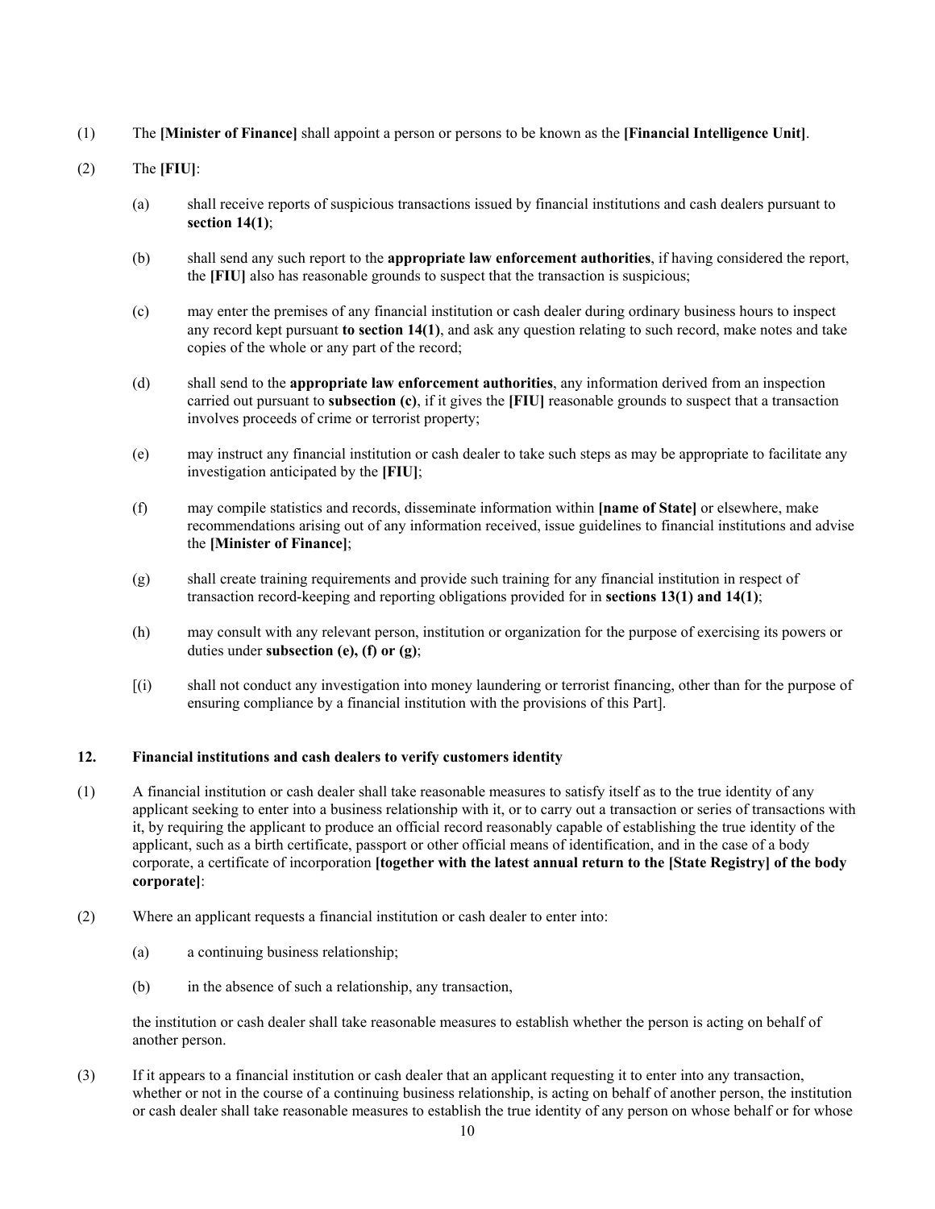(1) The **[Minister of Finance]** shall appoint a person or persons to be known as the **[Financial Intelligence Unit]**.

(2) The **[FIU]**:

  (a) shall receive reports of suspicious transactions issued by financial institutions and cash dealers pursuant to **section 14(1)**;

  (b) shall send any such report to the **appropriate law enforcement authorities**, if having considered the report, the **[FIU]** also has reasonable grounds to suspect that the transaction is suspicious;

  (c) may enter the premises of any financial institution or cash dealer during ordinary business hours to inspect any record kept pursuant **to section 14(1)**, and ask any question relating to such record, make notes and take copies of the whole or any part of the record;

  (d) shall send to the **appropriate law enforcement authorities**, any information derived from an inspection carried out pursuant to **subsection (c)**, if it gives the **[FIU]** reasonable grounds to suspect that a transaction involves proceeds of crime or terrorist property;

  (e) may instruct any financial institution or cash dealer to take such steps as may be appropriate to facilitate any investigation anticipated by the **[FIU]**;

  (f) may compile statistics and records, disseminate information within **[name of State]** or elsewhere, make recommendations arising out of any information received, issue guidelines to financial institutions and advise the **[Minister of Finance]**;

  (g) shall create training requirements and provide such training for any financial institution in respect of transaction record-keeping and reporting obligations provided for in **sections 13(1) and 14(1)**;

  (h) may consult with any relevant person, institution or organization for the purpose of exercising its powers or duties under **subsection (e), (f) or (g)**;

  [(i) shall not conduct any investigation into money laundering or terrorist financing, other than for the purpose of ensuring compliance by a financial institution with the provisions of this Part].

### 12. Financial institutions and cash dealers to verify customers identity

(1) A financial institution or cash dealer shall take reasonable measures to satisfy itself as to the true identity of any applicant seeking to enter into a business relationship with it, or to carry out a transaction or series of transactions with it, by requiring the applicant to produce an official record reasonably capable of establishing the true identity of the applicant, such as a birth certificate, passport or other official means of identification, and in the case of a body corporate, a certificate of incorporation **[together with the latest annual return to the [State Registry] of the body corporate]**:

(2) Where an applicant requests a financial institution or cash dealer to enter into:

  (a) a continuing business relationship;

  (b) in the absence of such a relationship, any transaction,

the institution or cash dealer shall take reasonable measures to establish whether the person is acting on behalf of another person.

(3) If it appears to a financial institution or cash dealer that an applicant requesting it to enter into any transaction, whether or not in the course of a continuing business relationship, is acting on behalf of another person, the institution or cash dealer shall take reasonable measures to establish the true identity of any person on whose behalf or for whose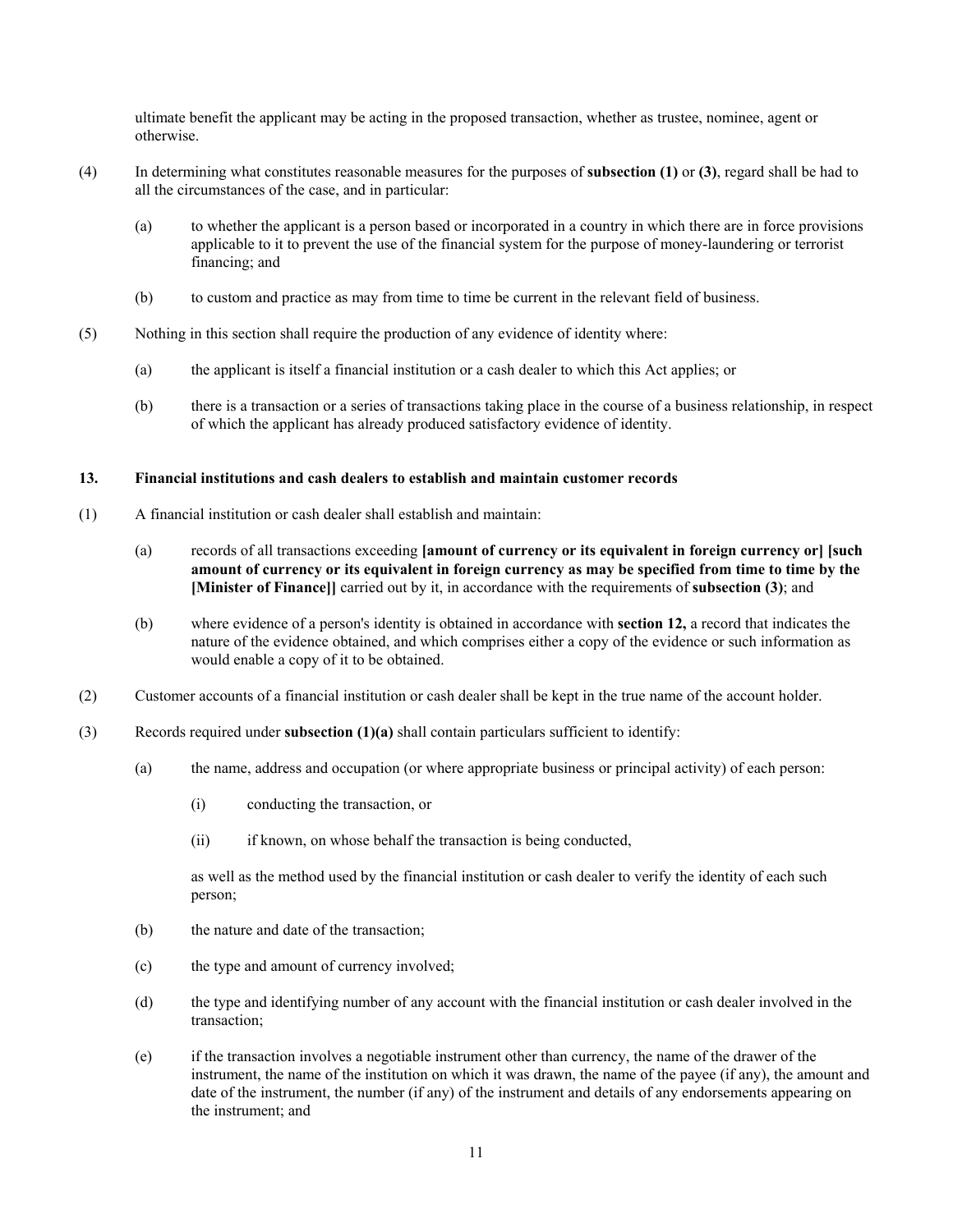ultimate benefit the applicant may be acting in the proposed transaction, whether as trustee, nominee, agent or otherwise.

(4) In determining what constitutes reasonable measures for the purposes of **subsection (1)** or **(3)**, regard shall be had to all the circumstances of the case, and in particular:

(a) to whether the applicant is a person based or incorporated in a country in which there are in force provisions applicable to it to prevent the use of the financial system for the purpose of money-laundering or terrorist financing; and

(b) to custom and practice as may from time to time be current in the relevant field of business.

(5) Nothing in this section shall require the production of any evidence of identity where:

(a) the applicant is itself a financial institution or a cash dealer to which this Act applies; or

(b) there is a transaction or a series of transactions taking place in the course of a business relationship, in respect of which the applicant has already produced satisfactory evidence of identity.

### 13. Financial institutions and cash dealers to establish and maintain customer records

(1) A financial institution or cash dealer shall establish and maintain:

(a) records of all transactions exceeding **[amount of currency or its equivalent in foreign currency or] [such amount of currency or its equivalent in foreign currency as may be specified from time to time by the [Minister of Finance]]** carried out by it, in accordance with the requirements of **subsection (3)**; and

(b) where evidence of a person's identity is obtained in accordance with **section 12,** a record that indicates the nature of the evidence obtained, and which comprises either a copy of the evidence or such information as would enable a copy of it to be obtained.

(2) Customer accounts of a financial institution or cash dealer shall be kept in the true name of the account holder.

(3) Records required under **subsection (1)(a)** shall contain particulars sufficient to identify:

(a) the name, address and occupation (or where appropriate business or principal activity) of each person:

(i) conducting the transaction, or

(ii) if known, on whose behalf the transaction is being conducted,

as well as the method used by the financial institution or cash dealer to verify the identity of each such person;

(b) the nature and date of the transaction;

(c) the type and amount of currency involved;

(d) the type and identifying number of any account with the financial institution or cash dealer involved in the transaction;

(e) if the transaction involves a negotiable instrument other than currency, the name of the drawer of the instrument, the name of the institution on which it was drawn, the name of the payee (if any), the amount and date of the instrument, the number (if any) of the instrument and details of any endorsements appearing on the instrument; and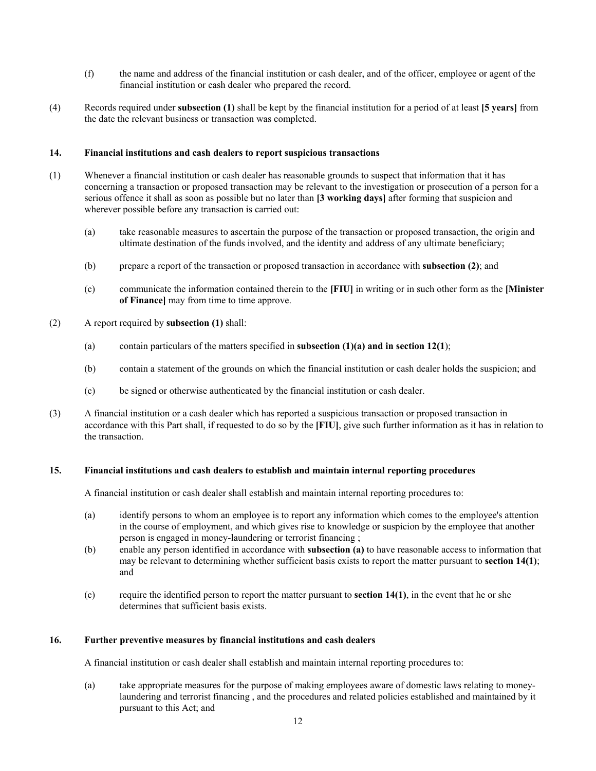(f) the name and address of the financial institution or cash dealer, and of the officer, employee or agent of the financial institution or cash dealer who prepared the record.

(4) Records required under **subsection (1)** shall be kept by the financial institution for a period of at least **[5 years]** from the date the relevant business or transaction was completed.

### 14. Financial institutions and cash dealers to report suspicious transactions

(1) Whenever a financial institution or cash dealer has reasonable grounds to suspect that information that it has concerning a transaction or proposed transaction may be relevant to the investigation or prosecution of a person for a serious offence it shall as soon as possible but no later than **[3 working days]** after forming that suspicion and wherever possible before any transaction is carried out:

(a) take reasonable measures to ascertain the purpose of the transaction or proposed transaction, the origin and ultimate destination of the funds involved, and the identity and address of any ultimate beneficiary;

(b) prepare a report of the transaction or proposed transaction in accordance with **subsection (2)**; and

(c) communicate the information contained therein to the **[FIU]** in writing or in such other form as the **[Minister of Finance]** may from time to time approve.

(2) A report required by **subsection (1)** shall:

(a) contain particulars of the matters specified in **subsection (1)(a) and in section 12(1**);

(b) contain a statement of the grounds on which the financial institution or cash dealer holds the suspicion; and

(c) be signed or otherwise authenticated by the financial institution or cash dealer.

(3) A financial institution or a cash dealer which has reported a suspicious transaction or proposed transaction in accordance with this Part shall, if requested to do so by the **[FIU]**, give such further information as it has in relation to the transaction.

### 15. Financial institutions and cash dealers to establish and maintain internal reporting procedures

A financial institution or cash dealer shall establish and maintain internal reporting procedures to:

(a) identify persons to whom an employee is to report any information which comes to the employee's attention in the course of employment, and which gives rise to knowledge or suspicion by the employee that another person is engaged in money-laundering or terrorist financing ;

(b) enable any person identified in accordance with **subsection (a)** to have reasonable access to information that may be relevant to determining whether sufficient basis exists to report the matter pursuant to **section 14(1)**; and

(c) require the identified person to report the matter pursuant to **section 14(1)**, in the event that he or she determines that sufficient basis exists.

### 16. Further preventive measures by financial institutions and cash dealers

A financial institution or cash dealer shall establish and maintain internal reporting procedures to:

(a) take appropriate measures for the purpose of making employees aware of domestic laws relating to money-laundering and terrorist financing , and the procedures and related policies established and maintained by it pursuant to this Act; and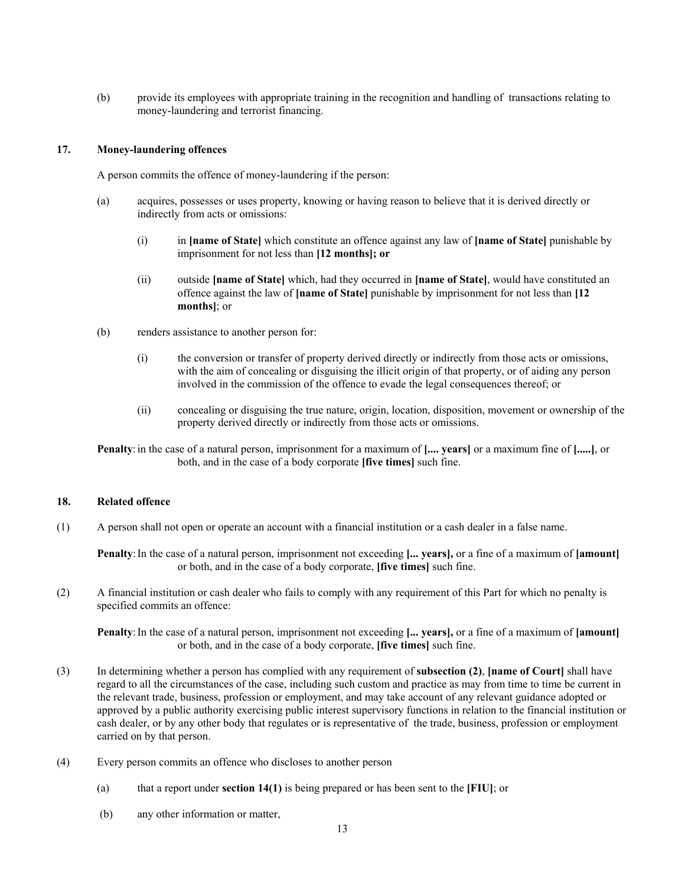(b) provide its employees with appropriate training in the recognition and handling of transactions relating to money-laundering and terrorist financing.

### 17. Money-laundering offences

A person commits the offence of money-laundering if the person:

(a) acquires, possesses or uses property, knowing or having reason to believe that it is derived directly or indirectly from acts or omissions:

(i) in **[name of State]** which constitute an offence against any law of **[name of State]** punishable by imprisonment for not less than **[12 months]; or**

(ii) outside **[name of State]** which, had they occurred in **[name of State]**, would have constituted an offence against the law of **[name of State]** punishable by imprisonment for not less than **[12 months]**; or

(b) renders assistance to another person for:

(i) the conversion or transfer of property derived directly or indirectly from those acts or omissions, with the aim of concealing or disguising the illicit origin of that property, or of aiding any person involved in the commission of the offence to evade the legal consequences thereof; or

(ii) concealing or disguising the true nature, origin, location, disposition, movement or ownership of the property derived directly or indirectly from those acts or omissions.

**Penalty**: in the case of a natural person, imprisonment for a maximum of **[.... years]** or a maximum fine of **[.....]**, or both, and in the case of a body corporate **[five times]** such fine.

### 18. Related offence

(1) A person shall not open or operate an account with a financial institution or a cash dealer in a false name.

**Penalty**: In the case of a natural person, imprisonment not exceeding **[... years],** or a fine of a maximum of **[amount]** or both, and in the case of a body corporate, **[five times]** such fine.

(2) A financial institution or cash dealer who fails to comply with any requirement of this Part for which no penalty is specified commits an offence:

**Penalty**: In the case of a natural person, imprisonment not exceeding **[... years],** or a fine of a maximum of **[amount]** or both, and in the case of a body corporate, **[five times]** such fine.

(3) In determining whether a person has complied with any requirement of **subsection (2)**, **[name of Court]** shall have regard to all the circumstances of the case, including such custom and practice as may from time to time be current in the relevant trade, business, profession or employment, and may take account of any relevant guidance adopted or approved by a public authority exercising public interest supervisory functions in relation to the financial institution or cash dealer, or by any other body that regulates or is representative of the trade, business, profession or employment carried on by that person.

(4) Every person commits an offence who discloses to another person

(a) that a report under **section 14(1)** is being prepared or has been sent to the **[FIU]**; or

(b) any other information or matter,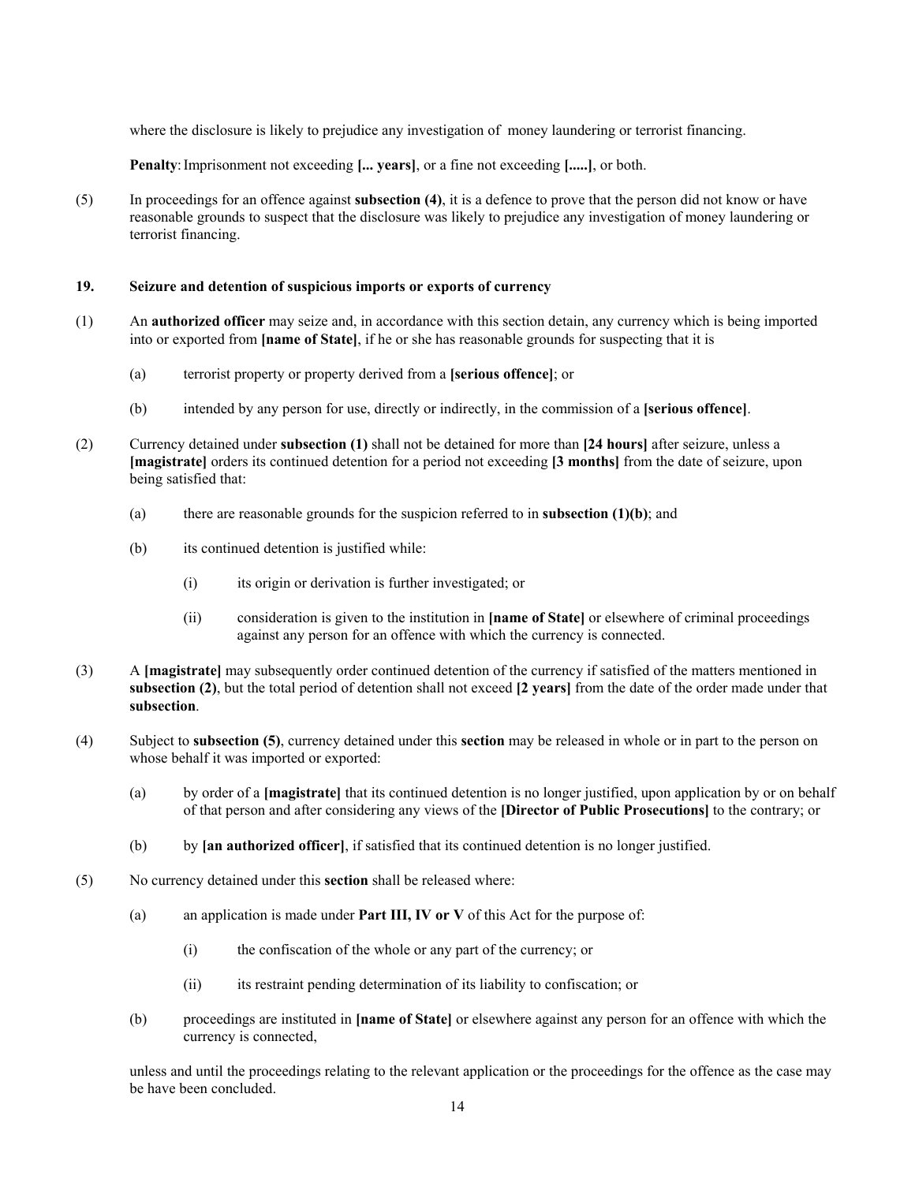where the disclosure is likely to prejudice any investigation of money laundering or terrorist financing.

**Penalty**: Imprisonment not exceeding **[... years]**, or a fine not exceeding **[.....]**, or both.

(5) In proceedings for an offence against **subsection (4)**, it is a defence to prove that the person did not know or have reasonable grounds to suspect that the disclosure was likely to prejudice any investigation of money laundering or terrorist financing.

### 19. Seizure and detention of suspicious imports or exports of currency

(1) An **authorized officer** may seize and, in accordance with this section detain, any currency which is being imported into or exported from **[name of State]**, if he or she has reasonable grounds for suspecting that it is

(a) terrorist property or property derived from a **[serious offence]**; or

(b) intended by any person for use, directly or indirectly, in the commission of a **[serious offence]**.

(2) Currency detained under **subsection (1)** shall not be detained for more than **[24 hours]** after seizure, unless a **[magistrate]** orders its continued detention for a period not exceeding **[3 months]** from the date of seizure, upon being satisfied that:

(a) there are reasonable grounds for the suspicion referred to in **subsection (1)(b)**; and

(b) its continued detention is justified while:

(i) its origin or derivation is further investigated; or

(ii) consideration is given to the institution in **[name of State]** or elsewhere of criminal proceedings against any person for an offence with which the currency is connected.

(3) A **[magistrate]** may subsequently order continued detention of the currency if satisfied of the matters mentioned in **subsection (2)**, but the total period of detention shall not exceed **[2 years]** from the date of the order made under that **subsection**.

(4) Subject to **subsection (5)**, currency detained under this **section** may be released in whole or in part to the person on whose behalf it was imported or exported:

(a) by order of a **[magistrate]** that its continued detention is no longer justified, upon application by or on behalf of that person and after considering any views of the **[Director of Public Prosecutions]** to the contrary; or

(b) by **[an authorized officer]**, if satisfied that its continued detention is no longer justified.

(5) No currency detained under this **section** shall be released where:

(a) an application is made under **Part III, IV or V** of this Act for the purpose of:

(i) the confiscation of the whole or any part of the currency; or

(ii) its restraint pending determination of its liability to confiscation; or

(b) proceedings are instituted in **[name of State]** or elsewhere against any person for an offence with which the currency is connected,

unless and until the proceedings relating to the relevant application or the proceedings for the offence as the case may be have been concluded.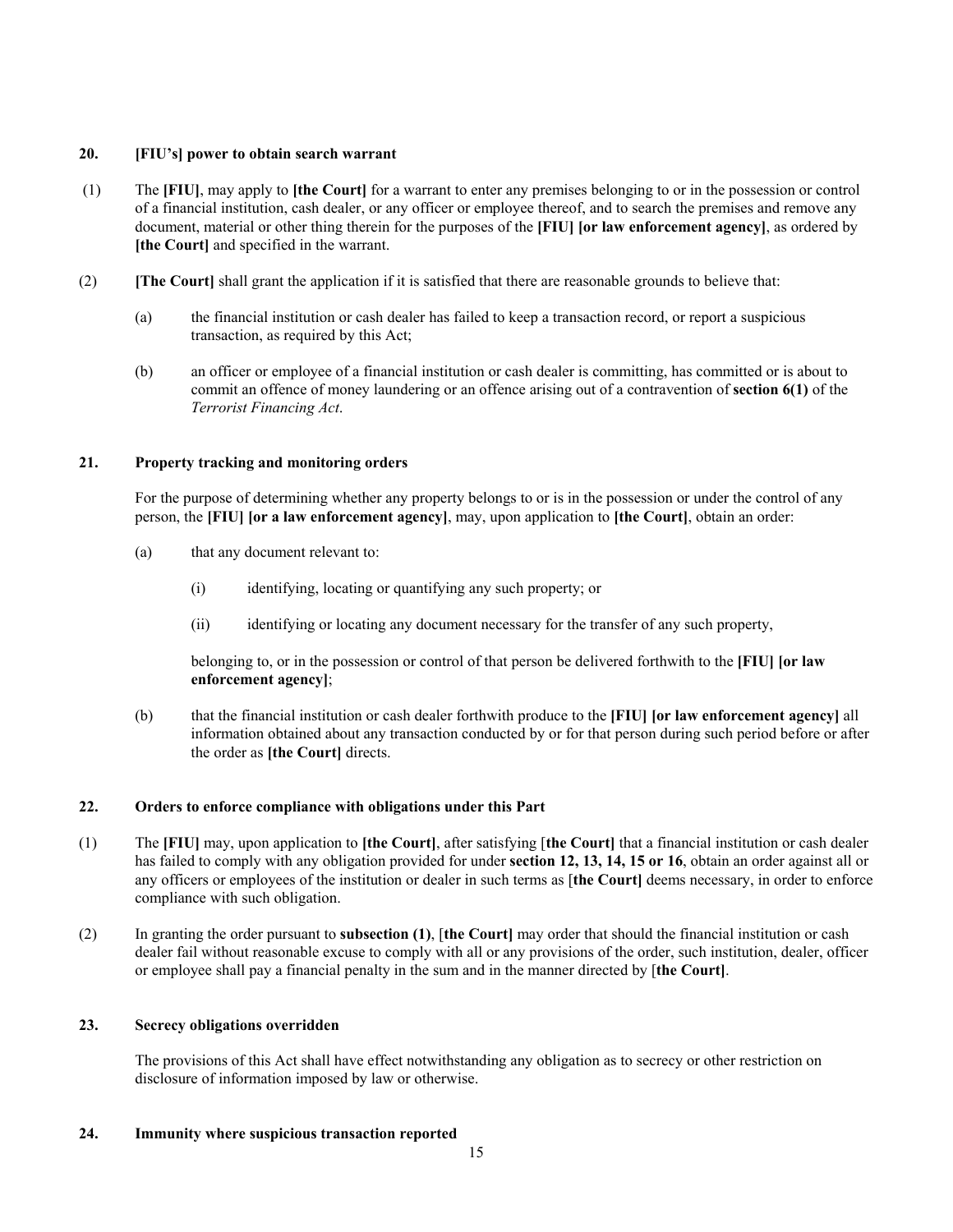**20. [FIU's] power to obtain search warrant**

(1) The **[FIU]**, may apply to **[the Court]** for a warrant to enter any premises belonging to or in the possession or control of a financial institution, cash dealer, or any officer or employee thereof, and to search the premises and remove any document, material or other thing therein for the purposes of the **[FIU] [or law enforcement agency]**, as ordered by **[the Court]** and specified in the warrant.

(2) **[The Court]** shall grant the application if it is satisfied that there are reasonable grounds to believe that:

(a) the financial institution or cash dealer has failed to keep a transaction record, or report a suspicious transaction, as required by this Act;

(b) an officer or employee of a financial institution or cash dealer is committing, has committed or is about to commit an offence of money laundering or an offence arising out of a contravention of **section 6(1)** of the *Terrorist Financing Act*.

**21. Property tracking and monitoring orders**

For the purpose of determining whether any property belongs to or is in the possession or under the control of any person, the **[FIU] [or a law enforcement agency]**, may, upon application to **[the Court]**, obtain an order:

(a) that any document relevant to:

(i) identifying, locating or quantifying any such property; or

(ii) identifying or locating any document necessary for the transfer of any such property,

belonging to, or in the possession or control of that person be delivered forthwith to the **[FIU] [or law enforcement agency]**;

(b) that the financial institution or cash dealer forthwith produce to the **[FIU] [or law enforcement agency]** all information obtained about any transaction conducted by or for that person during such period before or after the order as **[the Court]** directs.

**22. Orders to enforce compliance with obligations under this Part**

(1) The **[FIU]** may, upon application to **[the Court]**, after satisfying [**the Court]** that a financial institution or cash dealer has failed to comply with any obligation provided for under **section 12, 13, 14, 15 or 16**, obtain an order against all or any officers or employees of the institution or dealer in such terms as [**the Court]** deems necessary, in order to enforce compliance with such obligation.

(2) In granting the order pursuant to **subsection (1)**, [**the Court]** may order that should the financial institution or cash dealer fail without reasonable excuse to comply with all or any provisions of the order, such institution, dealer, officer or employee shall pay a financial penalty in the sum and in the manner directed by [**the Court]**.

**23. Secrecy obligations overridden**

The provisions of this Act shall have effect notwithstanding any obligation as to secrecy or other restriction on disclosure of information imposed by law or otherwise.

**24. Immunity where suspicious transaction reported**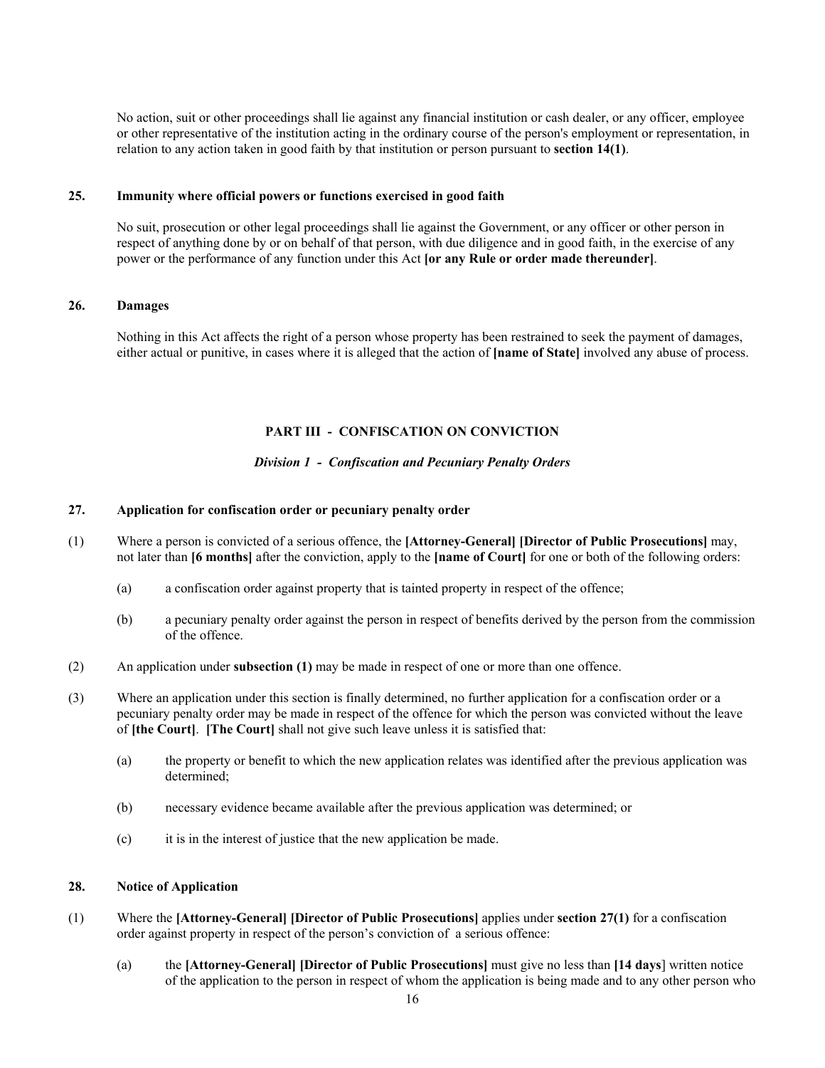No action, suit or other proceedings shall lie against any financial institution or cash dealer, or any officer, employee or other representative of the institution acting in the ordinary course of the person's employment or representation, in relation to any action taken in good faith by that institution or person pursuant to **section 14(1)**.

### 25. Immunity where official powers or functions exercised in good faith

No suit, prosecution or other legal proceedings shall lie against the Government, or any officer or other person in respect of anything done by or on behalf of that person, with due diligence and in good faith, in the exercise of any power or the performance of any function under this Act **[or any Rule or order made thereunder]**.

### 26. Damages

Nothing in this Act affects the right of a person whose property has been restrained to seek the payment of damages, either actual or punitive, in cases where it is alleged that the action of **[name of State]** involved any abuse of process.

## PART III - CONFISCATION ON CONVICTION

***Division 1 - Confiscation and Pecuniary Penalty Orders***

### 27. Application for confiscation order or pecuniary penalty order

(1) Where a person is convicted of a serious offence, the **[Attorney-General] [Director of Public Prosecutions]** may, not later than **[6 months]** after the conviction, apply to the **[name of Court]** for one or both of the following orders:

(a) a confiscation order against property that is tainted property in respect of the offence;

(b) a pecuniary penalty order against the person in respect of benefits derived by the person from the commission of the offence.

(2) An application under **subsection (1)** may be made in respect of one or more than one offence.

(3) Where an application under this section is finally determined, no further application for a confiscation order or a pecuniary penalty order may be made in respect of the offence for which the person was convicted without the leave of **[the Court]**. **[The Court]** shall not give such leave unless it is satisfied that:

(a) the property or benefit to which the new application relates was identified after the previous application was determined;

(b) necessary evidence became available after the previous application was determined; or

(c) it is in the interest of justice that the new application be made.

### 28. Notice of Application

(1) Where the **[Attorney-General] [Director of Public Prosecutions]** applies under **section 27(1)** for a confiscation order against property in respect of the person's conviction of a serious offence:

(a) the **[Attorney-General] [Director of Public Prosecutions]** must give no less than **[14 days]** written notice of the application to the person in respect of whom the application is being made and to any other person who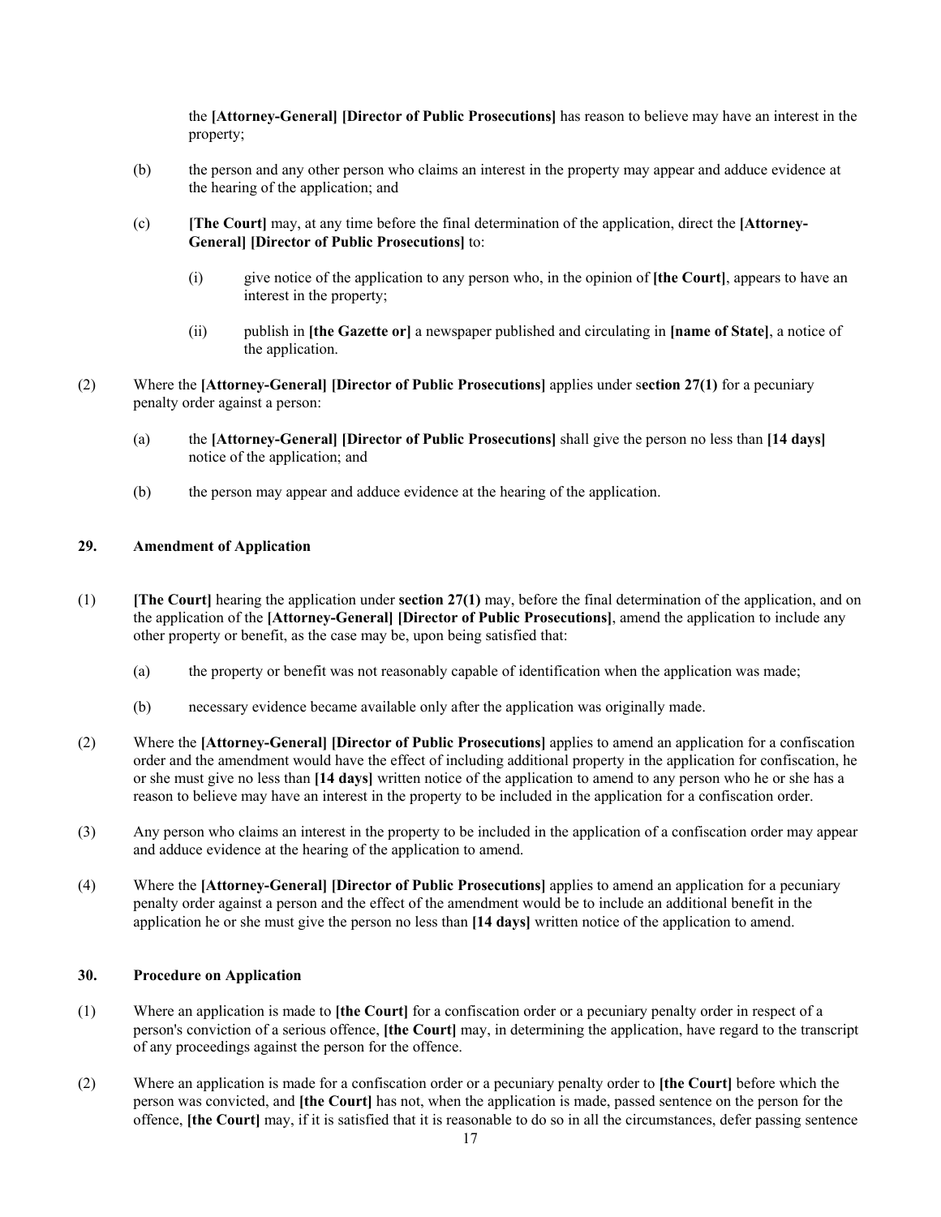the **[Attorney-General] [Director of Public Prosecutions]** has reason to believe may have an interest in the property;

(b) the person and any other person who claims an interest in the property may appear and adduce evidence at the hearing of the application; and

(c) **[The Court]** may, at any time before the final determination of the application, direct the **[Attorney-General] [Director of Public Prosecutions]** to:

(i) give notice of the application to any person who, in the opinion of **[the Court]**, appears to have an interest in the property;

(ii) publish in **[the Gazette or]** a newspaper published and circulating in **[name of State]**, a notice of the application.

(2) Where the **[Attorney-General] [Director of Public Prosecutions]** applies under s**ection 27(1)** for a pecuniary penalty order against a person:

(a) the **[Attorney-General] [Director of Public Prosecutions]** shall give the person no less than **[14 days]** notice of the application; and

(b) the person may appear and adduce evidence at the hearing of the application.

**29. Amendment of Application**

(1) **[The Court]** hearing the application under **section 27(1)** may, before the final determination of the application, and on the application of the **[Attorney-General] [Director of Public Prosecutions]**, amend the application to include any other property or benefit, as the case may be, upon being satisfied that:

(a) the property or benefit was not reasonably capable of identification when the application was made;

(b) necessary evidence became available only after the application was originally made.

(2) Where the **[Attorney-General] [Director of Public Prosecutions]** applies to amend an application for a confiscation order and the amendment would have the effect of including additional property in the application for confiscation, he or she must give no less than **[14 days]** written notice of the application to amend to any person who he or she has a reason to believe may have an interest in the property to be included in the application for a confiscation order.

(3) Any person who claims an interest in the property to be included in the application of a confiscation order may appear and adduce evidence at the hearing of the application to amend.

(4) Where the **[Attorney-General] [Director of Public Prosecutions]** applies to amend an application for a pecuniary penalty order against a person and the effect of the amendment would be to include an additional benefit in the application he or she must give the person no less than **[14 days]** written notice of the application to amend.

**30. Procedure on Application**

(1) Where an application is made to **[the Court]** for a confiscation order or a pecuniary penalty order in respect of a person's conviction of a serious offence, **[the Court]** may, in determining the application, have regard to the transcript of any proceedings against the person for the offence.

(2) Where an application is made for a confiscation order or a pecuniary penalty order to **[the Court]** before which the person was convicted, and **[the Court]** has not, when the application is made, passed sentence on the person for the offence, **[the Court]** may, if it is satisfied that it is reasonable to do so in all the circumstances, defer passing sentence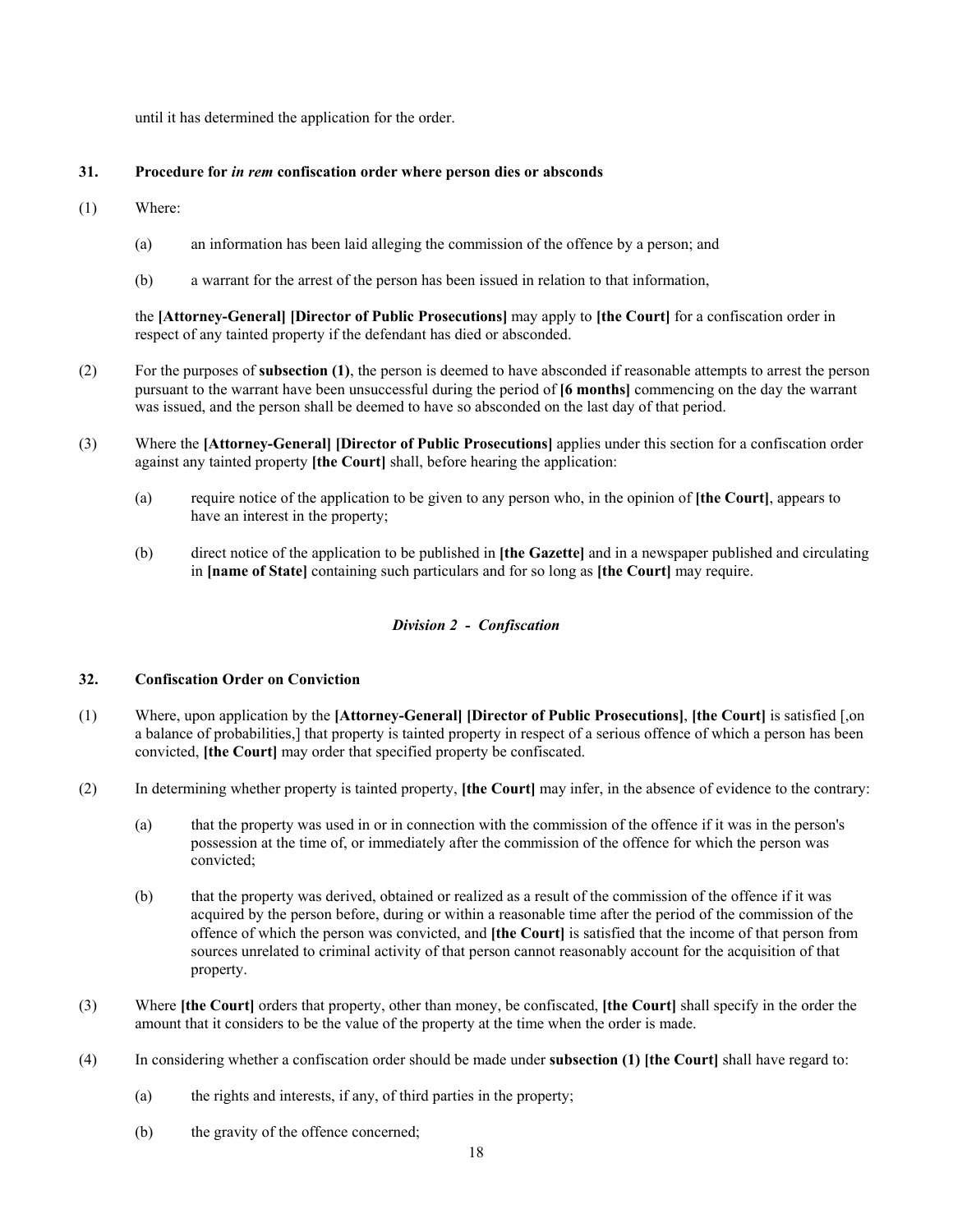until it has determined the application for the order.

### 31. Procedure for *in rem* confiscation order where person dies or absconds

(1) Where:

(a) an information has been laid alleging the commission of the offence by a person; and

(b) a warrant for the arrest of the person has been issued in relation to that information,

the **[Attorney-General] [Director of Public Prosecutions]** may apply to **[the Court]** for a confiscation order in respect of any tainted property if the defendant has died or absconded.

(2) For the purposes of **subsection (1)**, the person is deemed to have absconded if reasonable attempts to arrest the person pursuant to the warrant have been unsuccessful during the period of **[6 months]** commencing on the day the warrant was issued, and the person shall be deemed to have so absconded on the last day of that period.

(3) Where the **[Attorney-General] [Director of Public Prosecutions]** applies under this section for a confiscation order against any tainted property **[the Court]** shall, before hearing the application:

(a) require notice of the application to be given to any person who, in the opinion of **[the Court]**, appears to have an interest in the property;

(b) direct notice of the application to be published in **[the Gazette]** and in a newspaper published and circulating in **[name of State]** containing such particulars and for so long as **[the Court]** may require.

## *Division 2 - Confiscation*

### 32. Confiscation Order on Conviction

(1) Where, upon application by the **[Attorney-General] [Director of Public Prosecutions]**, **[the Court]** is satisfied [,on a balance of probabilities,] that property is tainted property in respect of a serious offence of which a person has been convicted, **[the Court]** may order that specified property be confiscated.

(2) In determining whether property is tainted property, **[the Court]** may infer, in the absence of evidence to the contrary:

(a) that the property was used in or in connection with the commission of the offence if it was in the person's possession at the time of, or immediately after the commission of the offence for which the person was convicted;

(b) that the property was derived, obtained or realized as a result of the commission of the offence if it was acquired by the person before, during or within a reasonable time after the period of the commission of the offence of which the person was convicted, and **[the Court]** is satisfied that the income of that person from sources unrelated to criminal activity of that person cannot reasonably account for the acquisition of that property.

(3) Where **[the Court]** orders that property, other than money, be confiscated, **[the Court]** shall specify in the order the amount that it considers to be the value of the property at the time when the order is made.

(4) In considering whether a confiscation order should be made under **subsection (1) [the Court]** shall have regard to:

(a) the rights and interests, if any, of third parties in the property;

(b) the gravity of the offence concerned;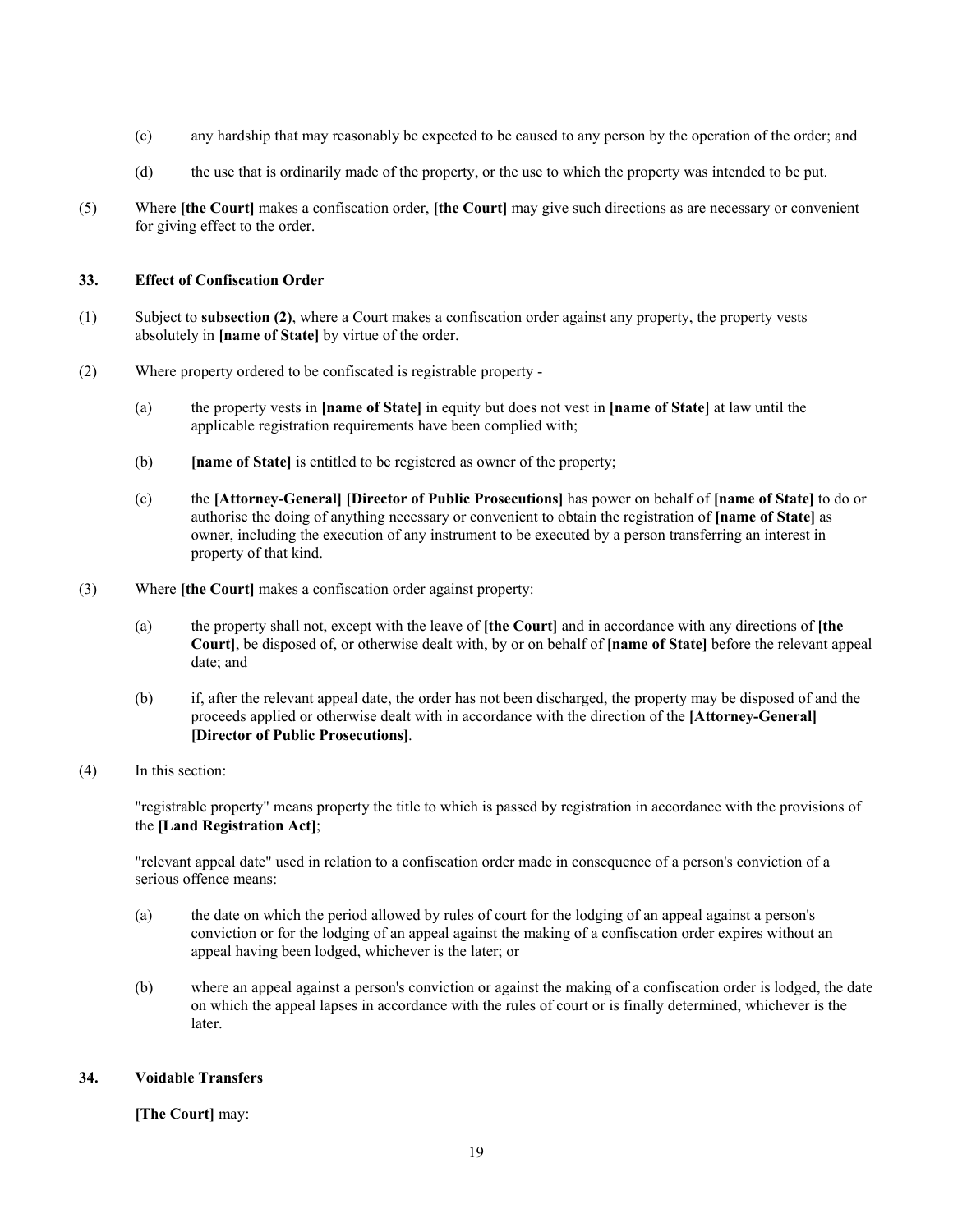(c) any hardship that may reasonably be expected to be caused to any person by the operation of the order; and

(d) the use that is ordinarily made of the property, or the use to which the property was intended to be put.

(5) Where **[the Court]** makes a confiscation order, **[the Court]** may give such directions as are necessary or convenient for giving effect to the order.

### 33. Effect of Confiscation Order

(1) Subject to **subsection (2)**, where a Court makes a confiscation order against any property, the property vests absolutely in **[name of State]** by virtue of the order.

(2) Where property ordered to be confiscated is registrable property -

(a) the property vests in **[name of State]** in equity but does not vest in **[name of State]** at law until the applicable registration requirements have been complied with;

(b) **[name of State]** is entitled to be registered as owner of the property;

(c) the **[Attorney-General] [Director of Public Prosecutions]** has power on behalf of **[name of State]** to do or authorise the doing of anything necessary or convenient to obtain the registration of **[name of State]** as owner, including the execution of any instrument to be executed by a person transferring an interest in property of that kind.

(3) Where **[the Court]** makes a confiscation order against property:

(a) the property shall not, except with the leave of **[the Court]** and in accordance with any directions of **[the Court]**, be disposed of, or otherwise dealt with, by or on behalf of **[name of State]** before the relevant appeal date; and

(b) if, after the relevant appeal date, the order has not been discharged, the property may be disposed of and the proceeds applied or otherwise dealt with in accordance with the direction of the **[Attorney-General] [Director of Public Prosecutions]**.

(4) In this section:

"registrable property" means property the title to which is passed by registration in accordance with the provisions of the **[Land Registration Act]**;

"relevant appeal date" used in relation to a confiscation order made in consequence of a person's conviction of a serious offence means:

(a) the date on which the period allowed by rules of court for the lodging of an appeal against a person's conviction or for the lodging of an appeal against the making of a confiscation order expires without an appeal having been lodged, whichever is the later; or

(b) where an appeal against a person's conviction or against the making of a confiscation order is lodged, the date on which the appeal lapses in accordance with the rules of court or is finally determined, whichever is the later.

### 34. Voidable Transfers

**[The Court]** may: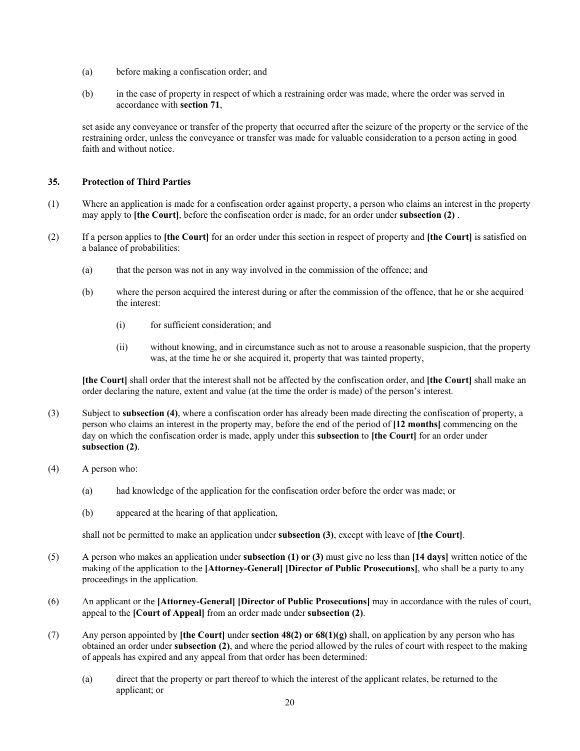(a) before making a confiscation order; and

(b) in the case of property in respect of which a restraining order was made, where the order was served in accordance with **section 71**,

set aside any conveyance or transfer of the property that occurred after the seizure of the property or the service of the restraining order, unless the conveyance or transfer was made for valuable consideration to a person acting in good faith and without notice.

### 35. Protection of Third Parties

(1) Where an application is made for a confiscation order against property, a person who claims an interest in the property may apply to **[the Court]**, before the confiscation order is made, for an order under **subsection (2)** .

(2) If a person applies to **[the Court]** for an order under this section in respect of property and **[the Court]** is satisfied on a balance of probabilities:

(a) that the person was not in any way involved in the commission of the offence; and

(b) where the person acquired the interest during or after the commission of the offence, that he or she acquired the interest:

(i) for sufficient consideration; and

(ii) without knowing, and in circumstance such as not to arouse a reasonable suspicion, that the property was, at the time he or she acquired it, property that was tainted property,

**[the Court]** shall order that the interest shall not be affected by the confiscation order, and **[the Court]** shall make an order declaring the nature, extent and value (at the time the order is made) of the person's interest.

(3) Subject to **subsection (4)**, where a confiscation order has already been made directing the confiscation of property, a person who claims an interest in the property may, before the end of the period of **[12 months]** commencing on the day on which the confiscation order is made, apply under this **subsection** to **[the Court]** for an order under **subsection (2)**.

(4) A person who:

(a) had knowledge of the application for the confiscation order before the order was made; or

(b) appeared at the hearing of that application,

shall not be permitted to make an application under **subsection (3)**, except with leave of **[the Court]**.

(5) A person who makes an application under **subsection (1) or (3)** must give no less than **[14 days]** written notice of the making of the application to the **[Attorney-General] [Director of Public Prosecutions]**, who shall be a party to any proceedings in the application.

(6) An applicant or the **[Attorney-General] [Director of Public Prosecutions]** may in accordance with the rules of court, appeal to the **[Court of Appeal]** from an order made under **subsection (2)**.

(7) Any person appointed by **[the Court]** under **section 48(2) or 68(1)(g)** shall, on application by any person who has obtained an order under **subsection (2)**, and where the period allowed by the rules of court with respect to the making of appeals has expired and any appeal from that order has been determined:

(a) direct that the property or part thereof to which the interest of the applicant relates, be returned to the applicant; or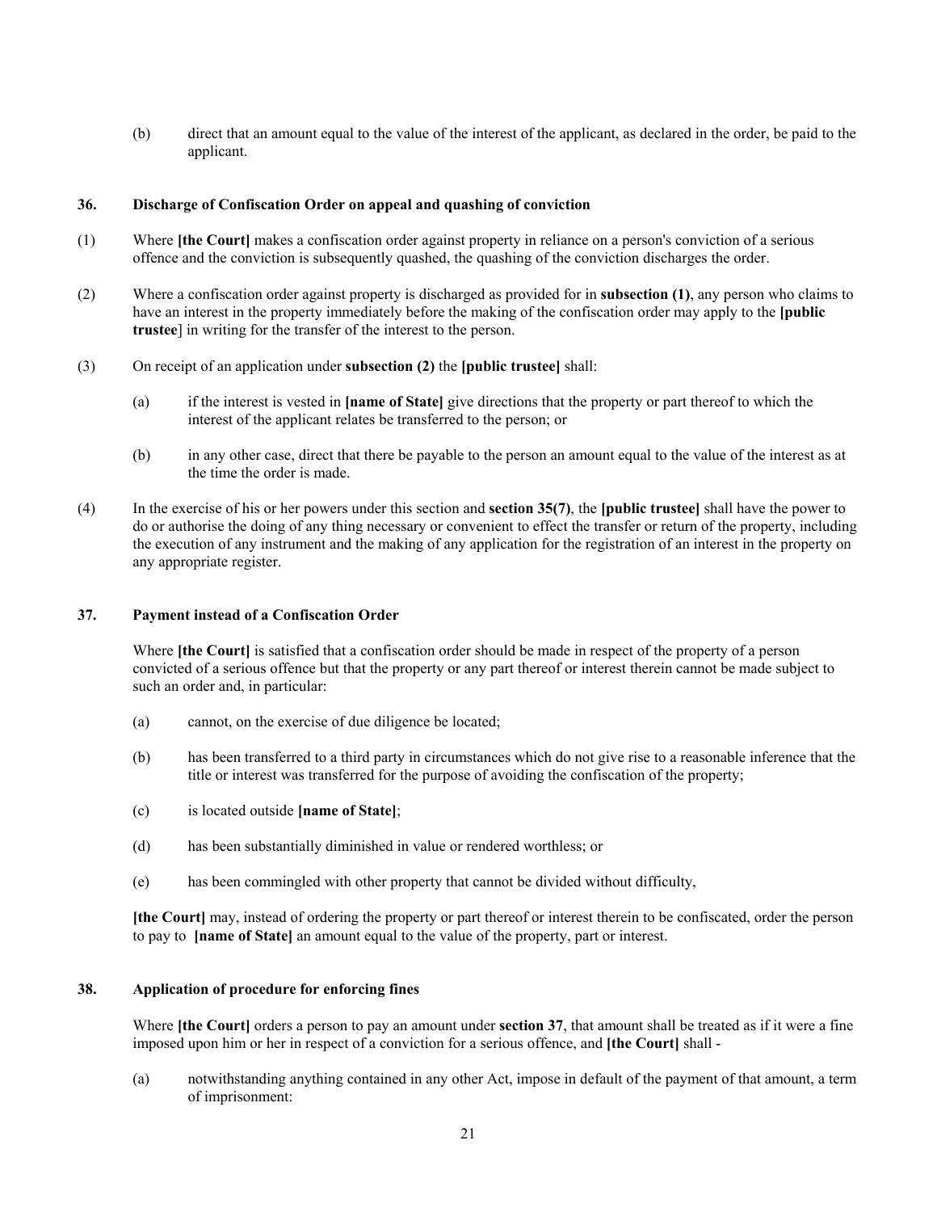(b) direct that an amount equal to the value of the interest of the applicant, as declared in the order, be paid to the applicant.

### 36. Discharge of Confiscation Order on appeal and quashing of conviction

(1) Where **[the Court]** makes a confiscation order against property in reliance on a person's conviction of a serious offence and the conviction is subsequently quashed, the quashing of the conviction discharges the order.

(2) Where a confiscation order against property is discharged as provided for in **subsection (1)**, any person who claims to have an interest in the property immediately before the making of the confiscation order may apply to the **[public trustee**] in writing for the transfer of the interest to the person.

(3) On receipt of an application under **subsection (2)** the **[public trustee]** shall:

(a) if the interest is vested in **[name of State]** give directions that the property or part thereof to which the interest of the applicant relates be transferred to the person; or

(b) in any other case, direct that there be payable to the person an amount equal to the value of the interest as at the time the order is made.

(4) In the exercise of his or her powers under this section and **section 35(7)**, the **[public trustee]** shall have the power to do or authorise the doing of any thing necessary or convenient to effect the transfer or return of the property, including the execution of any instrument and the making of any application for the registration of an interest in the property on any appropriate register.

### 37. Payment instead of a Confiscation Order

Where **[the Court]** is satisfied that a confiscation order should be made in respect of the property of a person convicted of a serious offence but that the property or any part thereof or interest therein cannot be made subject to such an order and, in particular:

(a) cannot, on the exercise of due diligence be located;

(b) has been transferred to a third party in circumstances which do not give rise to a reasonable inference that the title or interest was transferred for the purpose of avoiding the confiscation of the property;

(c) is located outside **[name of State]**;

(d) has been substantially diminished in value or rendered worthless; or

(e) has been commingled with other property that cannot be divided without difficulty,

**[the Court]** may, instead of ordering the property or part thereof or interest therein to be confiscated, order the person to pay to **[name of State]** an amount equal to the value of the property, part or interest.

### 38. Application of procedure for enforcing fines

Where **[the Court]** orders a person to pay an amount under **section 37**, that amount shall be treated as if it were a fine imposed upon him or her in respect of a conviction for a serious offence, and **[the Court]** shall -

(a) notwithstanding anything contained in any other Act, impose in default of the payment of that amount, a term of imprisonment: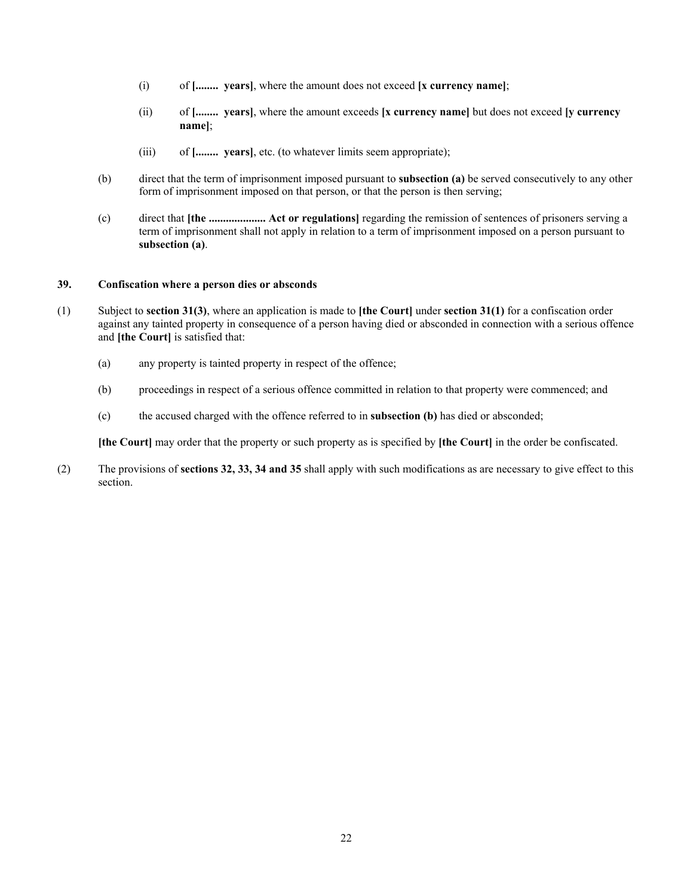(i) of **[........ years]**, where the amount does not exceed **[x currency name]**;

(ii) of **[........ years]**, where the amount exceeds **[x currency name]** but does not exceed **[y currency name]**;

(iii) of **[........ years]**, etc. (to whatever limits seem appropriate);

(b) direct that the term of imprisonment imposed pursuant to **subsection (a)** be served consecutively to any other form of imprisonment imposed on that person, or that the person is then serving;

(c) direct that **[the .................... Act or regulations]** regarding the remission of sentences of prisoners serving a term of imprisonment shall not apply in relation to a term of imprisonment imposed on a person pursuant to **subsection (a)**.

### 39. Confiscation where a person dies or absconds

(1) Subject to **section 31(3)**, where an application is made to **[the Court]** under **section 31(1)** for a confiscation order against any tainted property in consequence of a person having died or absconded in connection with a serious offence and **[the Court]** is satisfied that:

(a) any property is tainted property in respect of the offence;

(b) proceedings in respect of a serious offence committed in relation to that property were commenced; and

(c) the accused charged with the offence referred to in **subsection (b)** has died or absconded;

**[the Court]** may order that the property or such property as is specified by **[the Court]** in the order be confiscated.

(2) The provisions of **sections 32, 33, 34 and 35** shall apply with such modifications as are necessary to give effect to this section.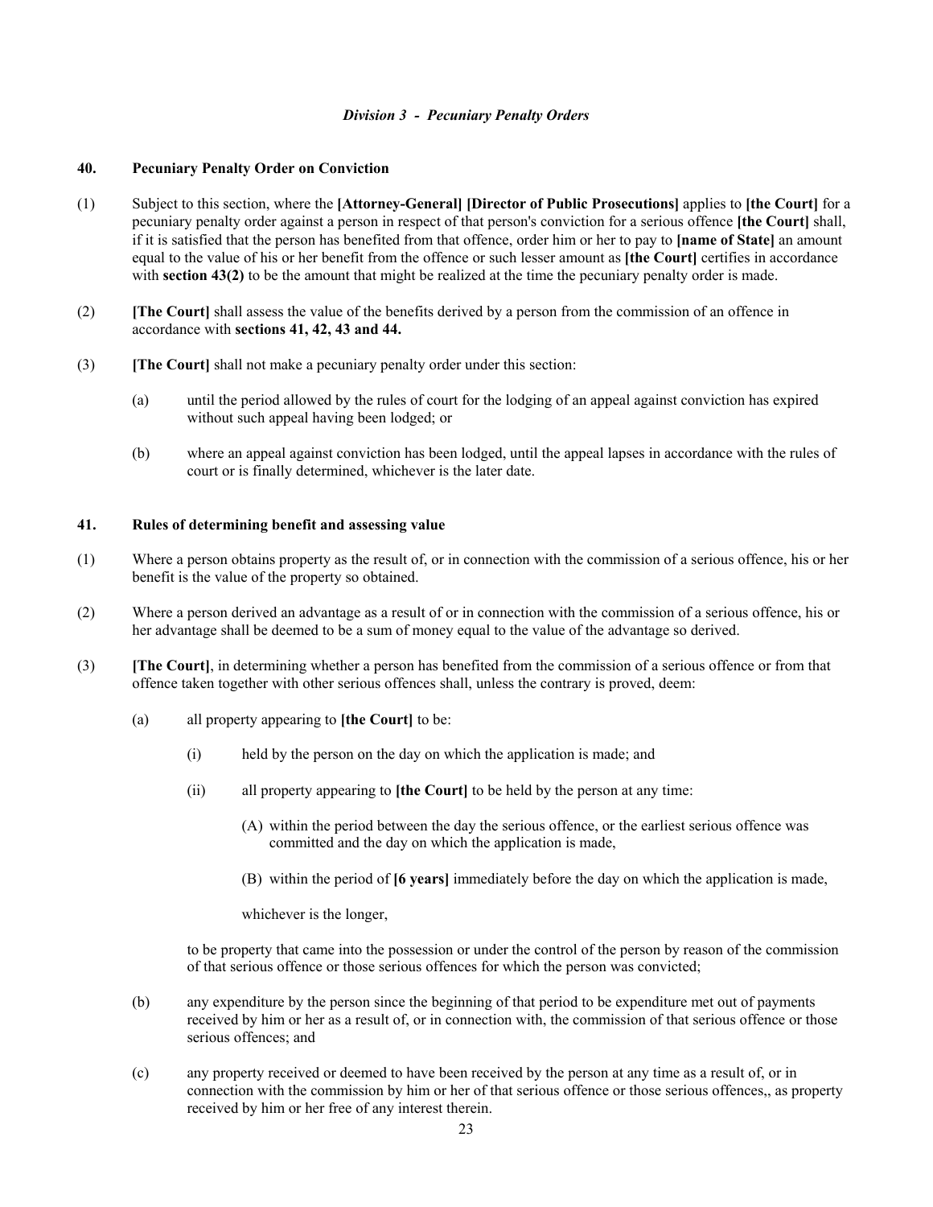*Division 3 - Pecuniary Penalty Orders*

### 40. Pecuniary Penalty Order on Conviction

(1) Subject to this section, where the **[Attorney-General] [Director of Public Prosecutions]** applies to **[the Court]** for a pecuniary penalty order against a person in respect of that person's conviction for a serious offence **[the Court]** shall, if it is satisfied that the person has benefited from that offence, order him or her to pay to **[name of State]** an amount equal to the value of his or her benefit from the offence or such lesser amount as **[the Court]** certifies in accordance with **section 43(2)** to be the amount that might be realized at the time the pecuniary penalty order is made.

(2) **[The Court]** shall assess the value of the benefits derived by a person from the commission of an offence in accordance with **sections 41, 42, 43 and 44.**

(3) **[The Court]** shall not make a pecuniary penalty order under this section:

(a) until the period allowed by the rules of court for the lodging of an appeal against conviction has expired without such appeal having been lodged; or

(b) where an appeal against conviction has been lodged, until the appeal lapses in accordance with the rules of court or is finally determined, whichever is the later date.

### 41. Rules of determining benefit and assessing value

(1) Where a person obtains property as the result of, or in connection with the commission of a serious offence, his or her benefit is the value of the property so obtained.

(2) Where a person derived an advantage as a result of or in connection with the commission of a serious offence, his or her advantage shall be deemed to be a sum of money equal to the value of the advantage so derived.

(3) **[The Court]**, in determining whether a person has benefited from the commission of a serious offence or from that offence taken together with other serious offences shall, unless the contrary is proved, deem:

(a) all property appearing to **[the Court]** to be:

(i) held by the person on the day on which the application is made; and

(ii) all property appearing to **[the Court]** to be held by the person at any time:

(A) within the period between the day the serious offence, or the earliest serious offence was committed and the day on which the application is made,

(B) within the period of **[6 years]** immediately before the day on which the application is made,

whichever is the longer,

to be property that came into the possession or under the control of the person by reason of the commission of that serious offence or those serious offences for which the person was convicted;

(b) any expenditure by the person since the beginning of that period to be expenditure met out of payments received by him or her as a result of, or in connection with, the commission of that serious offence or those serious offences; and

(c) any property received or deemed to have been received by the person at any time as a result of, or in connection with the commission by him or her of that serious offence or those serious offences,, as property received by him or her free of any interest therein.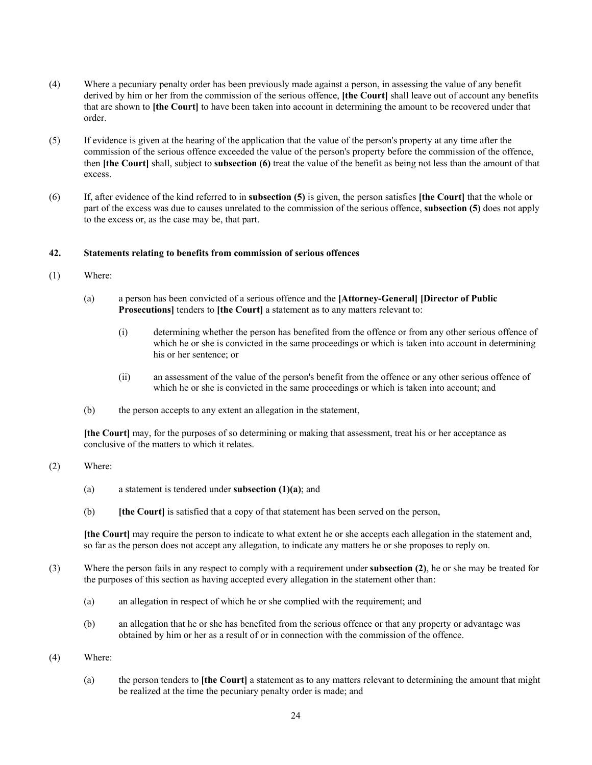(4) Where a pecuniary penalty order has been previously made against a person, in assessing the value of any benefit derived by him or her from the commission of the serious offence, **[the Court]** shall leave out of account any benefits that are shown to **[the Court]** to have been taken into account in determining the amount to be recovered under that order.

(5) If evidence is given at the hearing of the application that the value of the person's property at any time after the commission of the serious offence exceeded the value of the person's property before the commission of the offence, then **[the Court]** shall, subject to **subsection (6)** treat the value of the benefit as being not less than the amount of that excess.

(6) If, after evidence of the kind referred to in **subsection (5)** is given, the person satisfies **[the Court]** that the whole or part of the excess was due to causes unrelated to the commission of the serious offence, **subsection (5)** does not apply to the excess or, as the case may be, that part.

### 42. Statements relating to benefits from commission of serious offences

(1) Where:

(a) a person has been convicted of a serious offence and the **[Attorney-General] [Director of Public Prosecutions]** tenders to **[the Court]** a statement as to any matters relevant to:

(i) determining whether the person has benefited from the offence or from any other serious offence of which he or she is convicted in the same proceedings or which is taken into account in determining his or her sentence; or

(ii) an assessment of the value of the person's benefit from the offence or any other serious offence of which he or she is convicted in the same proceedings or which is taken into account; and

(b) the person accepts to any extent an allegation in the statement,

**[the Court]** may, for the purposes of so determining or making that assessment, treat his or her acceptance as conclusive of the matters to which it relates.

(2) Where:

(a) a statement is tendered under **subsection (1)(a)**; and

(b) **[the Court]** is satisfied that a copy of that statement has been served on the person,

**[the Court]** may require the person to indicate to what extent he or she accepts each allegation in the statement and, so far as the person does not accept any allegation, to indicate any matters he or she proposes to reply on.

(3) Where the person fails in any respect to comply with a requirement under **subsection (2)**, he or she may be treated for the purposes of this section as having accepted every allegation in the statement other than:

(a) an allegation in respect of which he or she complied with the requirement; and

(b) an allegation that he or she has benefited from the serious offence or that any property or advantage was obtained by him or her as a result of or in connection with the commission of the offence.

(4) Where:

(a) the person tenders to **[the Court]** a statement as to any matters relevant to determining the amount that might be realized at the time the pecuniary penalty order is made; and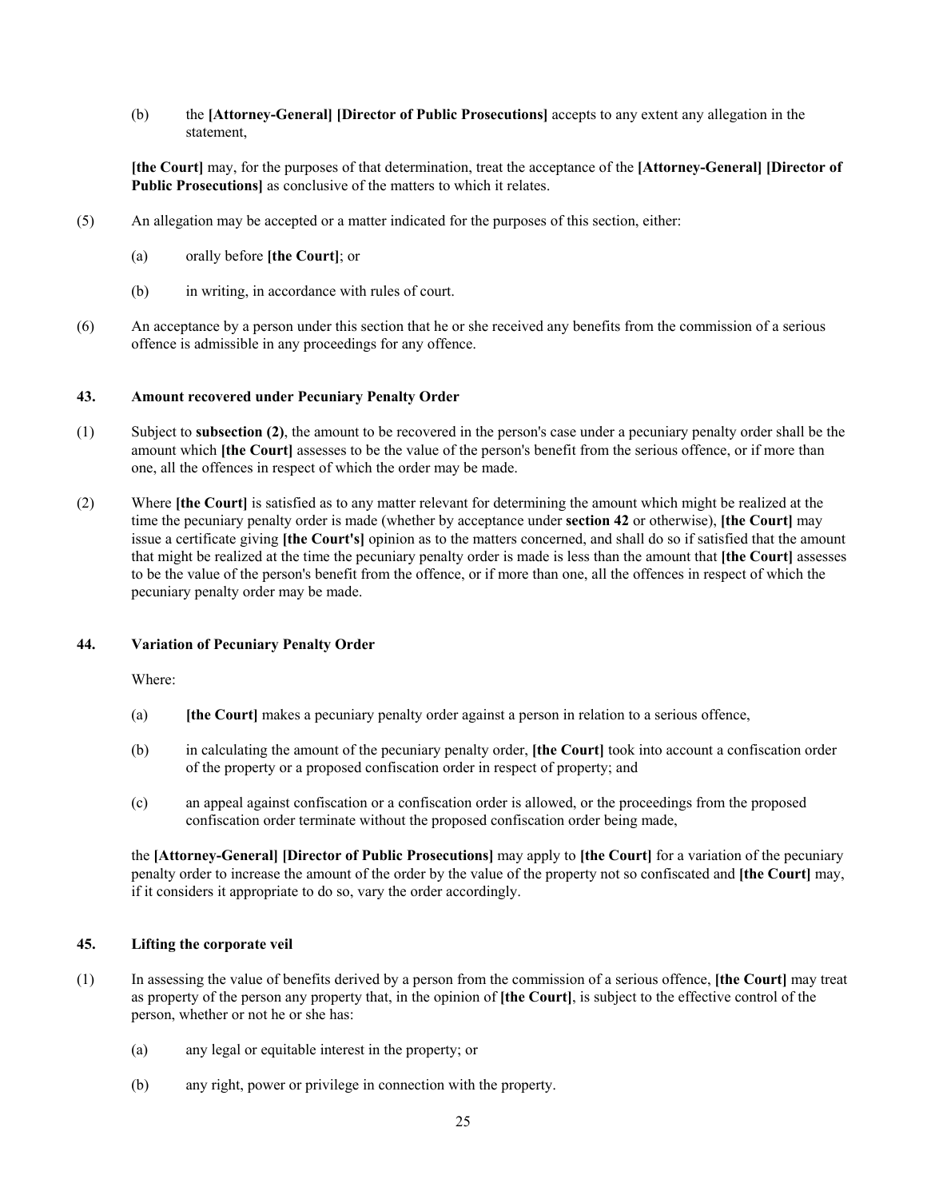(b) the **[Attorney-General] [Director of Public Prosecutions]** accepts to any extent any allegation in the statement,

**[the Court]** may, for the purposes of that determination, treat the acceptance of the **[Attorney-General] [Director of Public Prosecutions]** as conclusive of the matters to which it relates.

(5) An allegation may be accepted or a matter indicated for the purposes of this section, either:

(a) orally before **[the Court]**; or

(b) in writing, in accordance with rules of court.

(6) An acceptance by a person under this section that he or she received any benefits from the commission of a serious offence is admissible in any proceedings for any offence.

### 43. Amount recovered under Pecuniary Penalty Order

(1) Subject to **subsection (2)**, the amount to be recovered in the person's case under a pecuniary penalty order shall be the amount which **[the Court]** assesses to be the value of the person's benefit from the serious offence, or if more than one, all the offences in respect of which the order may be made.

(2) Where **[the Court]** is satisfied as to any matter relevant for determining the amount which might be realized at the time the pecuniary penalty order is made (whether by acceptance under **section 42** or otherwise), **[the Court]** may issue a certificate giving **[the Court's]** opinion as to the matters concerned, and shall do so if satisfied that the amount that might be realized at the time the pecuniary penalty order is made is less than the amount that **[the Court]** assesses to be the value of the person's benefit from the offence, or if more than one, all the offences in respect of which the pecuniary penalty order may be made.

### 44. Variation of Pecuniary Penalty Order

Where:

(a) **[the Court]** makes a pecuniary penalty order against a person in relation to a serious offence,

(b) in calculating the amount of the pecuniary penalty order, **[the Court]** took into account a confiscation order of the property or a proposed confiscation order in respect of property; and

(c) an appeal against confiscation or a confiscation order is allowed, or the proceedings from the proposed confiscation order terminate without the proposed confiscation order being made,

the **[Attorney-General] [Director of Public Prosecutions]** may apply to **[the Court]** for a variation of the pecuniary penalty order to increase the amount of the order by the value of the property not so confiscated and **[the Court]** may, if it considers it appropriate to do so, vary the order accordingly.

### 45. Lifting the corporate veil

(1) In assessing the value of benefits derived by a person from the commission of a serious offence, **[the Court]** may treat as property of the person any property that, in the opinion of **[the Court]**, is subject to the effective control of the person, whether or not he or she has:

(a) any legal or equitable interest in the property; or

(b) any right, power or privilege in connection with the property.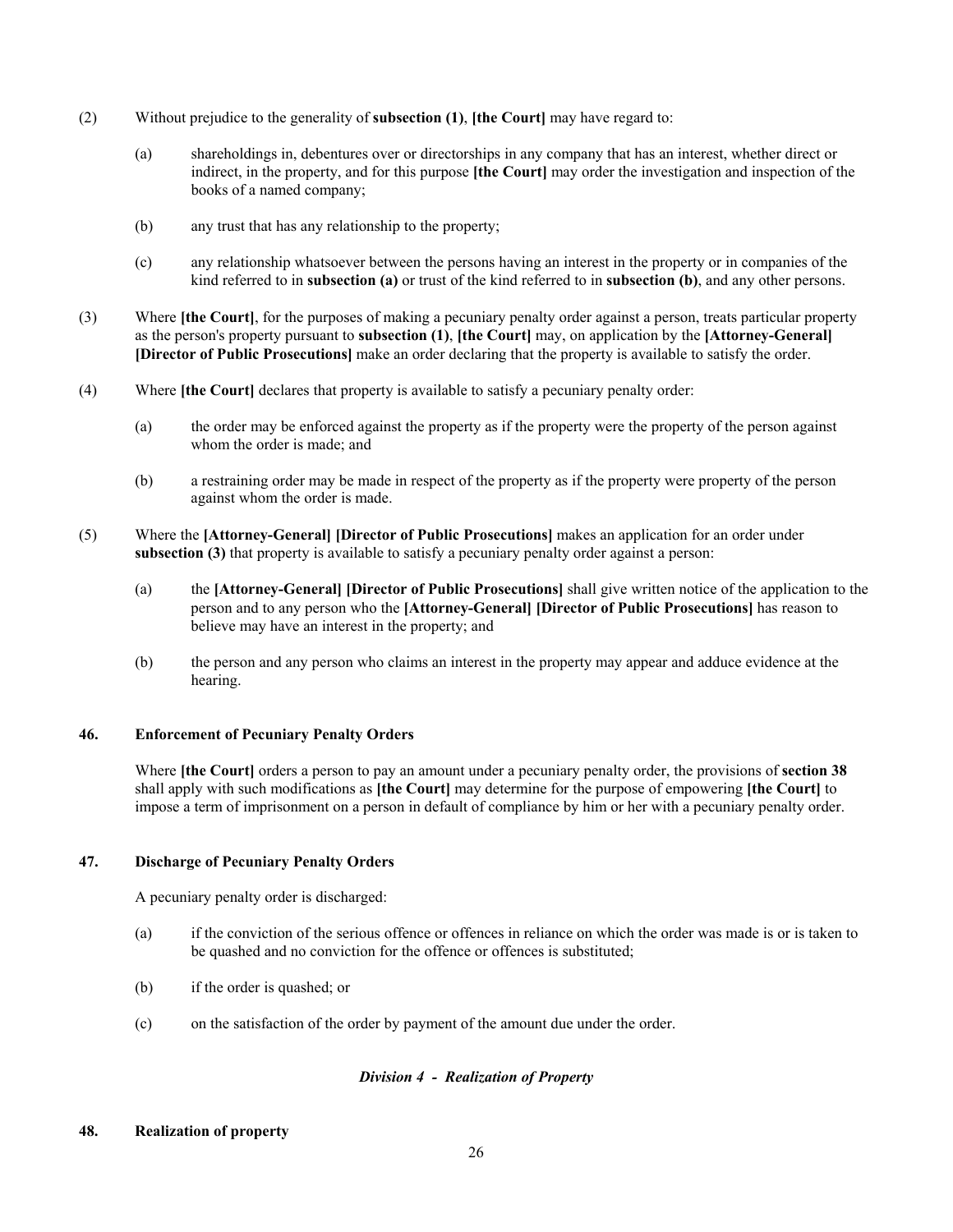(2) Without prejudice to the generality of **subsection (1)**, **[the Court]** may have regard to:

(a) shareholdings in, debentures over or directorships in any company that has an interest, whether direct or indirect, in the property, and for this purpose **[the Court]** may order the investigation and inspection of the books of a named company;

(b) any trust that has any relationship to the property;

(c) any relationship whatsoever between the persons having an interest in the property or in companies of the kind referred to in **subsection (a)** or trust of the kind referred to in **subsection (b)**, and any other persons.

(3) Where **[the Court]**, for the purposes of making a pecuniary penalty order against a person, treats particular property as the person's property pursuant to **subsection (1)**, **[the Court]** may, on application by the **[Attorney-General] [Director of Public Prosecutions]** make an order declaring that the property is available to satisfy the order.

(4) Where **[the Court]** declares that property is available to satisfy a pecuniary penalty order:

(a) the order may be enforced against the property as if the property were the property of the person against whom the order is made; and

(b) a restraining order may be made in respect of the property as if the property were property of the person against whom the order is made.

(5) Where the **[Attorney-General] [Director of Public Prosecutions]** makes an application for an order under **subsection (3)** that property is available to satisfy a pecuniary penalty order against a person:

(a) the **[Attorney-General] [Director of Public Prosecutions]** shall give written notice of the application to the person and to any person who the **[Attorney-General] [Director of Public Prosecutions]** has reason to believe may have an interest in the property; and

(b) the person and any person who claims an interest in the property may appear and adduce evidence at the hearing.

### 46. Enforcement of Pecuniary Penalty Orders

Where **[the Court]** orders a person to pay an amount under a pecuniary penalty order, the provisions of **section 38** shall apply with such modifications as **[the Court]** may determine for the purpose of empowering **[the Court]** to impose a term of imprisonment on a person in default of compliance by him or her with a pecuniary penalty order.

### 47. Discharge of Pecuniary Penalty Orders

A pecuniary penalty order is discharged:

(a) if the conviction of the serious offence or offences in reliance on which the order was made is or is taken to be quashed and no conviction for the offence or offences is substituted;

(b) if the order is quashed; or

(c) on the satisfaction of the order by payment of the amount due under the order.

## *Division 4 - Realization of Property*

### 48. Realization of property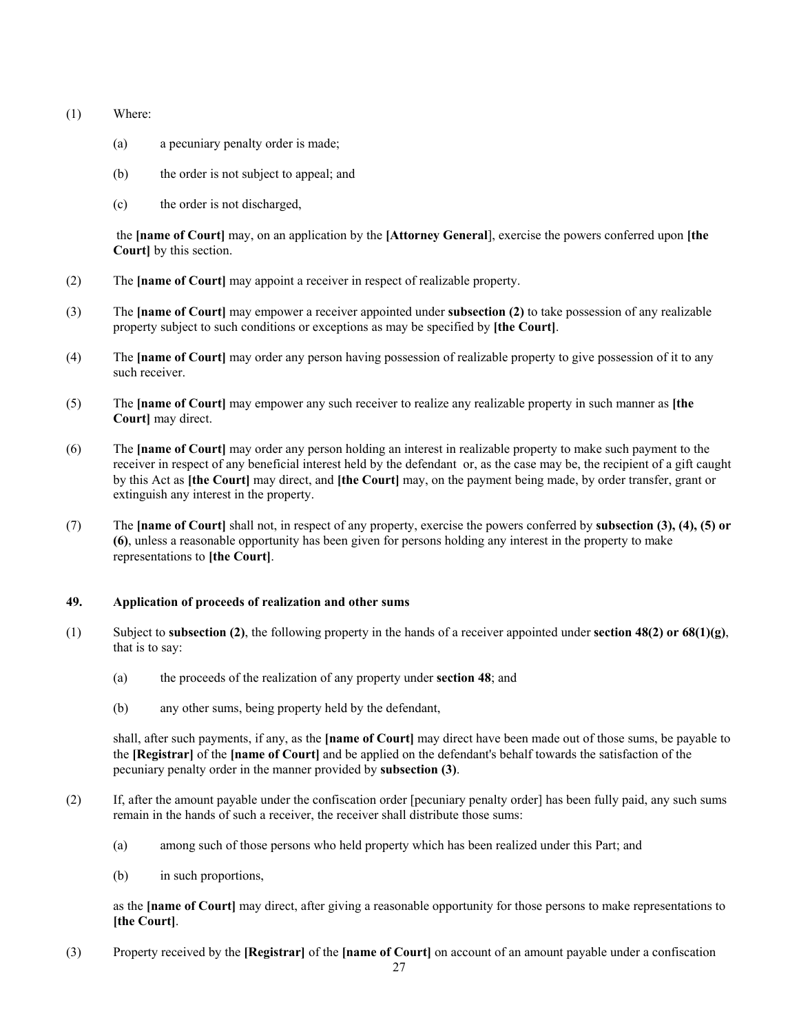(1) Where:

(a) a pecuniary penalty order is made;

(b) the order is not subject to appeal; and

(c) the order is not discharged,

the **[name of Court]** may, on an application by the **[Attorney General]**, exercise the powers conferred upon **[the Court]** by this section.

(2) The **[name of Court]** may appoint a receiver in respect of realizable property.

(3) The **[name of Court]** may empower a receiver appointed under **subsection (2)** to take possession of any realizable property subject to such conditions or exceptions as may be specified by **[the Court]**.

(4) The **[name of Court]** may order any person having possession of realizable property to give possession of it to any such receiver.

(5) The **[name of Court]** may empower any such receiver to realize any realizable property in such manner as **[the Court]** may direct.

(6) The **[name of Court]** may order any person holding an interest in realizable property to make such payment to the receiver in respect of any beneficial interest held by the defendant or, as the case may be, the recipient of a gift caught by this Act as **[the Court]** may direct, and **[the Court]** may, on the payment being made, by order transfer, grant or extinguish any interest in the property.

(7) The **[name of Court]** shall not, in respect of any property, exercise the powers conferred by **subsection (3), (4), (5) or (6)**, unless a reasonable opportunity has been given for persons holding any interest in the property to make representations to **[the Court]**.

### 49. Application of proceeds of realization and other sums

(1) Subject to **subsection (2)**, the following property in the hands of a receiver appointed under **section 48(2) or 68(1)(g)**, that is to say:

(a) the proceeds of the realization of any property under **section 48**; and

(b) any other sums, being property held by the defendant,

shall, after such payments, if any, as the **[name of Court]** may direct have been made out of those sums, be payable to the **[Registrar]** of the **[name of Court]** and be applied on the defendant's behalf towards the satisfaction of the pecuniary penalty order in the manner provided by **subsection (3)**.

(2) If, after the amount payable under the confiscation order [pecuniary penalty order] has been fully paid, any such sums remain in the hands of such a receiver, the receiver shall distribute those sums:

(a) among such of those persons who held property which has been realized under this Part; and

(b) in such proportions,

as the **[name of Court]** may direct, after giving a reasonable opportunity for those persons to make representations to **[the Court]**.

(3) Property received by the **[Registrar]** of the **[name of Court]** on account of an amount payable under a confiscation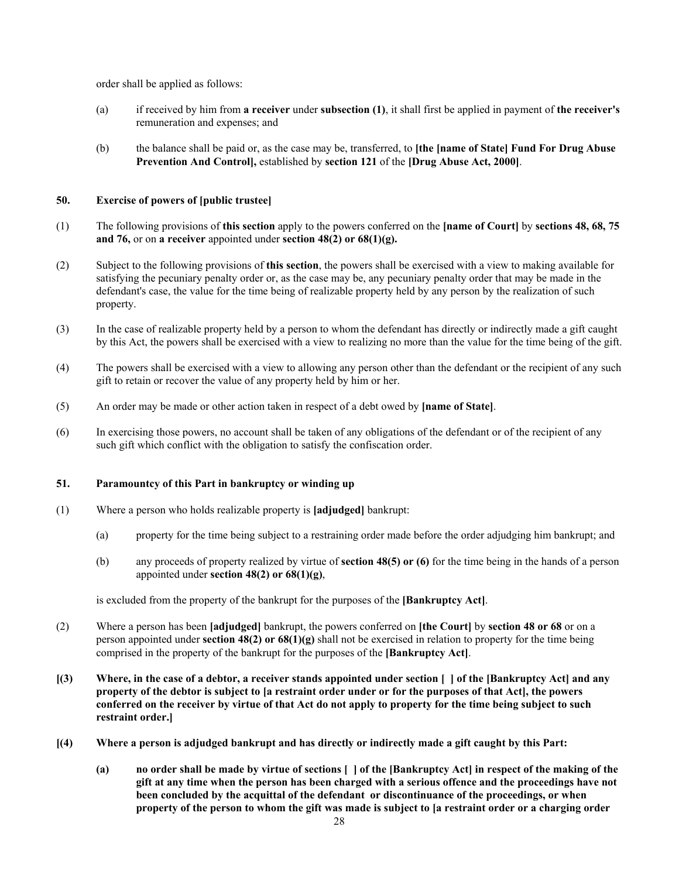order shall be applied as follows:

(a) if received by him from **a receiver** under **subsection (1)**, it shall first be applied in payment of **the receiver's** remuneration and expenses; and

(b) the balance shall be paid or, as the case may be, transferred, to **[the [name of State] Fund For Drug Abuse Prevention And Control],** established by **section 121** of the **[Drug Abuse Act, 2000]**.

### 50. Exercise of powers of [public trustee]

(1) The following provisions of **this section** apply to the powers conferred on the **[name of Court]** by **sections 48, 68, 75 and 76,** or on **a receiver** appointed under **section 48(2) or 68(1)(g).**

(2) Subject to the following provisions of **this section**, the powers shall be exercised with a view to making available for satisfying the pecuniary penalty order or, as the case may be, any pecuniary penalty order that may be made in the defendant's case, the value for the time being of realizable property held by any person by the realization of such property.

(3) In the case of realizable property held by a person to whom the defendant has directly or indirectly made a gift caught by this Act, the powers shall be exercised with a view to realizing no more than the value for the time being of the gift.

(4) The powers shall be exercised with a view to allowing any person other than the defendant or the recipient of any such gift to retain or recover the value of any property held by him or her.

(5) An order may be made or other action taken in respect of a debt owed by **[name of State]**.

(6) In exercising those powers, no account shall be taken of any obligations of the defendant or of the recipient of any such gift which conflict with the obligation to satisfy the confiscation order.

### 51. Paramountcy of this Part in bankruptcy or winding up

(1) Where a person who holds realizable property is **[adjudged]** bankrupt:

(a) property for the time being subject to a restraining order made before the order adjudging him bankrupt; and

(b) any proceeds of property realized by virtue of **section 48(5) or (6)** for the time being in the hands of a person appointed under **section 48(2) or 68(1)(g)**,

is excluded from the property of the bankrupt for the purposes of the **[Bankruptcy Act]**.

(2) Where a person has been **[adjudged]** bankrupt, the powers conferred on **[the Court]** by **section 48 or 68** or on a person appointed under **section 48(2) or 68(1)(g)** shall not be exercised in relation to property for the time being comprised in the property of the bankrupt for the purposes of the **[Bankruptcy Act]**.

**[(3) Where, in the case of a debtor, a receiver stands appointed under section [ ] of the [Bankruptcy Act] and any property of the debtor is subject to [a restraint order under or for the purposes of that Act], the powers conferred on the receiver by virtue of that Act do not apply to property for the time being subject to such restraint order.]**

**[(4) Where a person is adjudged bankrupt and has directly or indirectly made a gift caught by this Part:**

**(a) no order shall be made by virtue of sections [ ] of the [Bankruptcy Act] in respect of the making of the gift at any time when the person has been charged with a serious offence and the proceedings have not been concluded by the acquittal of the defendant or discontinuance of the proceedings, or when property of the person to whom the gift was made is subject to [a restraint order or a charging order**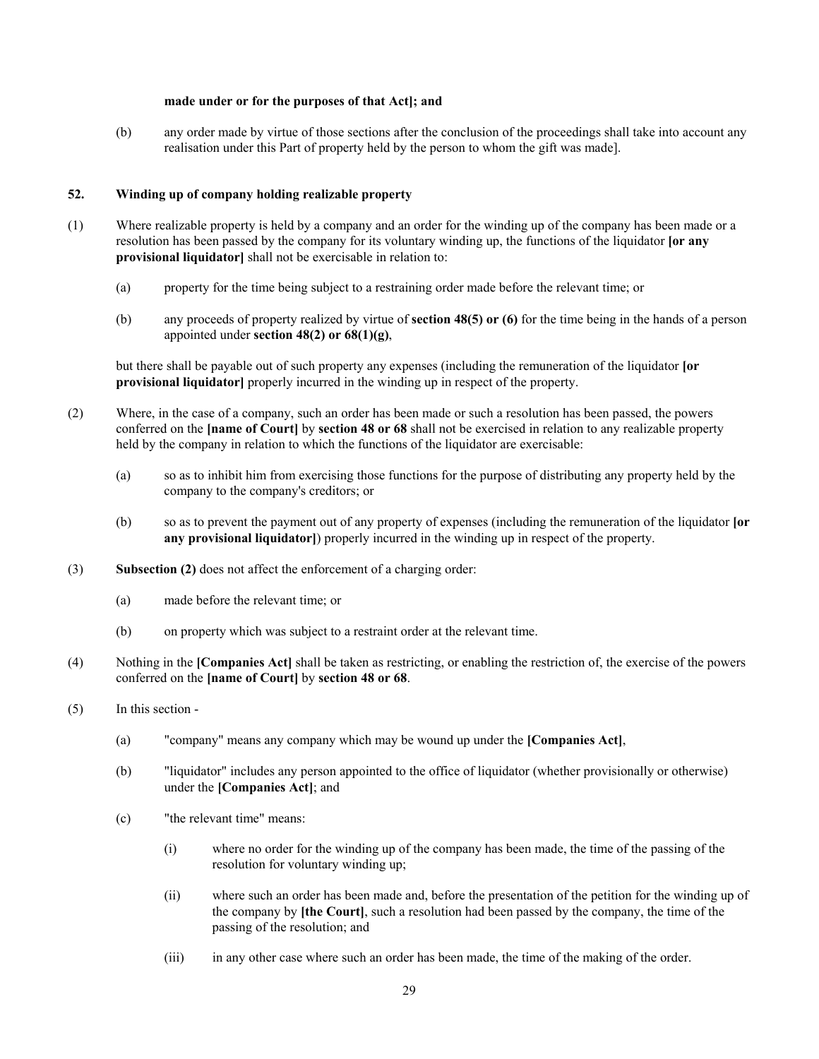**made under or for the purposes of that Act]; and**

(b) any order made by virtue of those sections after the conclusion of the proceedings shall take into account any realisation under this Part of property held by the person to whom the gift was made].

### 52. Winding up of company holding realizable property

(1) Where realizable property is held by a company and an order for the winding up of the company has been made or a resolution has been passed by the company for its voluntary winding up, the functions of the liquidator **[or any provisional liquidator]** shall not be exercisable in relation to:

(a) property for the time being subject to a restraining order made before the relevant time; or

(b) any proceeds of property realized by virtue of **section 48(5) or (6)** for the time being in the hands of a person appointed under **section 48(2) or 68(1)(g)**,

but there shall be payable out of such property any expenses (including the remuneration of the liquidator **[or provisional liquidator]** properly incurred in the winding up in respect of the property.

(2) Where, in the case of a company, such an order has been made or such a resolution has been passed, the powers conferred on the **[name of Court]** by **section 48 or 68** shall not be exercised in relation to any realizable property held by the company in relation to which the functions of the liquidator are exercisable:

(a) so as to inhibit him from exercising those functions for the purpose of distributing any property held by the company to the company's creditors; or

(b) so as to prevent the payment out of any property of expenses (including the remuneration of the liquidator **[or any provisional liquidator]**) properly incurred in the winding up in respect of the property.

(3) **Subsection (2)** does not affect the enforcement of a charging order:

(a) made before the relevant time; or

(b) on property which was subject to a restraint order at the relevant time.

(4) Nothing in the **[Companies Act]** shall be taken as restricting, or enabling the restriction of, the exercise of the powers conferred on the **[name of Court]** by **section 48 or 68**.

(5) In this section -

(a) "company" means any company which may be wound up under the **[Companies Act]**,

(b) "liquidator" includes any person appointed to the office of liquidator (whether provisionally or otherwise) under the **[Companies Act]**; and

(c) "the relevant time" means:

(i) where no order for the winding up of the company has been made, the time of the passing of the resolution for voluntary winding up;

(ii) where such an order has been made and, before the presentation of the petition for the winding up of the company by **[the Court]**, such a resolution had been passed by the company, the time of the passing of the resolution; and

(iii) in any other case where such an order has been made, the time of the making of the order.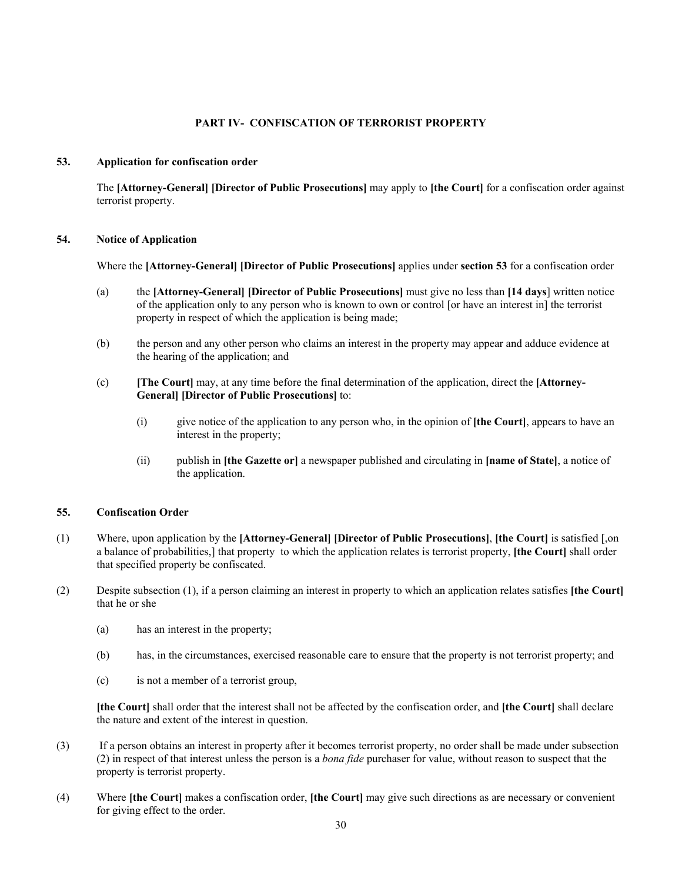## PART IV- CONFISCATION OF TERRORIST PROPERTY

### 53. Application for confiscation order

The **[Attorney-General] [Director of Public Prosecutions]** may apply to **[the Court]** for a confiscation order against terrorist property.

### 54. Notice of Application

Where the **[Attorney-General] [Director of Public Prosecutions]** applies under **section 53** for a confiscation order

(a) the **[Attorney-General] [Director of Public Prosecutions]** must give no less than **[14 days]** written notice of the application only to any person who is known to own or control [or have an interest in] the terrorist property in respect of which the application is being made;

(b) the person and any other person who claims an interest in the property may appear and adduce evidence at the hearing of the application; and

(c) **[The Court]** may, at any time before the final determination of the application, direct the **[Attorney-General] [Director of Public Prosecutions]** to:

  (i) give notice of the application to any person who, in the opinion of **[the Court]**, appears to have an interest in the property;

  (ii) publish in **[the Gazette or]** a newspaper published and circulating in **[name of State]**, a notice of the application.

### 55. Confiscation Order

(1) Where, upon application by the **[Attorney-General] [Director of Public Prosecutions]**, **[the Court]** is satisfied [,on a balance of probabilities,] that property to which the application relates is terrorist property, **[the Court]** shall order that specified property be confiscated.

(2) Despite subsection (1), if a person claiming an interest in property to which an application relates satisfies **[the Court]** that he or she

  (a) has an interest in the property;

  (b) has, in the circumstances, exercised reasonable care to ensure that the property is not terrorist property; and

  (c) is not a member of a terrorist group,

**[the Court]** shall order that the interest shall not be affected by the confiscation order, and **[the Court]** shall declare the nature and extent of the interest in question.

(3) If a person obtains an interest in property after it becomes terrorist property, no order shall be made under subsection (2) in respect of that interest unless the person is a *bona fide* purchaser for value, without reason to suspect that the property is terrorist property.

(4) Where **[the Court]** makes a confiscation order, **[the Court]** may give such directions as are necessary or convenient for giving effect to the order.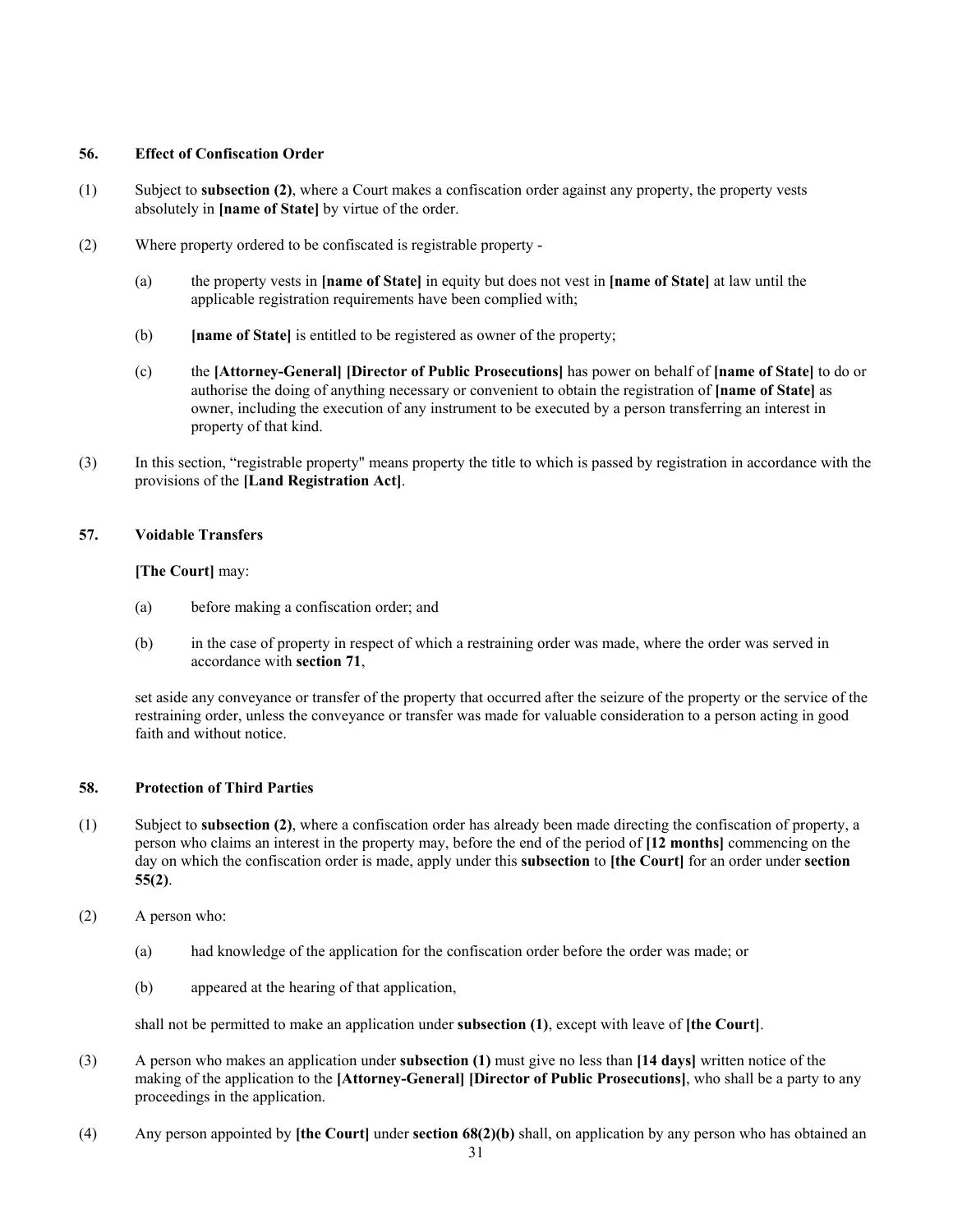### 56. Effect of Confiscation Order

(1) Subject to **subsection (2)**, where a Court makes a confiscation order against any property, the property vests absolutely in **[name of State]** by virtue of the order.

(2) Where property ordered to be confiscated is registrable property -

(a) the property vests in **[name of State]** in equity but does not vest in **[name of State]** at law until the applicable registration requirements have been complied with;

(b) **[name of State]** is entitled to be registered as owner of the property;

(c) the **[Attorney-General] [Director of Public Prosecutions]** has power on behalf of **[name of State]** to do or authorise the doing of anything necessary or convenient to obtain the registration of **[name of State]** as owner, including the execution of any instrument to be executed by a person transferring an interest in property of that kind.

(3) In this section, "registrable property" means property the title to which is passed by registration in accordance with the provisions of the **[Land Registration Act]**.

### 57. Voidable Transfers

**[The Court]** may:

(a) before making a confiscation order; and

(b) in the case of property in respect of which a restraining order was made, where the order was served in accordance with **section 71**,

set aside any conveyance or transfer of the property that occurred after the seizure of the property or the service of the restraining order, unless the conveyance or transfer was made for valuable consideration to a person acting in good faith and without notice.

### 58. Protection of Third Parties

(1) Subject to **subsection (2)**, where a confiscation order has already been made directing the confiscation of property, a person who claims an interest in the property may, before the end of the period of **[12 months]** commencing on the day on which the confiscation order is made, apply under this **subsection** to **[the Court]** for an order under **section 55(2)**.

(2) A person who:

(a) had knowledge of the application for the confiscation order before the order was made; or

(b) appeared at the hearing of that application,

shall not be permitted to make an application under **subsection (1)**, except with leave of **[the Court]**.

(3) A person who makes an application under **subsection (1)** must give no less than **[14 days]** written notice of the making of the application to the **[Attorney-General] [Director of Public Prosecutions]**, who shall be a party to any proceedings in the application.

(4) Any person appointed by **[the Court]** under **section 68(2)(b)** shall, on application by any person who has obtained an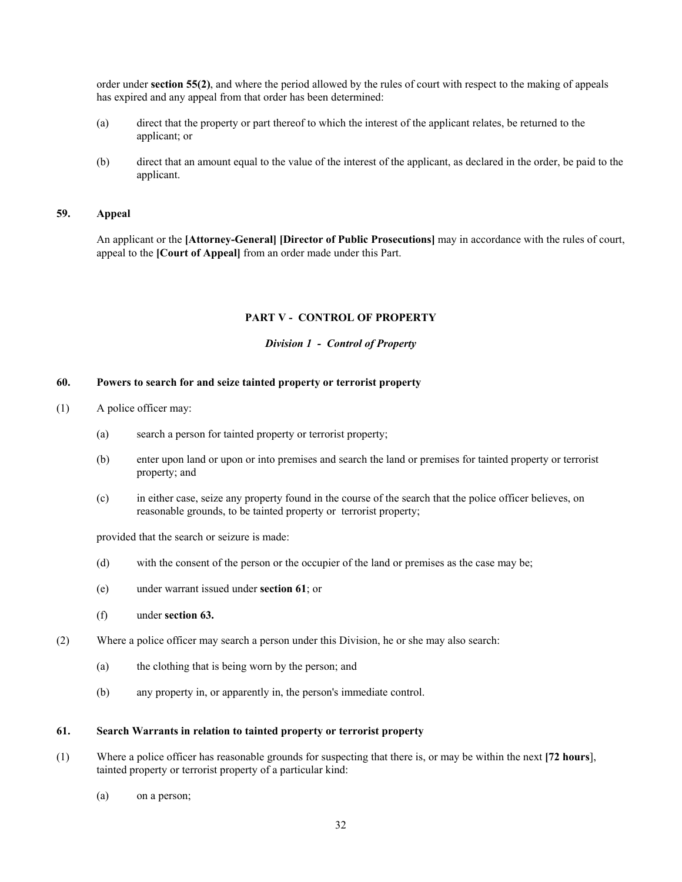order under **section 55(2)**, and where the period allowed by the rules of court with respect to the making of appeals has expired and any appeal from that order has been determined:

(a) direct that the property or part thereof to which the interest of the applicant relates, be returned to the applicant; or

(b) direct that an amount equal to the value of the interest of the applicant, as declared in the order, be paid to the applicant.

### 59. Appeal

An applicant or the **[Attorney-General] [Director of Public Prosecutions]** may in accordance with the rules of court, appeal to the **[Court of Appeal]** from an order made under this Part.

## PART V - CONTROL OF PROPERTY

### *Division 1 - Control of Property*

### 60. Powers to search for and seize tainted property or terrorist property

(1) A police officer may:

(a) search a person for tainted property or terrorist property;

(b) enter upon land or upon or into premises and search the land or premises for tainted property or terrorist property; and

(c) in either case, seize any property found in the course of the search that the police officer believes, on reasonable grounds, to be tainted property or terrorist property;

provided that the search or seizure is made:

(d) with the consent of the person or the occupier of the land or premises as the case may be;

(e) under warrant issued under **section 61**; or

(f) under **section 63.**

(2) Where a police officer may search a person under this Division, he or she may also search:

(a) the clothing that is being worn by the person; and

(b) any property in, or apparently in, the person's immediate control.

### 61. Search Warrants in relation to tainted property or terrorist property

(1) Where a police officer has reasonable grounds for suspecting that there is, or may be within the next **[72 hours]**, tainted property or terrorist property of a particular kind:

(a) on a person;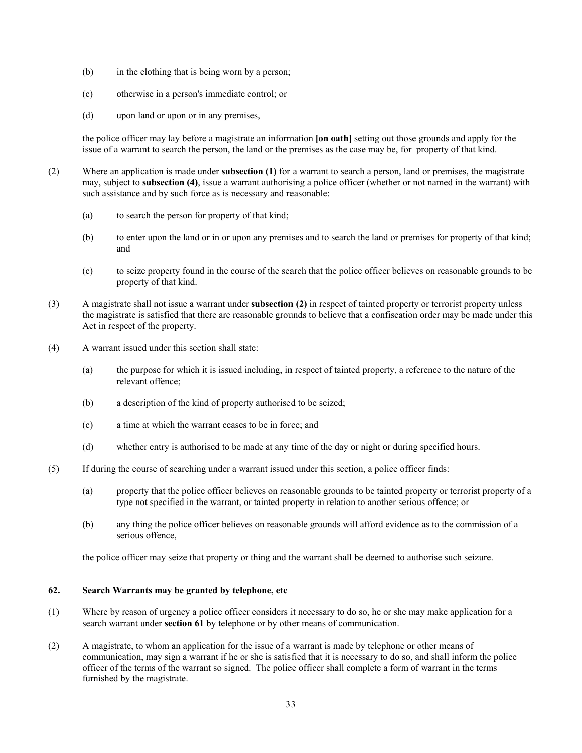(b) in the clothing that is being worn by a person;

(c) otherwise in a person's immediate control; or

(d) upon land or upon or in any premises,

the police officer may lay before a magistrate an information **[on oath]** setting out those grounds and apply for the issue of a warrant to search the person, the land or the premises as the case may be, for property of that kind.

(2) Where an application is made under **subsection (1)** for a warrant to search a person, land or premises, the magistrate may, subject to **subsection (4)**, issue a warrant authorising a police officer (whether or not named in the warrant) with such assistance and by such force as is necessary and reasonable:

(a) to search the person for property of that kind;

(b) to enter upon the land or in or upon any premises and to search the land or premises for property of that kind; and

(c) to seize property found in the course of the search that the police officer believes on reasonable grounds to be property of that kind.

(3) A magistrate shall not issue a warrant under **subsection (2)** in respect of tainted property or terrorist property unless the magistrate is satisfied that there are reasonable grounds to believe that a confiscation order may be made under this Act in respect of the property.

(4) A warrant issued under this section shall state:

(a) the purpose for which it is issued including, in respect of tainted property, a reference to the nature of the relevant offence;

(b) a description of the kind of property authorised to be seized;

(c) a time at which the warrant ceases to be in force; and

(d) whether entry is authorised to be made at any time of the day or night or during specified hours.

(5) If during the course of searching under a warrant issued under this section, a police officer finds:

(a) property that the police officer believes on reasonable grounds to be tainted property or terrorist property of a type not specified in the warrant, or tainted property in relation to another serious offence; or

(b) any thing the police officer believes on reasonable grounds will afford evidence as to the commission of a serious offence,

the police officer may seize that property or thing and the warrant shall be deemed to authorise such seizure.

### 62. Search Warrants may be granted by telephone, etc

(1) Where by reason of urgency a police officer considers it necessary to do so, he or she may make application for a search warrant under **section 61** by telephone or by other means of communication.

(2) A magistrate, to whom an application for the issue of a warrant is made by telephone or other means of communication, may sign a warrant if he or she is satisfied that it is necessary to do so, and shall inform the police officer of the terms of the warrant so signed. The police officer shall complete a form of warrant in the terms furnished by the magistrate.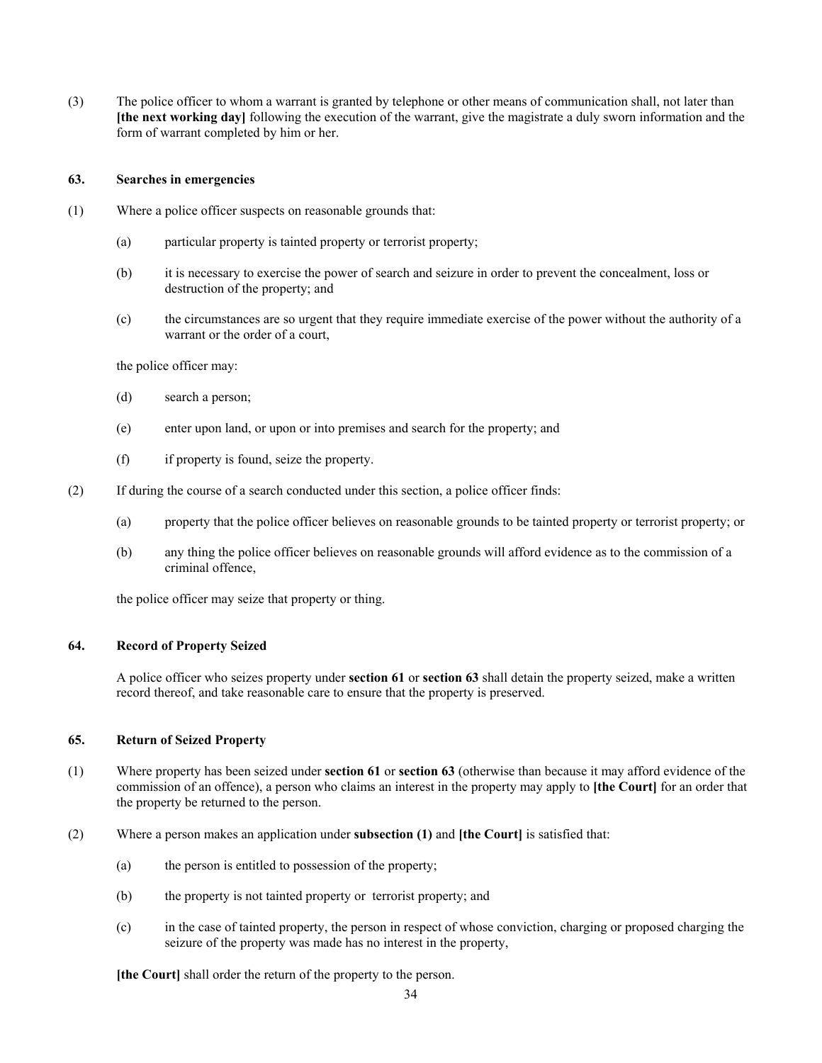(3) The police officer to whom a warrant is granted by telephone or other means of communication shall, not later than **[the next working day]** following the execution of the warrant, give the magistrate a duly sworn information and the form of warrant completed by him or her.

### 63. Searches in emergencies

(1) Where a police officer suspects on reasonable grounds that:

(a) particular property is tainted property or terrorist property;

(b) it is necessary to exercise the power of search and seizure in order to prevent the concealment, loss or destruction of the property; and

(c) the circumstances are so urgent that they require immediate exercise of the power without the authority of a warrant or the order of a court,

the police officer may:

(d) search a person;

(e) enter upon land, or upon or into premises and search for the property; and

(f) if property is found, seize the property.

(2) If during the course of a search conducted under this section, a police officer finds:

(a) property that the police officer believes on reasonable grounds to be tainted property or terrorist property; or

(b) any thing the police officer believes on reasonable grounds will afford evidence as to the commission of a criminal offence,

the police officer may seize that property or thing.

### 64. Record of Property Seized

A police officer who seizes property under **section 61** or **section 63** shall detain the property seized, make a written record thereof, and take reasonable care to ensure that the property is preserved.

### 65. Return of Seized Property

(1) Where property has been seized under **section 61** or **section 63** (otherwise than because it may afford evidence of the commission of an offence), a person who claims an interest in the property may apply to **[the Court]** for an order that the property be returned to the person.

(2) Where a person makes an application under **subsection (1)** and **[the Court]** is satisfied that:

(a) the person is entitled to possession of the property;

(b) the property is not tainted property or terrorist property; and

(c) in the case of tainted property, the person in respect of whose conviction, charging or proposed charging the seizure of the property was made has no interest in the property,

**[the Court]** shall order the return of the property to the person.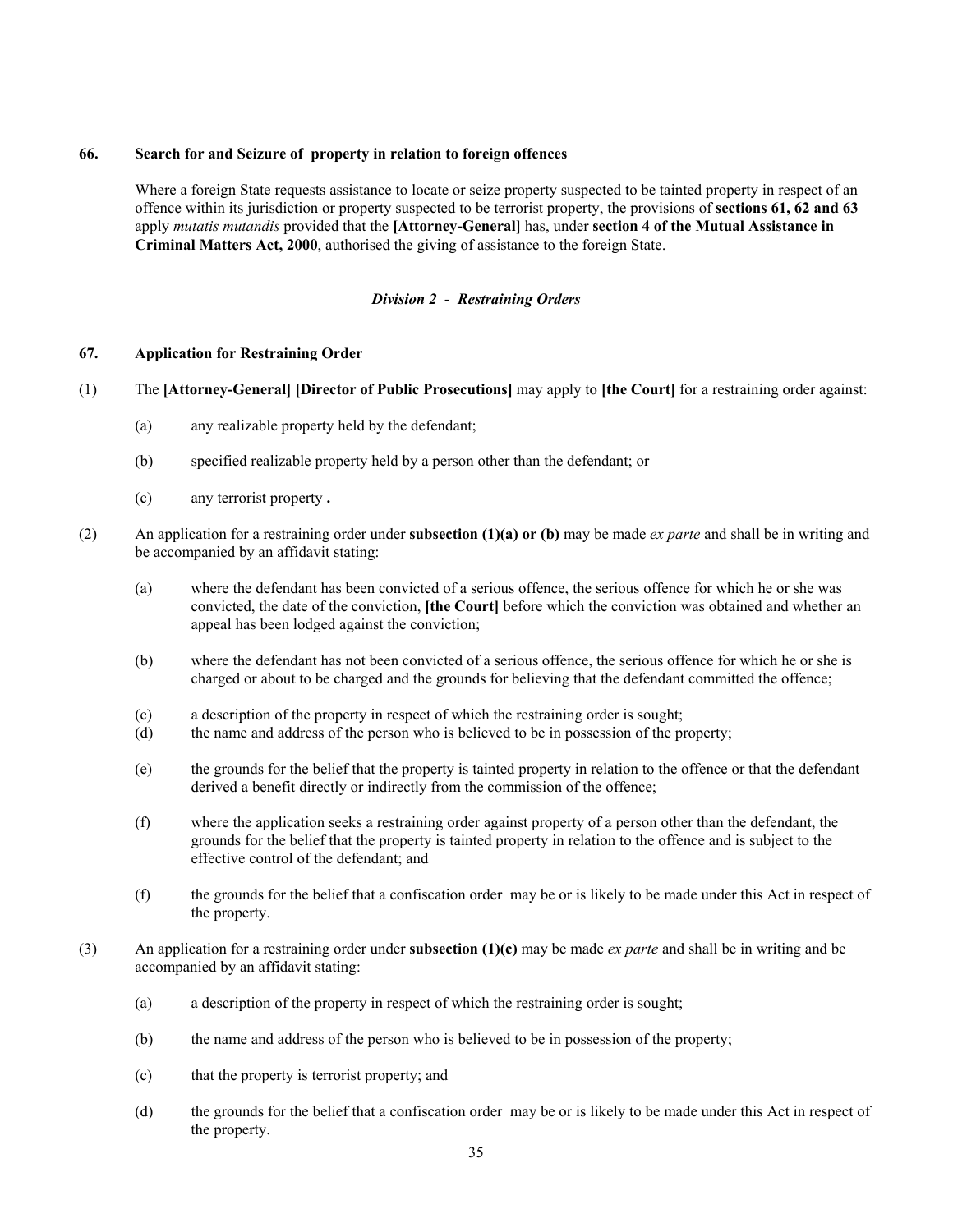**66. Search for and Seizure of property in relation to foreign offences**

Where a foreign State requests assistance to locate or seize property suspected to be tainted property in respect of an offence within its jurisdiction or property suspected to be terrorist property, the provisions of **sections 61, 62 and 63** apply *mutatis mutandis* provided that the **[Attorney-General]** has, under **section 4 of the Mutual Assistance in Criminal Matters Act, 2000**, authorised the giving of assistance to the foreign State.

***Division 2 - Restraining Orders***

**67. Application for Restraining Order**

(1) The **[Attorney-General] [Director of Public Prosecutions]** may apply to **[the Court]** for a restraining order against:

(a) any realizable property held by the defendant;

(b) specified realizable property held by a person other than the defendant; or

(c) any terrorist property **.**

(2) An application for a restraining order under **subsection (1)(a) or (b)** may be made *ex parte* and shall be in writing and be accompanied by an affidavit stating:

(a) where the defendant has been convicted of a serious offence, the serious offence for which he or she was convicted, the date of the conviction, **[the Court]** before which the conviction was obtained and whether an appeal has been lodged against the conviction;

(b) where the defendant has not been convicted of a serious offence, the serious offence for which he or she is charged or about to be charged and the grounds for believing that the defendant committed the offence;

(c) a description of the property in respect of which the restraining order is sought;

(d) the name and address of the person who is believed to be in possession of the property;

(e) the grounds for the belief that the property is tainted property in relation to the offence or that the defendant derived a benefit directly or indirectly from the commission of the offence;

(f) where the application seeks a restraining order against property of a person other than the defendant, the grounds for the belief that the property is tainted property in relation to the offence and is subject to the effective control of the defendant; and

(f) the grounds for the belief that a confiscation order may be or is likely to be made under this Act in respect of the property.

(3) An application for a restraining order under **subsection (1)(c)** may be made *ex parte* and shall be in writing and be accompanied by an affidavit stating:

(a) a description of the property in respect of which the restraining order is sought;

(b) the name and address of the person who is believed to be in possession of the property;

(c) that the property is terrorist property; and

(d) the grounds for the belief that a confiscation order may be or is likely to be made under this Act in respect of the property.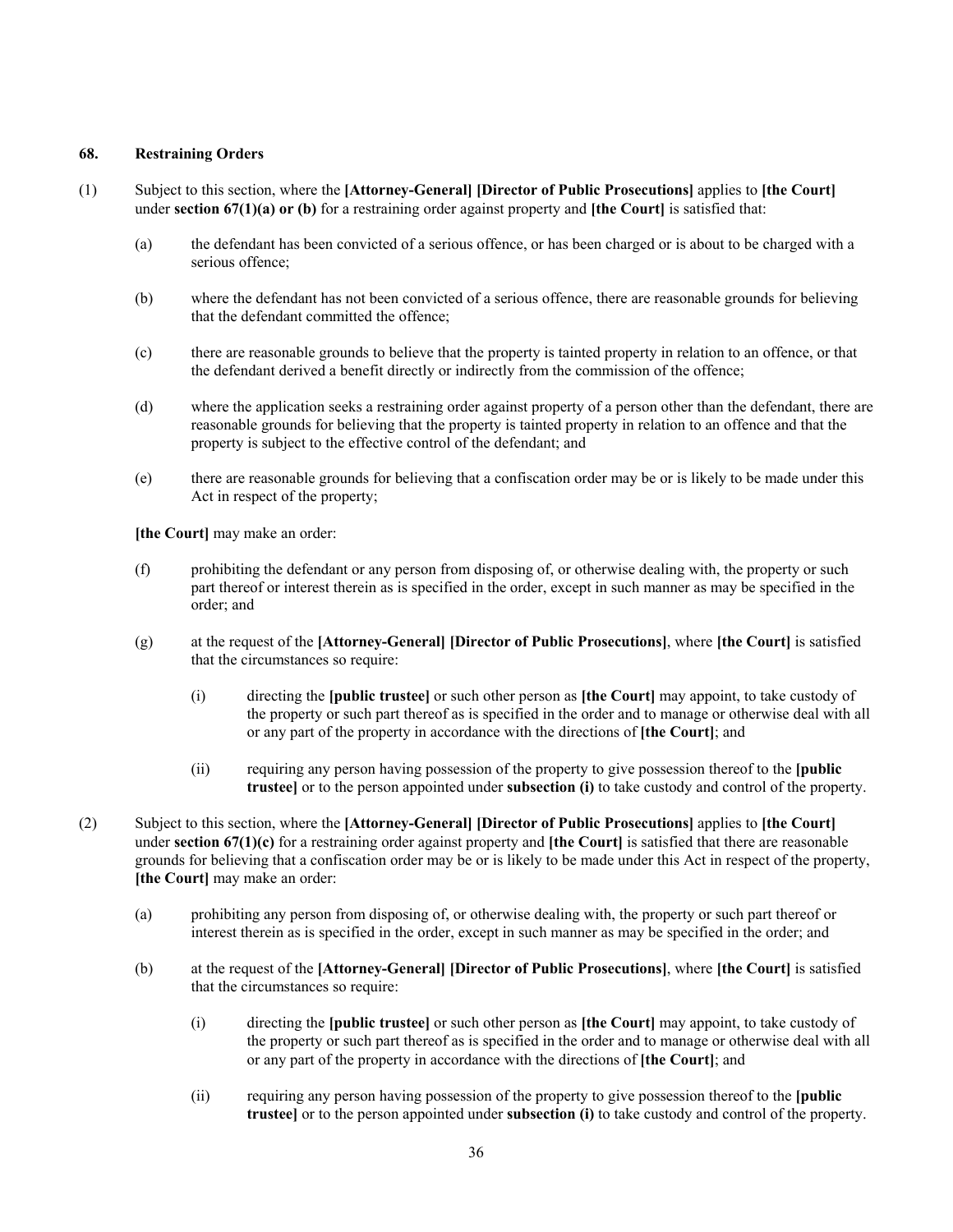### 68. Restraining Orders

(1) Subject to this section, where the **[Attorney-General] [Director of Public Prosecutions]** applies to **[the Court]** under **section 67(1)(a) or (b)** for a restraining order against property and **[the Court]** is satisfied that:

> (a) the defendant has been convicted of a serious offence, or has been charged or is about to be charged with a serious offence;
>
> (b) where the defendant has not been convicted of a serious offence, there are reasonable grounds for believing that the defendant committed the offence;
>
> (c) there are reasonable grounds to believe that the property is tainted property in relation to an offence, or that the defendant derived a benefit directly or indirectly from the commission of the offence;
>
> (d) where the application seeks a restraining order against property of a person other than the defendant, there are reasonable grounds for believing that the property is tainted property in relation to an offence and that the property is subject to the effective control of the defendant; and
>
> (e) there are reasonable grounds for believing that a confiscation order may be or is likely to be made under this Act in respect of the property;

**[the Court]** may make an order:

> (f) prohibiting the defendant or any person from disposing of, or otherwise dealing with, the property or such part thereof or interest therein as is specified in the order, except in such manner as may be specified in the order; and
>
> (g) at the request of the **[Attorney-General] [Director of Public Prosecutions]**, where **[the Court]** is satisfied that the circumstances so require:
>
> > (i) directing the **[public trustee]** or such other person as **[the Court]** may appoint, to take custody of the property or such part thereof as is specified in the order and to manage or otherwise deal with all or any part of the property in accordance with the directions of **[the Court]**; and
> >
> > (ii) requiring any person having possession of the property to give possession thereof to the **[public trustee]** or to the person appointed under **subsection (i)** to take custody and control of the property.

(2) Subject to this section, where the **[Attorney-General] [Director of Public Prosecutions]** applies to **[the Court]** under **section 67(1)(c)** for a restraining order against property and **[the Court]** is satisfied that there are reasonable grounds for believing that a confiscation order may be or is likely to be made under this Act in respect of the property, **[the Court]** may make an order:

> (a) prohibiting any person from disposing of, or otherwise dealing with, the property or such part thereof or interest therein as is specified in the order, except in such manner as may be specified in the order; and
>
> (b) at the request of the **[Attorney-General] [Director of Public Prosecutions]**, where **[the Court]** is satisfied that the circumstances so require:
>
> > (i) directing the **[public trustee]** or such other person as **[the Court]** may appoint, to take custody of the property or such part thereof as is specified in the order and to manage or otherwise deal with all or any part of the property in accordance with the directions of **[the Court]**; and
> >
> > (ii) requiring any person having possession of the property to give possession thereof to the **[public trustee]** or to the person appointed under **subsection (i)** to take custody and control of the property.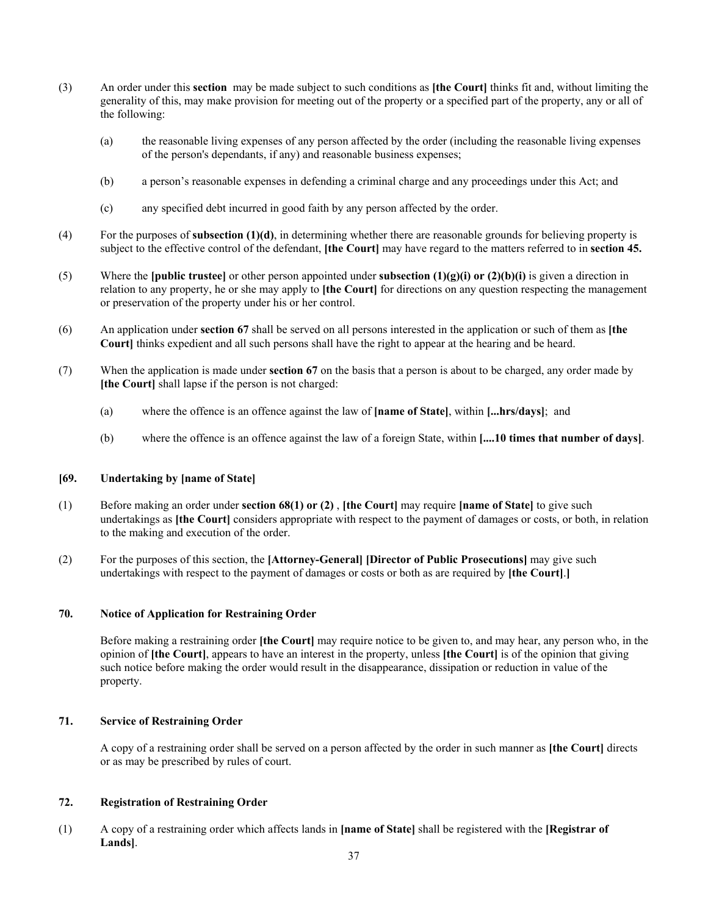(3) An order under this **section** may be made subject to such conditions as **[the Court]** thinks fit and, without limiting the generality of this, may make provision for meeting out of the property or a specified part of the property, any or all of the following:

  (a) the reasonable living expenses of any person affected by the order (including the reasonable living expenses of the person's dependants, if any) and reasonable business expenses;

  (b) a person's reasonable expenses in defending a criminal charge and any proceedings under this Act; and

  (c) any specified debt incurred in good faith by any person affected by the order.

(4) For the purposes of **subsection (1)(d)**, in determining whether there are reasonable grounds for believing property is subject to the effective control of the defendant, **[the Court]** may have regard to the matters referred to in **section 45.**

(5) Where the **[public trustee]** or other person appointed under **subsection (1)(g)(i) or (2)(b)(i)** is given a direction in relation to any property, he or she may apply to **[the Court]** for directions on any question respecting the management or preservation of the property under his or her control.

(6) An application under **section 67** shall be served on all persons interested in the application or such of them as **[the Court]** thinks expedient and all such persons shall have the right to appear at the hearing and be heard.

(7) When the application is made under **section 67** on the basis that a person is about to be charged, any order made by **[the Court]** shall lapse if the person is not charged:

  (a) where the offence is an offence against the law of **[name of State]**, within **[...hrs/days]**; and

  (b) where the offence is an offence against the law of a foreign State, within **[....10 times that number of days]**.

### [69. Undertaking by [name of State]

(1) Before making an order under **section 68(1) or (2)** , **[the Court]** may require **[name of State]** to give such undertakings as **[the Court]** considers appropriate with respect to the payment of damages or costs, or both, in relation to the making and execution of the order.

(2) For the purposes of this section, the **[Attorney-General] [Director of Public Prosecutions]** may give such undertakings with respect to the payment of damages or costs or both as are required by **[the Court]**.**]**

### 70. Notice of Application for Restraining Order

Before making a restraining order **[the Court]** may require notice to be given to, and may hear, any person who, in the opinion of **[the Court]**, appears to have an interest in the property, unless **[the Court]** is of the opinion that giving such notice before making the order would result in the disappearance, dissipation or reduction in value of the property.

### 71. Service of Restraining Order

A copy of a restraining order shall be served on a person affected by the order in such manner as **[the Court]** directs or as may be prescribed by rules of court.

### 72. Registration of Restraining Order

(1) A copy of a restraining order which affects lands in **[name of State]** shall be registered with the **[Registrar of Lands]**.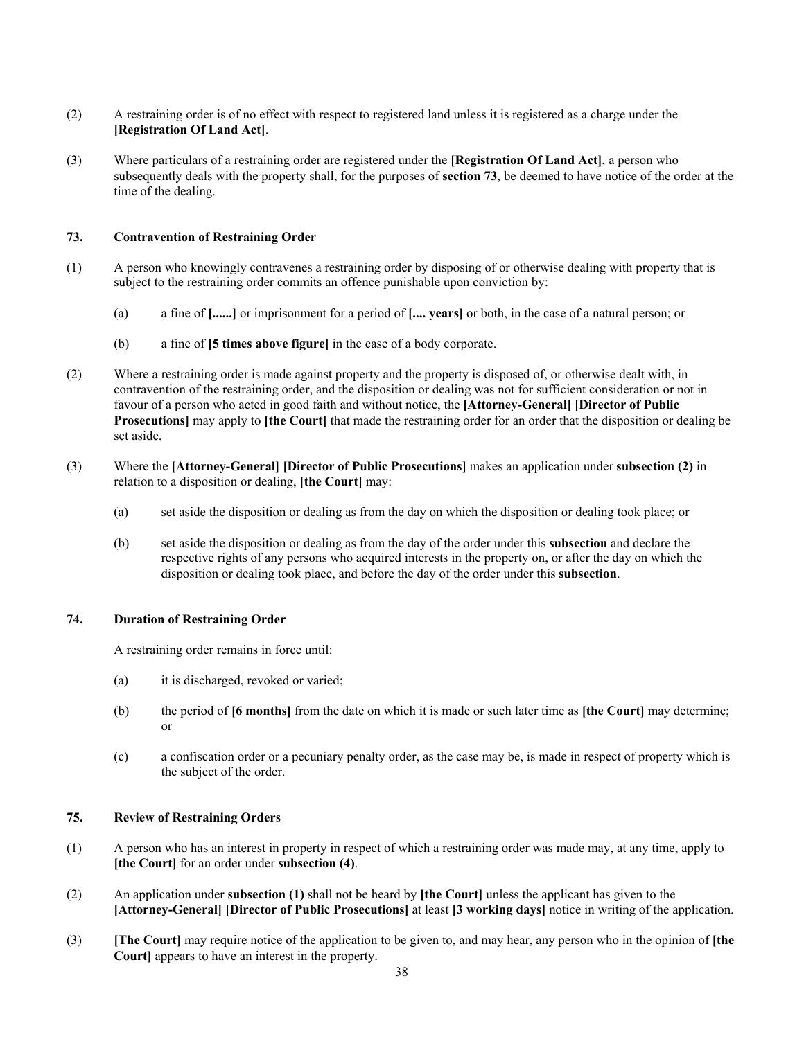(2) A restraining order is of no effect with respect to registered land unless it is registered as a charge under the **[Registration Of Land Act]**.

(3) Where particulars of a restraining order are registered under the **[Registration Of Land Act]**, a person who subsequently deals with the property shall, for the purposes of **section 73**, be deemed to have notice of the order at the time of the dealing.

### 73. Contravention of Restraining Order

(1) A person who knowingly contravenes a restraining order by disposing of or otherwise dealing with property that is subject to the restraining order commits an offence punishable upon conviction by:

(a) a fine of **[......]** or imprisonment for a period of **[.... years]** or both, in the case of a natural person; or

(b) a fine of **[5 times above figure]** in the case of a body corporate.

(2) Where a restraining order is made against property and the property is disposed of, or otherwise dealt with, in contravention of the restraining order, and the disposition or dealing was not for sufficient consideration or not in favour of a person who acted in good faith and without notice, the **[Attorney-General] [Director of Public Prosecutions]** may apply to **[the Court]** that made the restraining order for an order that the disposition or dealing be set aside.

(3) Where the **[Attorney-General] [Director of Public Prosecutions]** makes an application under **subsection (2)** in relation to a disposition or dealing, **[the Court]** may:

(a) set aside the disposition or dealing as from the day on which the disposition or dealing took place; or

(b) set aside the disposition or dealing as from the day of the order under this **subsection** and declare the respective rights of any persons who acquired interests in the property on, or after the day on which the disposition or dealing took place, and before the day of the order under this **subsection**.

### 74. Duration of Restraining Order

A restraining order remains in force until:

(a) it is discharged, revoked or varied;

(b) the period of **[6 months]** from the date on which it is made or such later time as **[the Court]** may determine; or

(c) a confiscation order or a pecuniary penalty order, as the case may be, is made in respect of property which is the subject of the order.

### 75. Review of Restraining Orders

(1) A person who has an interest in property in respect of which a restraining order was made may, at any time, apply to **[the Court]** for an order under **subsection (4)**.

(2) An application under **subsection (1)** shall not be heard by **[the Court]** unless the applicant has given to the **[Attorney-General] [Director of Public Prosecutions]** at least **[3 working days]** notice in writing of the application.

(3) **[The Court]** may require notice of the application to be given to, and may hear, any person who in the opinion of **[the Court]** appears to have an interest in the property.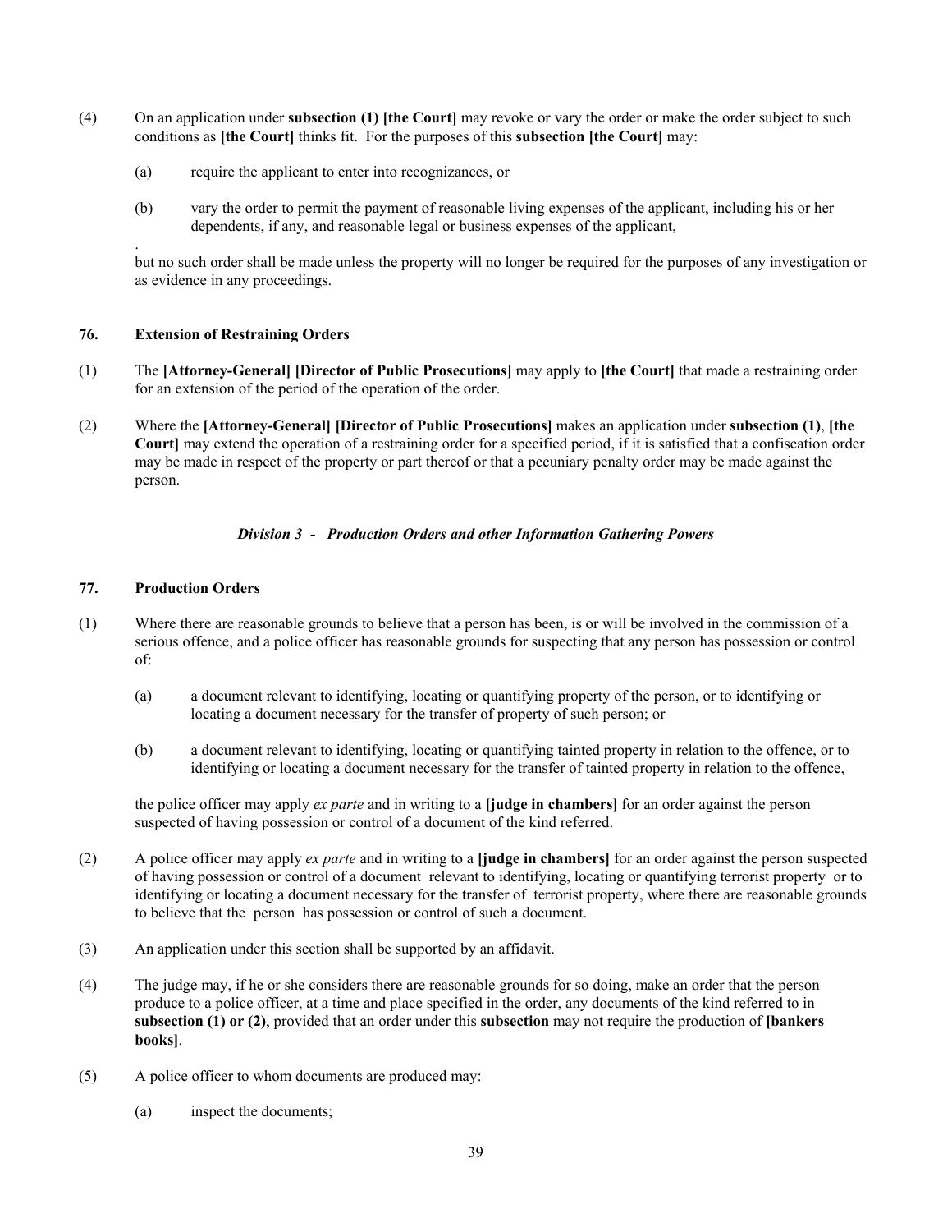(4) On an application under **subsection (1) [the Court]** may revoke or vary the order or make the order subject to such conditions as **[the Court]** thinks fit. For the purposes of this **subsection [the Court]** may:

(a) require the applicant to enter into recognizances, or

(b) vary the order to permit the payment of reasonable living expenses of the applicant, including his or her dependents, if any, and reasonable legal or business expenses of the applicant,

.

but no such order shall be made unless the property will no longer be required for the purposes of any investigation or as evidence in any proceedings.

**76. Extension of Restraining Orders**

(1) The **[Attorney-General] [Director of Public Prosecutions]** may apply to **[the Court]** that made a restraining order for an extension of the period of the operation of the order.

(2) Where the **[Attorney-General] [Director of Public Prosecutions]** makes an application under **subsection (1)**, **[the Court]** may extend the operation of a restraining order for a specified period, if it is satisfied that a confiscation order may be made in respect of the property or part thereof or that a pecuniary penalty order may be made against the person.

***Division 3 - Production Orders and other Information Gathering Powers***

**77. Production Orders**

(1) Where there are reasonable grounds to believe that a person has been, is or will be involved in the commission of a serious offence, and a police officer has reasonable grounds for suspecting that any person has possession or control of:

(a) a document relevant to identifying, locating or quantifying property of the person, or to identifying or locating a document necessary for the transfer of property of such person; or

(b) a document relevant to identifying, locating or quantifying tainted property in relation to the offence, or to identifying or locating a document necessary for the transfer of tainted property in relation to the offence,

the police officer may apply *ex parte* and in writing to a **[judge in chambers]** for an order against the person suspected of having possession or control of a document of the kind referred.

(2) A police officer may apply *ex parte* and in writing to a **[judge in chambers]** for an order against the person suspected of having possession or control of a document relevant to identifying, locating or quantifying terrorist property or to identifying or locating a document necessary for the transfer of terrorist property, where there are reasonable grounds to believe that the person has possession or control of such a document.

(3) An application under this section shall be supported by an affidavit.

(4) The judge may, if he or she considers there are reasonable grounds for so doing, make an order that the person produce to a police officer, at a time and place specified in the order, any documents of the kind referred to in **subsection (1) or (2)**, provided that an order under this **subsection** may not require the production of **[bankers books]**.

(5) A police officer to whom documents are produced may:

(a) inspect the documents;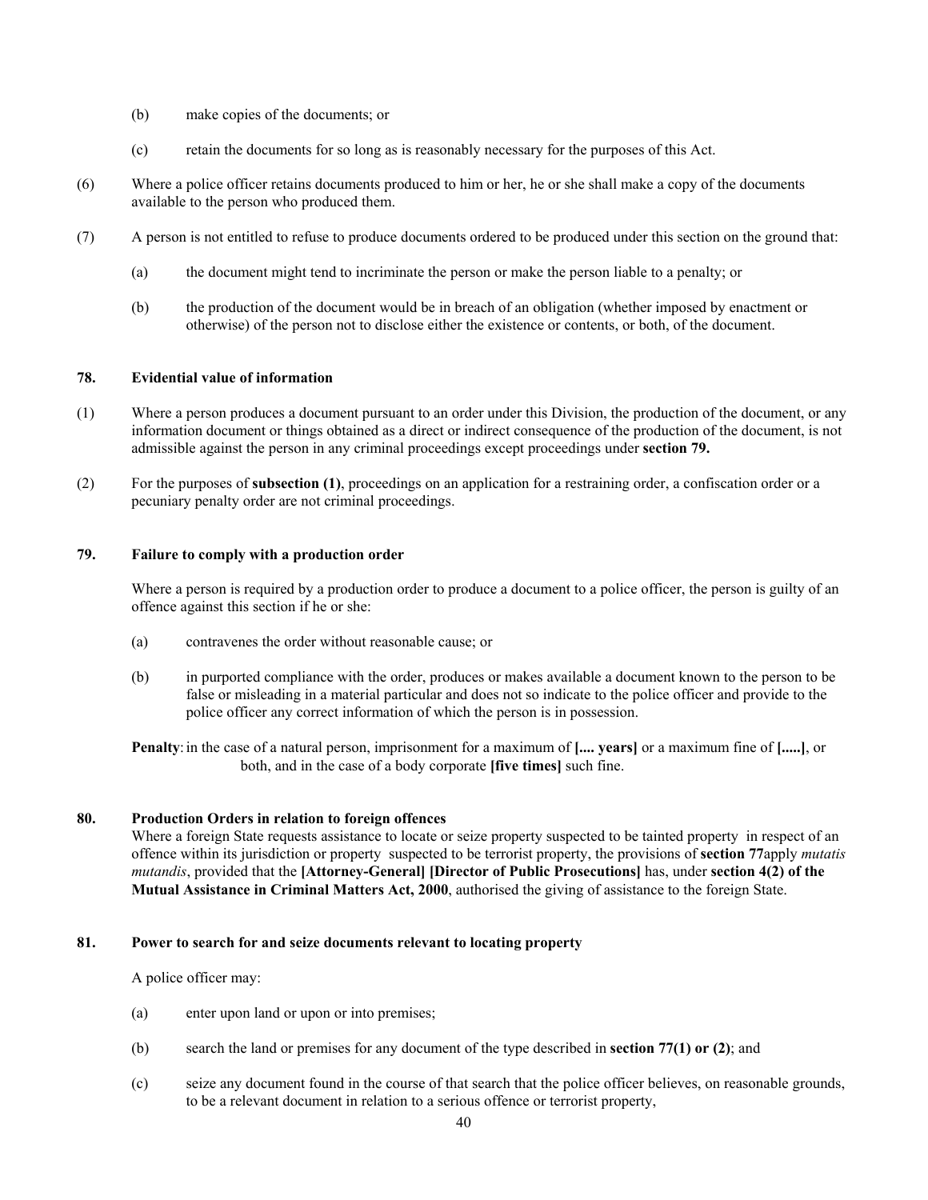(b) make copies of the documents; or

(c) retain the documents for so long as is reasonably necessary for the purposes of this Act.

(6) Where a police officer retains documents produced to him or her, he or she shall make a copy of the documents available to the person who produced them.

(7) A person is not entitled to refuse to produce documents ordered to be produced under this section on the ground that:

(a) the document might tend to incriminate the person or make the person liable to a penalty; or

(b) the production of the document would be in breach of an obligation (whether imposed by enactment or otherwise) of the person not to disclose either the existence or contents, or both, of the document.

### 78. Evidential value of information

(1) Where a person produces a document pursuant to an order under this Division, the production of the document, or any information document or things obtained as a direct or indirect consequence of the production of the document, is not admissible against the person in any criminal proceedings except proceedings under **section 79.**

(2) For the purposes of **subsection (1)**, proceedings on an application for a restraining order, a confiscation order or a pecuniary penalty order are not criminal proceedings.

### 79. Failure to comply with a production order

Where a person is required by a production order to produce a document to a police officer, the person is guilty of an offence against this section if he or she:

(a) contravenes the order without reasonable cause; or

(b) in purported compliance with the order, produces or makes available a document known to the person to be false or misleading in a material particular and does not so indicate to the police officer and provide to the police officer any correct information of which the person is in possession.

**Penalty**: in the case of a natural person, imprisonment for a maximum of **[.... years]** or a maximum fine of **[.....]**, or both, and in the case of a body corporate **[five times]** such fine.

### 80. Production Orders in relation to foreign offences

Where a foreign State requests assistance to locate or seize property suspected to be tainted property in respect of an offence within its jurisdiction or property suspected to be terrorist property, the provisions of **section 77**apply *mutatis mutandis*, provided that the **[Attorney-General] [Director of Public Prosecutions]** has, under **section 4(2) of the Mutual Assistance in Criminal Matters Act, 2000**, authorised the giving of assistance to the foreign State.

### 81. Power to search for and seize documents relevant to locating property

A police officer may:

(a) enter upon land or upon or into premises;

(b) search the land or premises for any document of the type described in **section 77(1) or (2)**; and

(c) seize any document found in the course of that search that the police officer believes, on reasonable grounds, to be a relevant document in relation to a serious offence or terrorist property,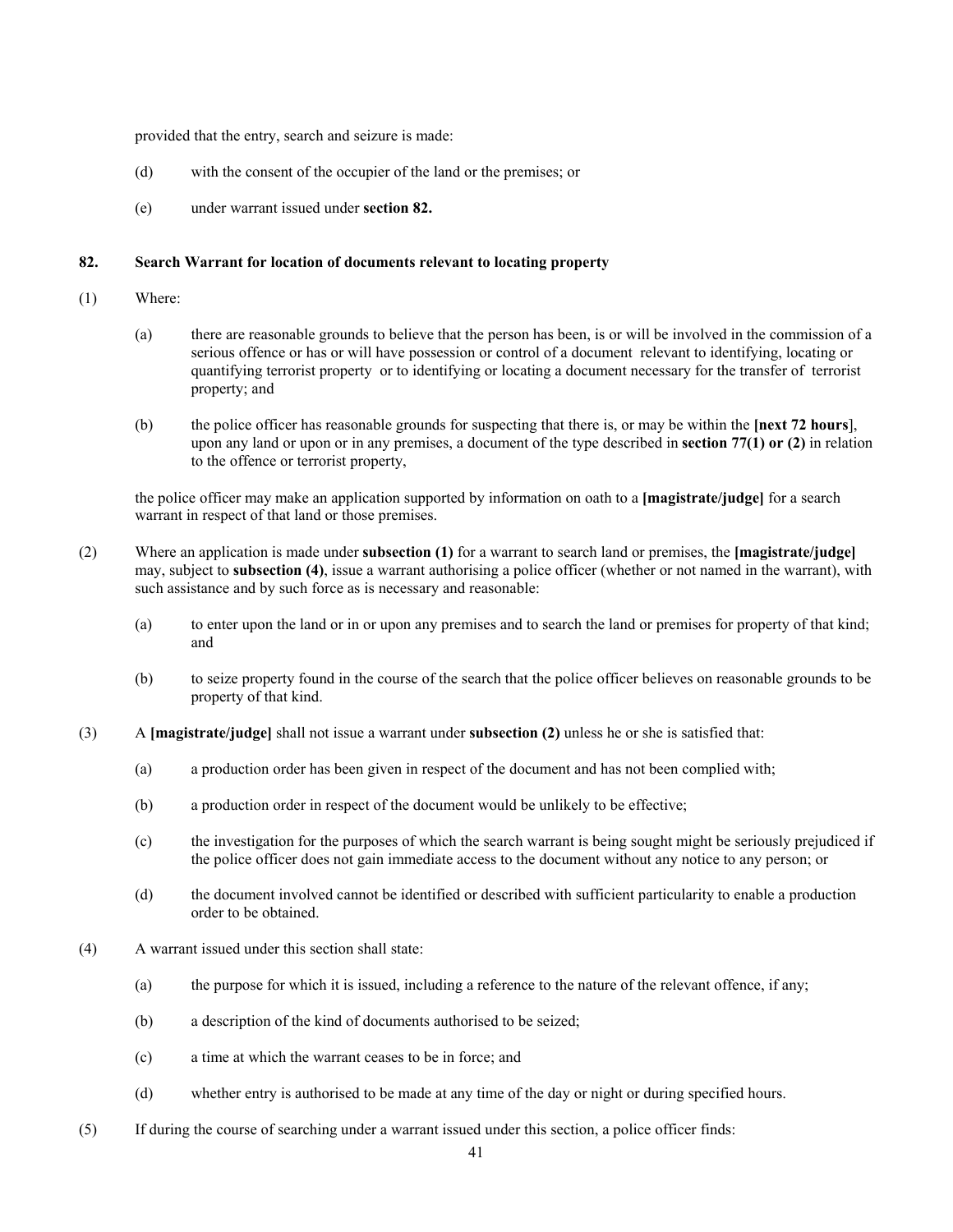provided that the entry, search and seizure is made:

(d) with the consent of the occupier of the land or the premises; or

(e) under warrant issued under **section 82.**

### 82. Search Warrant for location of documents relevant to locating property

(1) Where:

(a) there are reasonable grounds to believe that the person has been, is or will be involved in the commission of a serious offence or has or will have possession or control of a document relevant to identifying, locating or quantifying terrorist property or to identifying or locating a document necessary for the transfer of terrorist property; and

(b) the police officer has reasonable grounds for suspecting that there is, or may be within the **[next 72 hours**], upon any land or upon or in any premises, a document of the type described in **section 77(1) or (2)** in relation to the offence or terrorist property,

the police officer may make an application supported by information on oath to a **[magistrate/judge]** for a search warrant in respect of that land or those premises.

(2) Where an application is made under **subsection (1)** for a warrant to search land or premises, the **[magistrate/judge]** may, subject to **subsection (4)**, issue a warrant authorising a police officer (whether or not named in the warrant), with such assistance and by such force as is necessary and reasonable:

(a) to enter upon the land or in or upon any premises and to search the land or premises for property of that kind; and

(b) to seize property found in the course of the search that the police officer believes on reasonable grounds to be property of that kind.

(3) A **[magistrate/judge]** shall not issue a warrant under **subsection (2)** unless he or she is satisfied that:

(a) a production order has been given in respect of the document and has not been complied with;

(b) a production order in respect of the document would be unlikely to be effective;

(c) the investigation for the purposes of which the search warrant is being sought might be seriously prejudiced if the police officer does not gain immediate access to the document without any notice to any person; or

(d) the document involved cannot be identified or described with sufficient particularity to enable a production order to be obtained.

(4) A warrant issued under this section shall state:

(a) the purpose for which it is issued, including a reference to the nature of the relevant offence, if any;

(b) a description of the kind of documents authorised to be seized;

(c) a time at which the warrant ceases to be in force; and

(d) whether entry is authorised to be made at any time of the day or night or during specified hours.

(5) If during the course of searching under a warrant issued under this section, a police officer finds: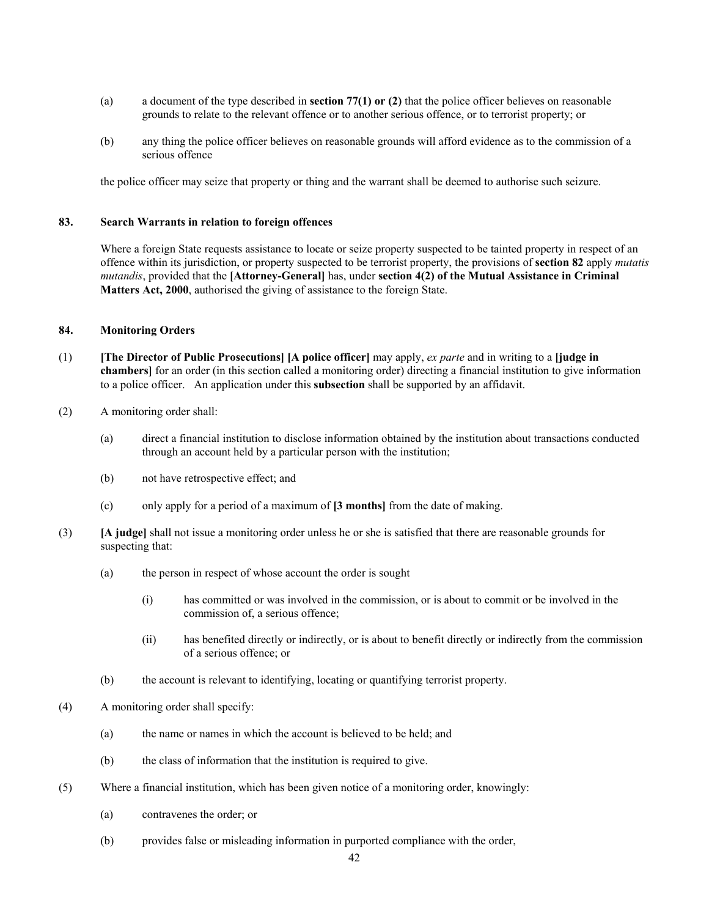(a) a document of the type described in **section 77(1) or (2)** that the police officer believes on reasonable grounds to relate to the relevant offence or to another serious offence, or to terrorist property; or

(b) any thing the police officer believes on reasonable grounds will afford evidence as to the commission of a serious offence

the police officer may seize that property or thing and the warrant shall be deemed to authorise such seizure.

## 83. Search Warrants in relation to foreign offences

Where a foreign State requests assistance to locate or seize property suspected to be tainted property in respect of an offence within its jurisdiction, or property suspected to be terrorist property, the provisions of **section 82** apply *mutatis mutandis*, provided that the **[Attorney-General]** has, under **section 4(2) of the Mutual Assistance in Criminal Matters Act, 2000**, authorised the giving of assistance to the foreign State.

## 84. Monitoring Orders

(1) **[The Director of Public Prosecutions] [A police officer]** may apply, *ex parte* and in writing to a **[judge in chambers]** for an order (in this section called a monitoring order) directing a financial institution to give information to a police officer. An application under this **subsection** shall be supported by an affidavit.

(2) A monitoring order shall:

(a) direct a financial institution to disclose information obtained by the institution about transactions conducted through an account held by a particular person with the institution;

(b) not have retrospective effect; and

(c) only apply for a period of a maximum of **[3 months]** from the date of making.

(3) **[A judge]** shall not issue a monitoring order unless he or she is satisfied that there are reasonable grounds for suspecting that:

(a) the person in respect of whose account the order is sought

(i) has committed or was involved in the commission, or is about to commit or be involved in the commission of, a serious offence;

(ii) has benefited directly or indirectly, or is about to benefit directly or indirectly from the commission of a serious offence; or

(b) the account is relevant to identifying, locating or quantifying terrorist property.

(4) A monitoring order shall specify:

(a) the name or names in which the account is believed to be held; and

(b) the class of information that the institution is required to give.

(5) Where a financial institution, which has been given notice of a monitoring order, knowingly:

(a) contravenes the order; or

(b) provides false or misleading information in purported compliance with the order,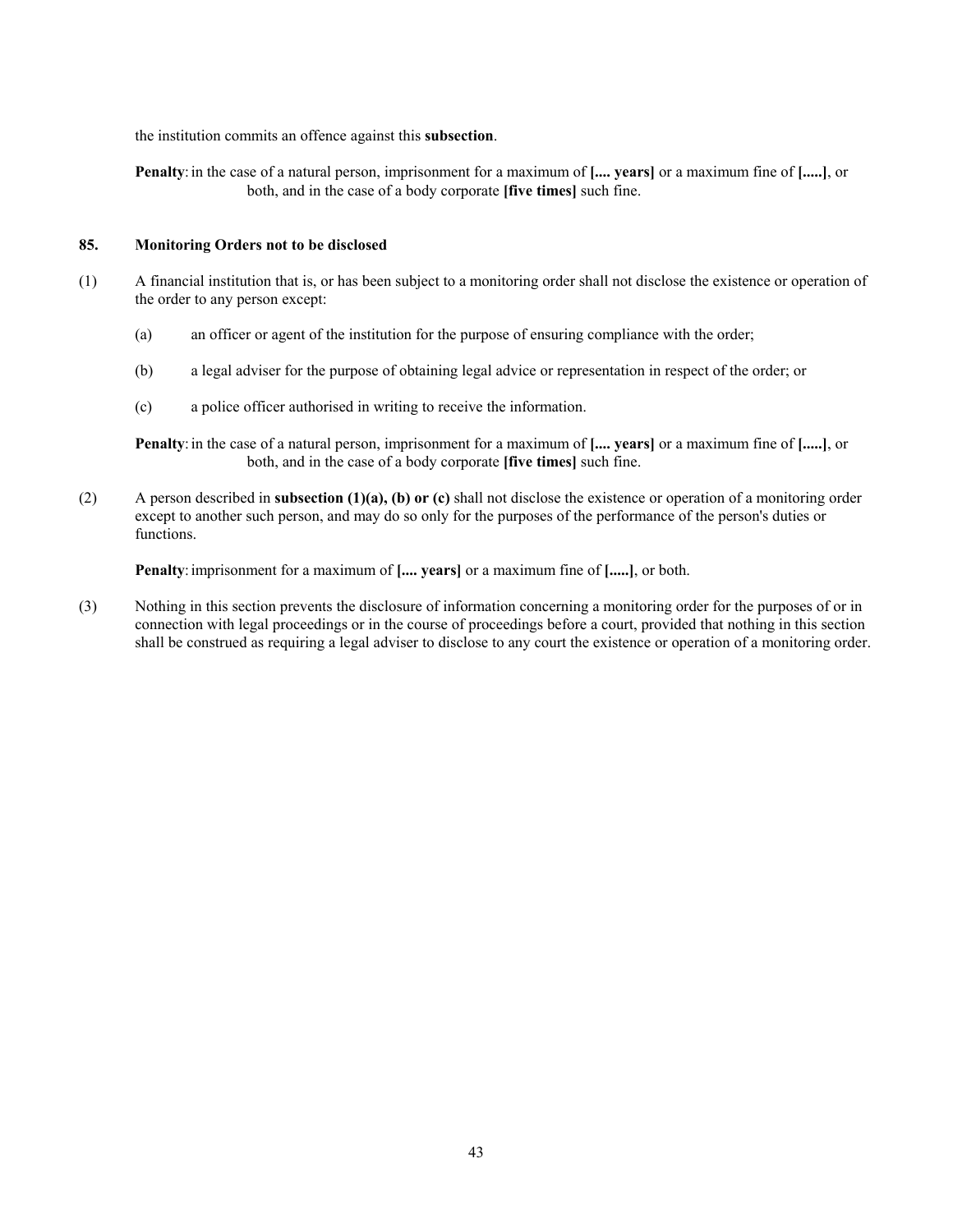the institution commits an offence against this **subsection**.

**Penalty**: in the case of a natural person, imprisonment for a maximum of **[.... years]** or a maximum fine of **[.....]**, or both, and in the case of a body corporate **[five times]** such fine.

### 85. Monitoring Orders not to be disclosed

(1) A financial institution that is, or has been subject to a monitoring order shall not disclose the existence or operation of the order to any person except:

(a) an officer or agent of the institution for the purpose of ensuring compliance with the order;

(b) a legal adviser for the purpose of obtaining legal advice or representation in respect of the order; or

(c) a police officer authorised in writing to receive the information.

**Penalty**: in the case of a natural person, imprisonment for a maximum of **[.... years]** or a maximum fine of **[.....]**, or both, and in the case of a body corporate **[five times]** such fine.

(2) A person described in **subsection (1)(a), (b) or (c)** shall not disclose the existence or operation of a monitoring order except to another such person, and may do so only for the purposes of the performance of the person's duties or functions.

**Penalty**: imprisonment for a maximum of **[.... years]** or a maximum fine of **[.....]**, or both.

(3) Nothing in this section prevents the disclosure of information concerning a monitoring order for the purposes of or in connection with legal proceedings or in the course of proceedings before a court, provided that nothing in this section shall be construed as requiring a legal adviser to disclose to any court the existence or operation of a monitoring order.